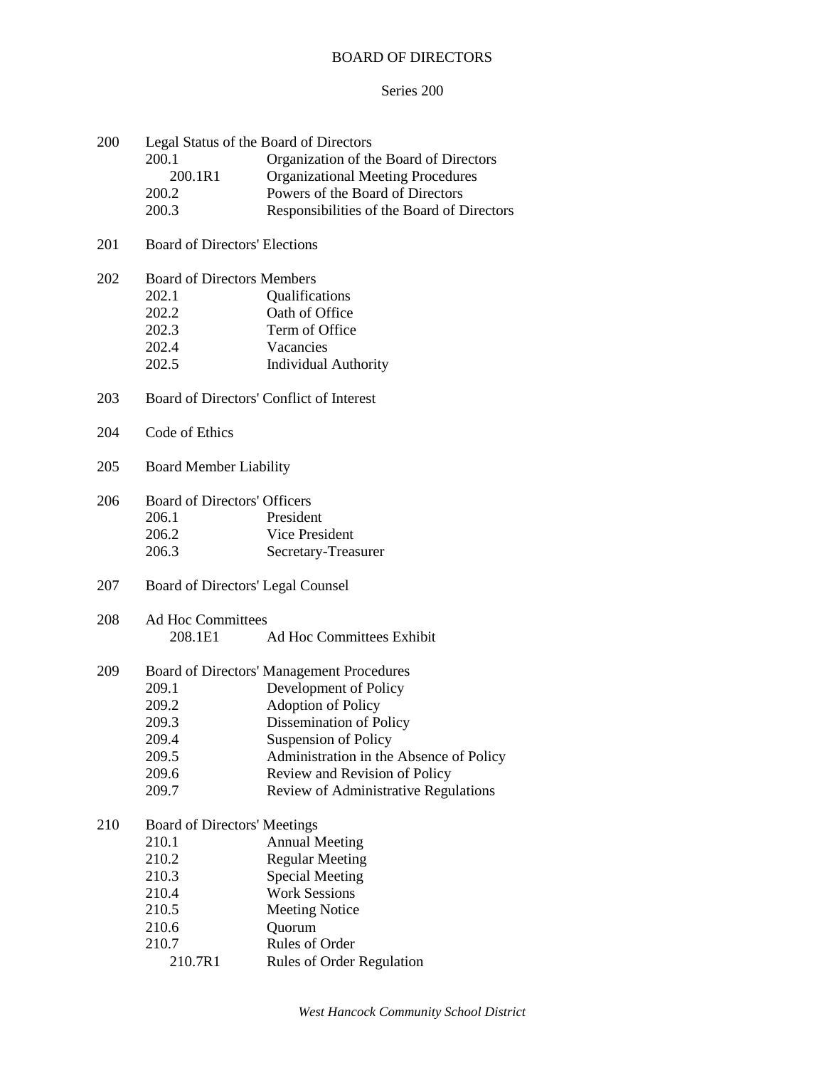# BOARD OF DIRECTORS

## Series 200

200 Legal Status of the Board of Directors
- 200.1 Organization of the Board of Directors
  - 200.1R1 Organizational Meeting Procedures
- 200.2 Powers of the Board of Directors
- 200.3 Responsibilities of the Board of Directors

201 Board of Directors' Elections

202 Board of Directors Members
- 202.1 Qualifications
- 202.2 Oath of Office
- 202.3 Term of Office
- 202.4 Vacancies
- 202.5 Individual Authority

203 Board of Directors' Conflict of Interest

204 Code of Ethics

205 Board Member Liability

206 Board of Directors' Officers
- 206.1 President
- 206.2 Vice President
- 206.3 Secretary-Treasurer

207 Board of Directors' Legal Counsel

208 Ad Hoc Committees
  - 208.1E1 Ad Hoc Committees Exhibit

209 Board of Directors' Management Procedures
- 209.1 Development of Policy
- 209.2 Adoption of Policy
- 209.3 Dissemination of Policy
- 209.4 Suspension of Policy
- 209.5 Administration in the Absence of Policy
- 209.6 Review and Revision of Policy
- 209.7 Review of Administrative Regulations

210 Board of Directors' Meetings
- 210.1 Annual Meeting
- 210.2 Regular Meeting
- 210.3 Special Meeting
- 210.4 Work Sessions
- 210.5 Meeting Notice
- 210.6 Quorum
- 210.7 Rules of Order
  - 210.7R1 Rules of Order Regulation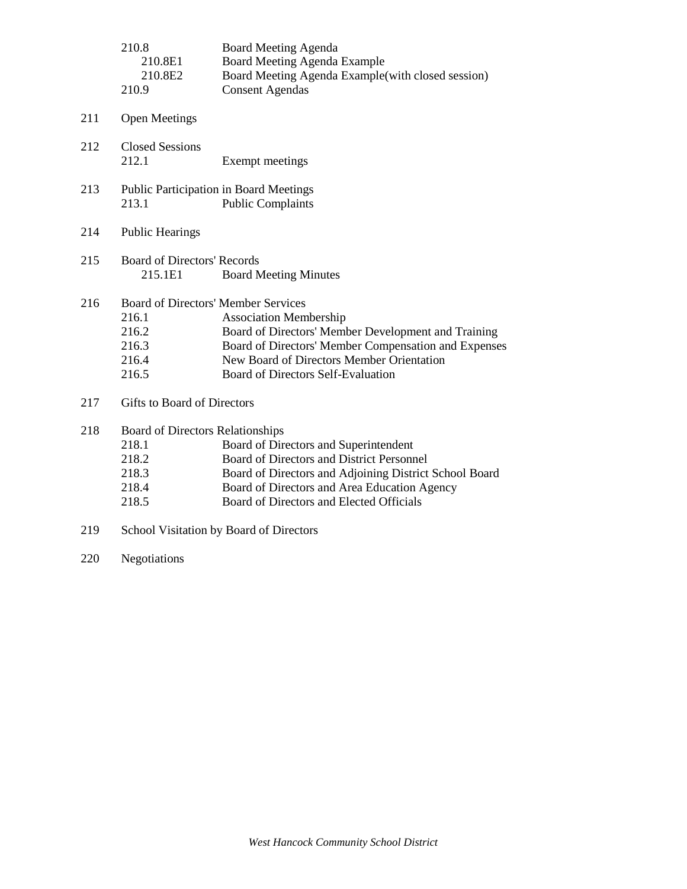| | | |
|---|---|---|
| | 210.8 | Board Meeting Agenda |
| | 210.8E1 | Board Meeting Agenda Example |
| | 210.8E2 | Board Meeting Agenda Example(with closed session) |
| | 210.9 | Consent Agendas |
| 211 | Open Meetings | |
| 212 | Closed Sessions | |
| | 212.1 | Exempt meetings |
| 213 | Public Participation in Board Meetings | |
| | 213.1 | Public Complaints |
| 214 | Public Hearings | |
| 215 | Board of Directors' Records | |
| | 215.1E1 | Board Meeting Minutes |
| 216 | Board of Directors' Member Services | |
| | 216.1 | Association Membership |
| | 216.2 | Board of Directors' Member Development and Training |
| | 216.3 | Board of Directors' Member Compensation and Expenses |
| | 216.4 | New Board of Directors Member Orientation |
| | 216.5 | Board of Directors Self-Evaluation |
| 217 | Gifts to Board of Directors | |
| 218 | Board of Directors Relationships | |
| | 218.1 | Board of Directors and Superintendent |
| | 218.2 | Board of Directors and District Personnel |
| | 218.3 | Board of Directors and Adjoining District School Board |
| | 218.4 | Board of Directors and Area Education Agency |
| | 218.5 | Board of Directors and Elected Officials |
| 219 | School Visitation by Board of Directors | |
| 220 | Negotiations | |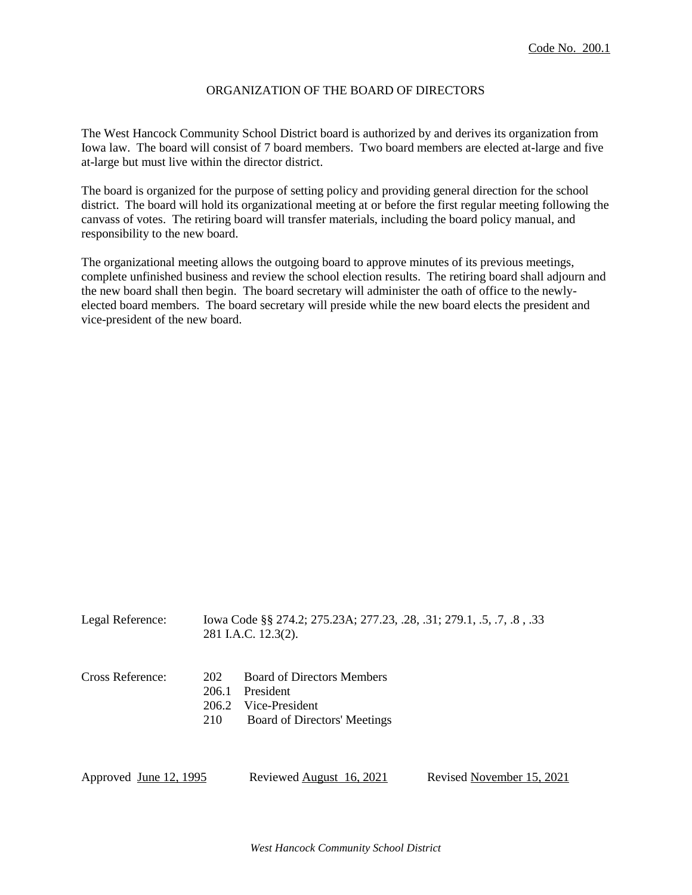Code No. 200.1

# ORGANIZATION OF THE BOARD OF DIRECTORS

The West Hancock Community School District board is authorized by and derives its organization from Iowa law. The board will consist of 7 board members. Two board members are elected at-large and five at-large but must live within the director district.

The board is organized for the purpose of setting policy and providing general direction for the school district. The board will hold its organizational meeting at or before the first regular meeting following the canvass of votes. The retiring board will transfer materials, including the board policy manual, and responsibility to the new board.

The organizational meeting allows the outgoing board to approve minutes of its previous meetings, complete unfinished business and review the school election results. The retiring board shall adjourn and the new board shall then begin. The board secretary will administer the oath of office to the newly-elected board members. The board secretary will preside while the new board elects the president and vice-president of the new board.

Legal Reference: Iowa Code §§ 274.2; 275.23A; 277.23, .28, .31; 279.1, .5, .7, .8 , .33
281 I.A.C. 12.3(2).

Cross Reference:
202 Board of Directors Members
206.1 President
206.2 Vice-President
210 Board of Directors' Meetings

Approved June 12, 1995 Reviewed August 16, 2021 Revised November 15, 2021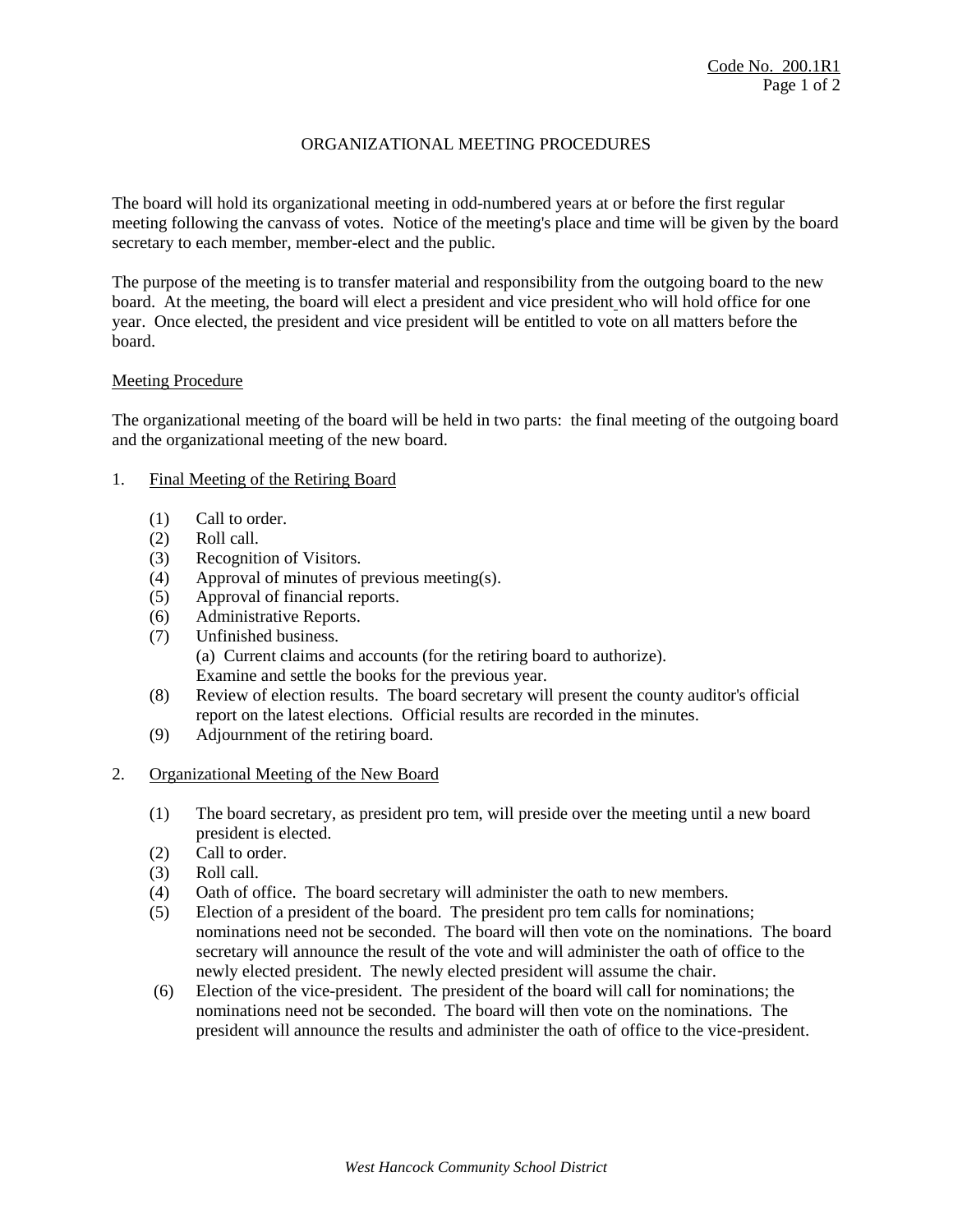Code No. 200.1R1

# ORGANIZATIONAL MEETING PROCEDURES

The board will hold its organizational meeting in odd-numbered years at or before the first regular meeting following the canvass of votes. Notice of the meeting's place and time will be given by the board secretary to each member, member-elect and the public.

The purpose of the meeting is to transfer material and responsibility from the outgoing board to the new board. At the meeting, the board will elect a president and vice president who will hold office for one year. Once elected, the president and vice president will be entitled to vote on all matters before the board.

## Meeting Procedure

The organizational meeting of the board will be held in two parts: the final meeting of the outgoing board and the organizational meeting of the new board.

1. Final Meeting of the Retiring Board

    (1) Call to order.
    (2) Roll call.
    (3) Recognition of Visitors.
    (4) Approval of minutes of previous meeting(s).
    (5) Approval of financial reports.
    (6) Administrative Reports.
    (7) Unfinished business.
        (a) Current claims and accounts (for the retiring board to authorize).
        Examine and settle the books for the previous year.
    (8) Review of election results. The board secretary will present the county auditor's official report on the latest elections. Official results are recorded in the minutes.
    (9) Adjournment of the retiring board.

2. Organizational Meeting of the New Board

    (1) The board secretary, as president pro tem, will preside over the meeting until a new board president is elected.
    (2) Call to order.
    (3) Roll call.
    (4) Oath of office. The board secretary will administer the oath to new members.
    (5) Election of a president of the board. The president pro tem calls for nominations; nominations need not be seconded. The board will then vote on the nominations. The board secretary will announce the result of the vote and will administer the oath of office to the newly elected president. The newly elected president will assume the chair.
    (6) Election of the vice-president. The president of the board will call for nominations; the nominations need not be seconded. The board will then vote on the nominations. The president will announce the results and administer the oath of office to the vice-president.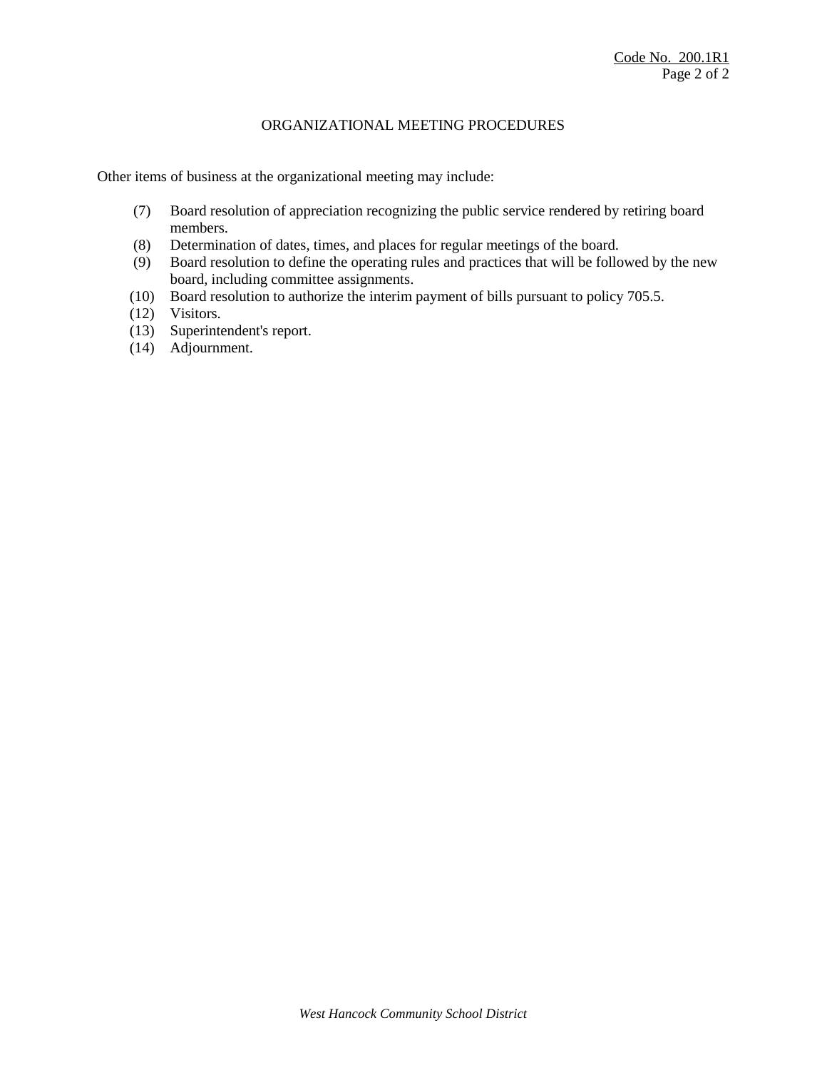Code No. 200.1R1

## ORGANIZATIONAL MEETING PROCEDURES

Other items of business at the organizational meeting may include:

(7) Board resolution of appreciation recognizing the public service rendered by retiring board members.
(8) Determination of dates, times, and places for regular meetings of the board.
(9) Board resolution to define the operating rules and practices that will be followed by the new board, including committee assignments.
(10) Board resolution to authorize the interim payment of bills pursuant to policy 705.5.
(12) Visitors.
(13) Superintendent's report.
(14) Adjournment.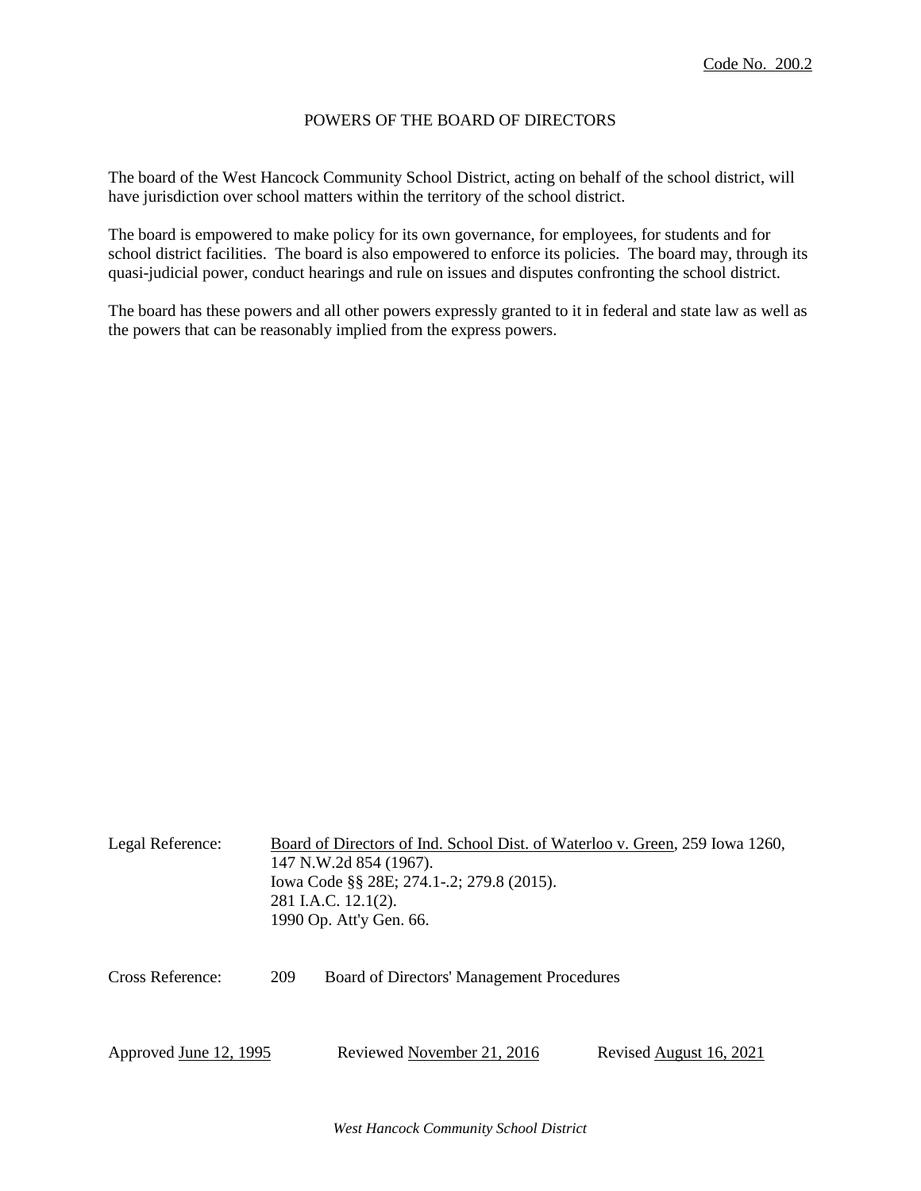Code No. 200.2

# POWERS OF THE BOARD OF DIRECTORS

The board of the West Hancock Community School District, acting on behalf of the school district, will have jurisdiction over school matters within the territory of the school district.

The board is empowered to make policy for its own governance, for employees, for students and for school district facilities. The board is also empowered to enforce its policies. The board may, through its quasi-judicial power, conduct hearings and rule on issues and disputes confronting the school district.

The board has these powers and all other powers expressly granted to it in federal and state law as well as the powers that can be reasonably implied from the express powers.

Legal Reference: Board of Directors of Ind. School Dist. of Waterloo v. Green, 259 Iowa 1260, 147 N.W.2d 854 (1967).
Iowa Code §§ 28E; 274.1-.2; 279.8 (2015).
281 I.A.C. 12.1(2).
1990 Op. Att'y Gen. 66.

Cross Reference: 209 Board of Directors' Management Procedures

Approved June 12, 1995 Reviewed November 21, 2016 Revised August 16, 2021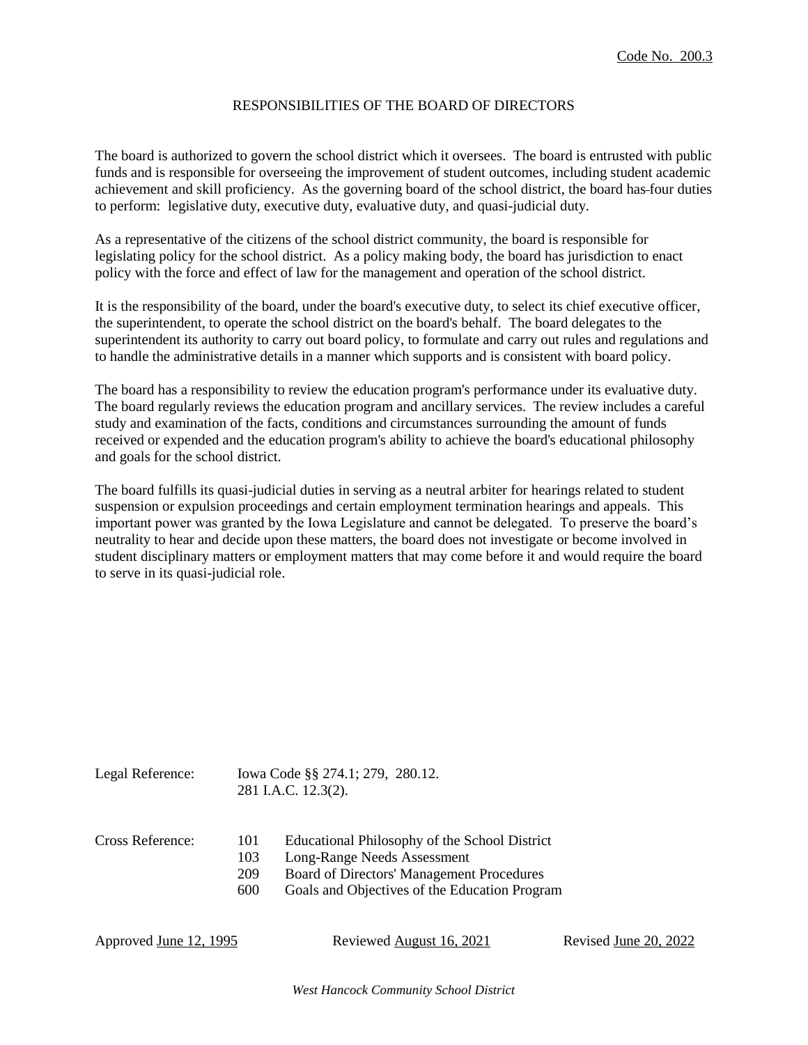Code No. 200.3

# RESPONSIBILITIES OF THE BOARD OF DIRECTORS

The board is authorized to govern the school district which it oversees. The board is entrusted with public funds and is responsible for overseeing the improvement of student outcomes, including student academic achievement and skill proficiency. As the governing board of the school district, the board has four duties to perform: legislative duty, executive duty, evaluative duty, and quasi-judicial duty.

As a representative of the citizens of the school district community, the board is responsible for legislating policy for the school district. As a policy making body, the board has jurisdiction to enact policy with the force and effect of law for the management and operation of the school district.

It is the responsibility of the board, under the board's executive duty, to select its chief executive officer, the superintendent, to operate the school district on the board's behalf. The board delegates to the superintendent its authority to carry out board policy, to formulate and carry out rules and regulations and to handle the administrative details in a manner which supports and is consistent with board policy.

The board has a responsibility to review the education program's performance under its evaluative duty. The board regularly reviews the education program and ancillary services. The review includes a careful study and examination of the facts, conditions and circumstances surrounding the amount of funds received or expended and the education program's ability to achieve the board's educational philosophy and goals for the school district.

The board fulfills its quasi-judicial duties in serving as a neutral arbiter for hearings related to student suspension or expulsion proceedings and certain employment termination hearings and appeals. This important power was granted by the Iowa Legislature and cannot be delegated. To preserve the board's neutrality to hear and decide upon these matters, the board does not investigate or become involved in student disciplinary matters or employment matters that may come before it and would require the board to serve in its quasi-judicial role.

Legal Reference: Iowa Code §§ 274.1; 279, 280.12.
281 I.A.C. 12.3(2).

Cross Reference:
- 101 Educational Philosophy of the School District
- 103 Long-Range Needs Assessment
- 209 Board of Directors' Management Procedures
- 600 Goals and Objectives of the Education Program

Approved June 12, 1995 | Reviewed August 16, 2021 | Revised June 20, 2022

*West Hancock Community School District*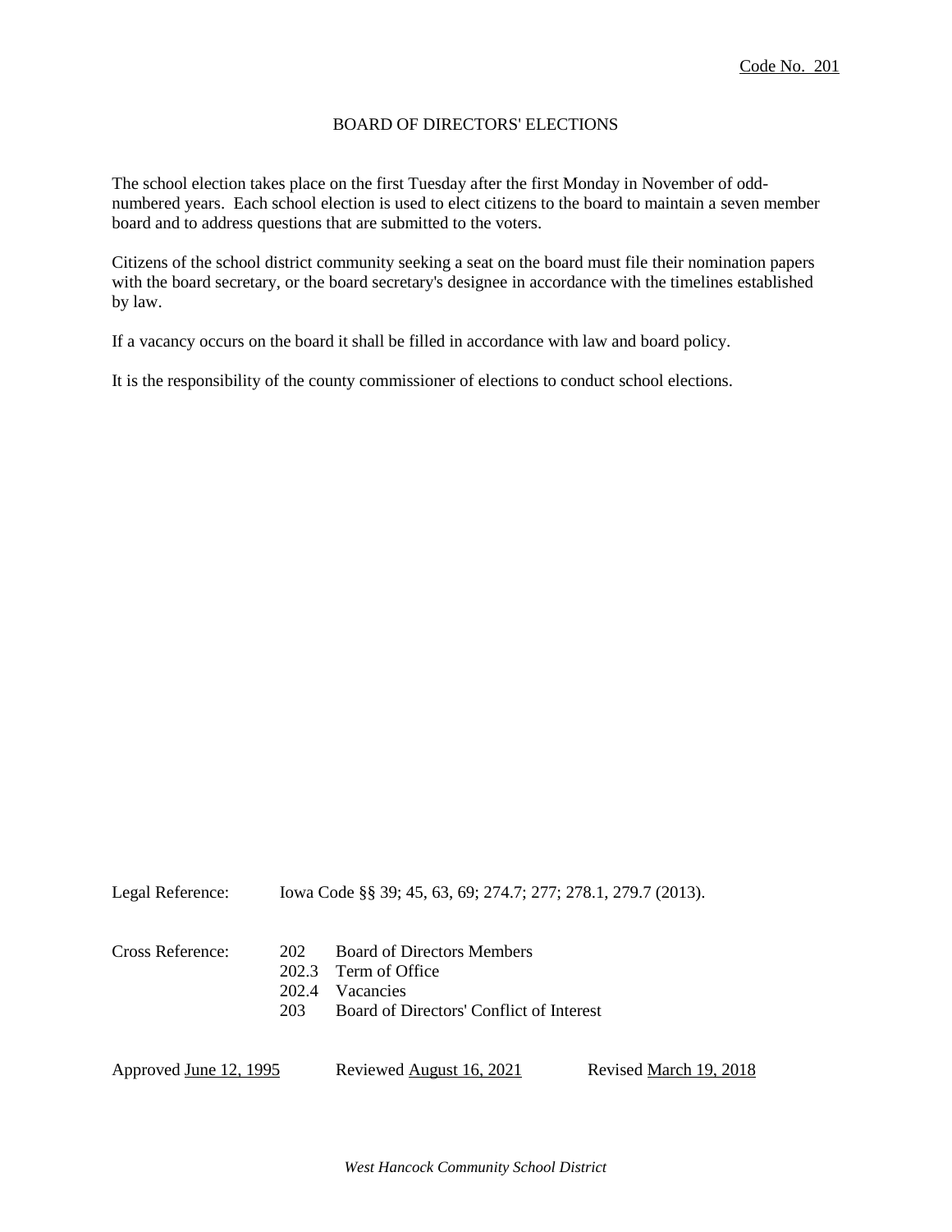Code No. 201

# BOARD OF DIRECTORS' ELECTIONS

The school election takes place on the first Tuesday after the first Monday in November of odd-numbered years. Each school election is used to elect citizens to the board to maintain a seven member board and to address questions that are submitted to the voters.

Citizens of the school district community seeking a seat on the board must file their nomination papers with the board secretary, or the board secretary's designee in accordance with the timelines established by law.

If a vacancy occurs on the board it shall be filled in accordance with law and board policy.

It is the responsibility of the county commissioner of elections to conduct school elections.

Legal Reference: Iowa Code §§ 39; 45, 63, 69; 274.7; 277; 278.1, 279.7 (2013).

Cross Reference:
- 202 Board of Directors Members
- 202.3 Term of Office
- 202.4 Vacancies
- 203 Board of Directors' Conflict of Interest

Approved June 12, 1995 Reviewed August 16, 2021 Revised March 19, 2018

*West Hancock Community School District*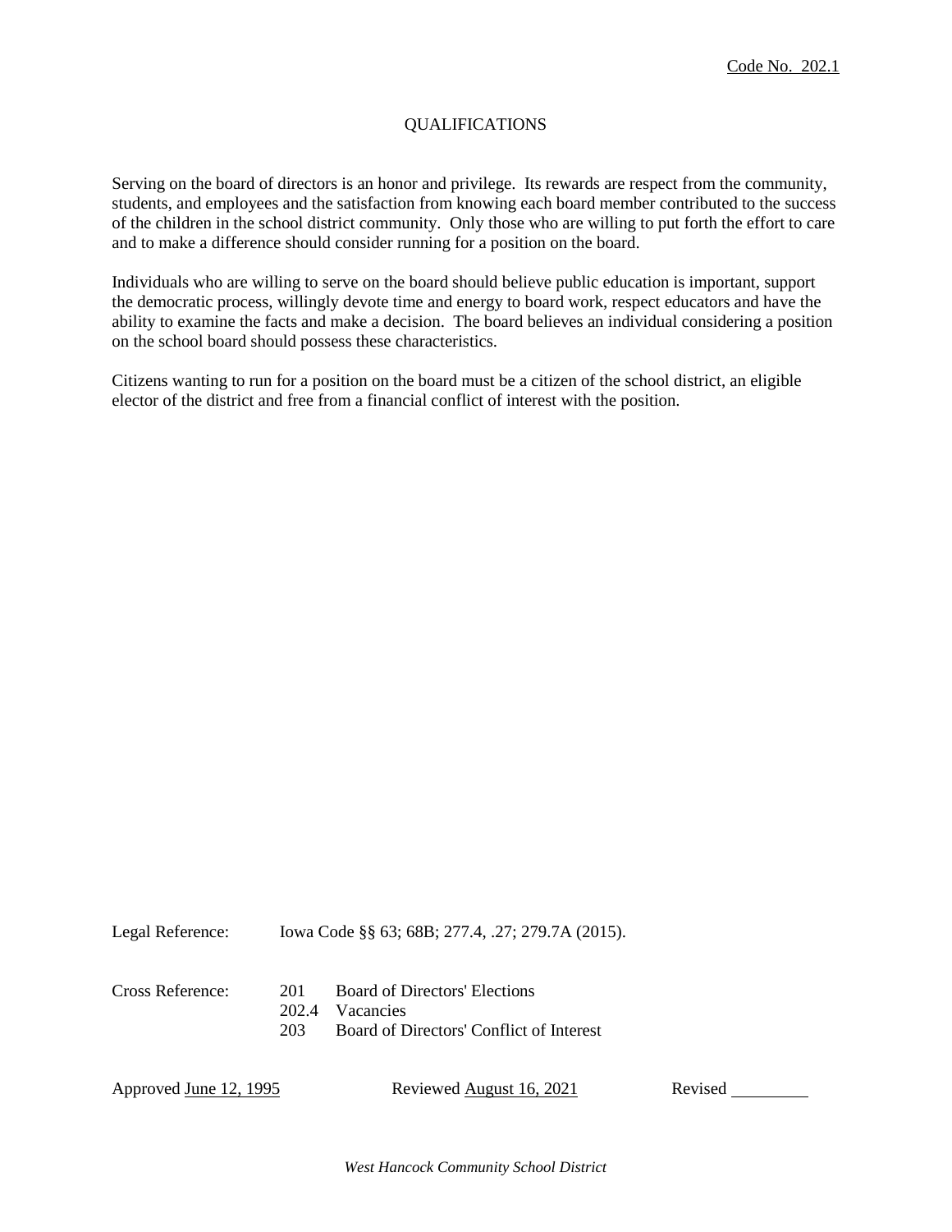Code No. 202.1

# QUALIFICATIONS

Serving on the board of directors is an honor and privilege. Its rewards are respect from the community, students, and employees and the satisfaction from knowing each board member contributed to the success of the children in the school district community. Only those who are willing to put forth the effort to care and to make a difference should consider running for a position on the board.

Individuals who are willing to serve on the board should believe public education is important, support the democratic process, willingly devote time and energy to board work, respect educators and have the ability to examine the facts and make a decision. The board believes an individual considering a position on the school board should possess these characteristics.

Citizens wanting to run for a position on the board must be a citizen of the school district, an eligible elector of the district and free from a financial conflict of interest with the position.

Legal Reference: Iowa Code §§ 63; 68B; 277.4, .27; 279.7A (2015).

Cross Reference:
- 201 Board of Directors' Elections
- 202.4 Vacancies
- 203 Board of Directors' Conflict of Interest

Approved June 12, 1995 Reviewed August 16, 2021 Revised ________

*West Hancock Community School District*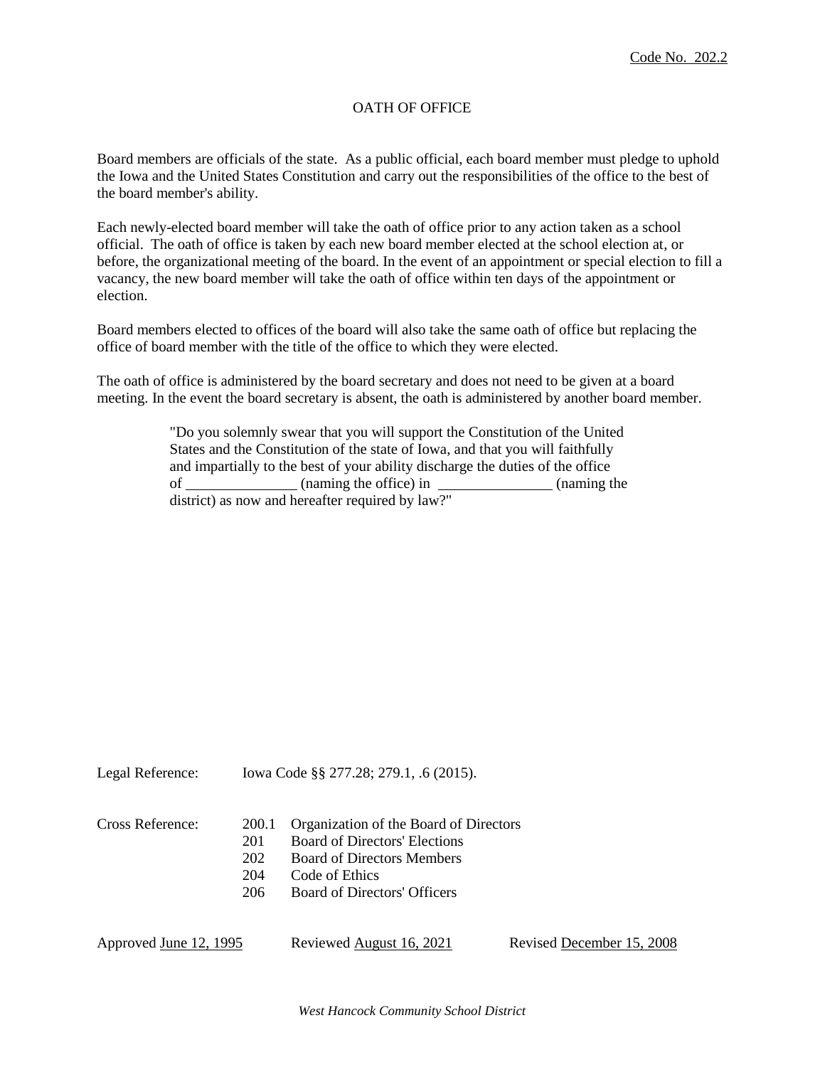Code No. 202.2

# OATH OF OFFICE

Board members are officials of the state. As a public official, each board member must pledge to uphold the Iowa and the United States Constitution and carry out the responsibilities of the office to the best of the board member's ability.

Each newly-elected board member will take the oath of office prior to any action taken as a school official. The oath of office is taken by each new board member elected at the school election at, or before, the organizational meeting of the board. In the event of an appointment or special election to fill a vacancy, the new board member will take the oath of office within ten days of the appointment or election.

Board members elected to offices of the board will also take the same oath of office but replacing the office of board member with the title of the office to which they were elected.

The oath of office is administered by the board secretary and does not need to be given at a board meeting. In the event the board secretary is absent, the oath is administered by another board member.

> "Do you solemnly swear that you will support the Constitution of the United States and the Constitution of the state of Iowa, and that you will faithfully and impartially to the best of your ability discharge the duties of the office of _______________ (naming the office) in _______________ (naming the district) as now and hereafter required by law?"

Legal Reference: Iowa Code §§ 277.28; 279.1, .6 (2015).

Cross Reference:
- 200.1 Organization of the Board of Directors
- 201 Board of Directors' Elections
- 202 Board of Directors Members
- 204 Code of Ethics
- 206 Board of Directors' Officers

Approved June 12, 1995 Reviewed August 16, 2021 Revised December 15, 2008

*West Hancock Community School District*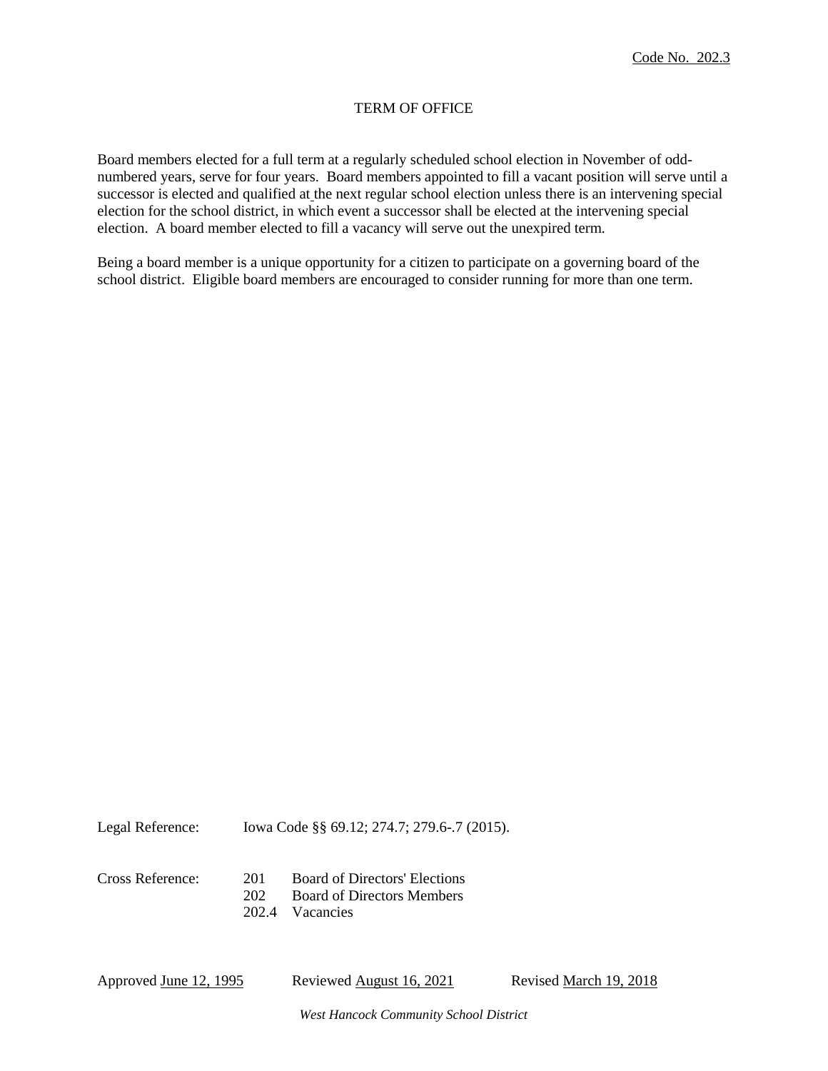Code No. 202.3

# TERM OF OFFICE

Board members elected for a full term at a regularly scheduled school election in November of odd-numbered years, serve for four years. Board members appointed to fill a vacant position will serve until a successor is elected and qualified at the next regular school election unless there is an intervening special election for the school district, in which event a successor shall be elected at the intervening special election. A board member elected to fill a vacancy will serve out the unexpired term.

Being a board member is a unique opportunity for a citizen to participate on a governing board of the school district. Eligible board members are encouraged to consider running for more than one term.

Legal Reference: Iowa Code §§ 69.12; 274.7; 279.6-.7 (2015).

Cross Reference:
- 201 Board of Directors' Elections
- 202 Board of Directors Members
- 202.4 Vacancies

Approved June 12, 1995    Reviewed August 16, 2021    Revised March 19, 2018

*West Hancock Community School District*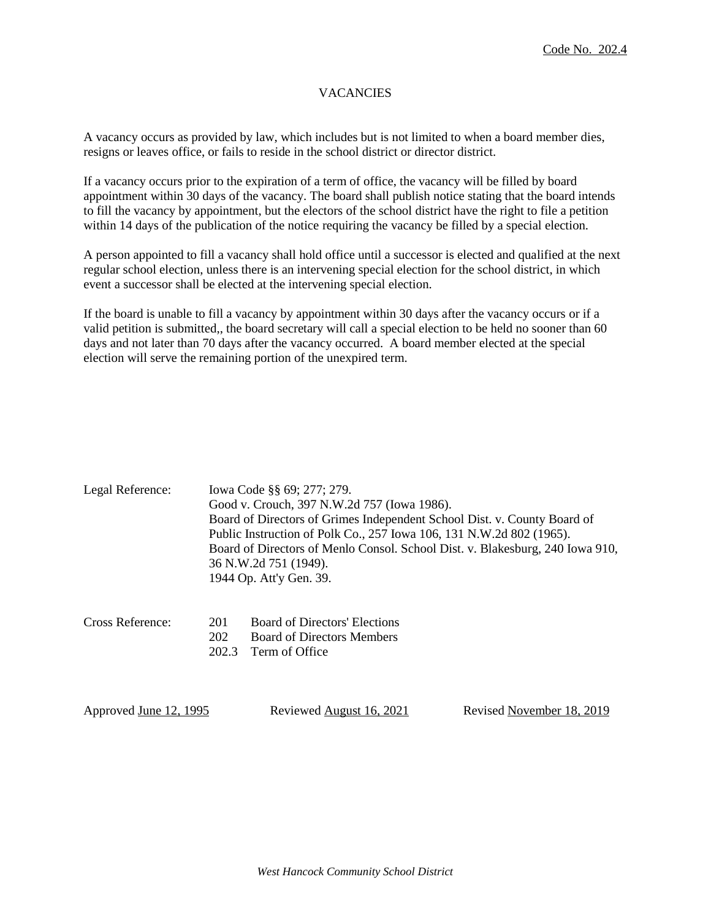Code No. 202.4

# VACANCIES

A vacancy occurs as provided by law, which includes but is not limited to when a board member dies, resigns or leaves office, or fails to reside in the school district or director district.

If a vacancy occurs prior to the expiration of a term of office, the vacancy will be filled by board appointment within 30 days of the vacancy. The board shall publish notice stating that the board intends to fill the vacancy by appointment, but the electors of the school district have the right to file a petition within 14 days of the publication of the notice requiring the vacancy be filled by a special election.

A person appointed to fill a vacancy shall hold office until a successor is elected and qualified at the next regular school election, unless there is an intervening special election for the school district, in which event a successor shall be elected at the intervening special election.

If the board is unable to fill a vacancy by appointment within 30 days after the vacancy occurs or if a valid petition is submitted,, the board secretary will call a special election to be held no sooner than 60 days and not later than 70 days after the vacancy occurred. A board member elected at the special election will serve the remaining portion of the unexpired term.

Legal Reference: Iowa Code §§ 69; 277; 279.
Good v. Crouch, 397 N.W.2d 757 (Iowa 1986).
Board of Directors of Grimes Independent School Dist. v. County Board of Public Instruction of Polk Co., 257 Iowa 106, 131 N.W.2d 802 (1965).
Board of Directors of Menlo Consol. School Dist. v. Blakesburg, 240 Iowa 910, 36 N.W.2d 751 (1949).
1944 Op. Att'y Gen. 39.

Cross Reference:
201 Board of Directors' Elections
202 Board of Directors Members
202.3 Term of Office

Approved June 12, 1995 Reviewed August 16, 2021 Revised November 18, 2019

*West Hancock Community School District*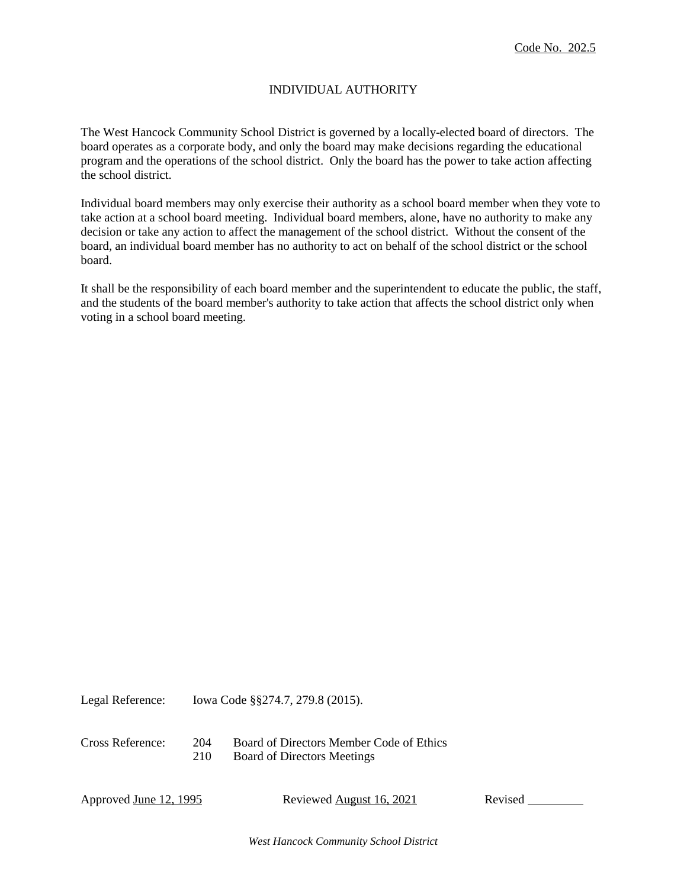Code No. 202.5

# INDIVIDUAL AUTHORITY

The West Hancock Community School District is governed by a locally-elected board of directors. The board operates as a corporate body, and only the board may make decisions regarding the educational program and the operations of the school district. Only the board has the power to take action affecting the school district.

Individual board members may only exercise their authority as a school board member when they vote to take action at a school board meeting. Individual board members, alone, have no authority to make any decision or take any action to affect the management of the school district. Without the consent of the board, an individual board member has no authority to act on behalf of the school district or the school board.

It shall be the responsibility of each board member and the superintendent to educate the public, the staff, and the students of the board member's authority to take action that affects the school district only when voting in a school board meeting.

Legal Reference: Iowa Code §§274.7, 279.8 (2015).

Cross Reference:
- 204 Board of Directors Member Code of Ethics
- 210 Board of Directors Meetings

Approved June 12, 1995 Reviewed August 16, 2021 Revised ________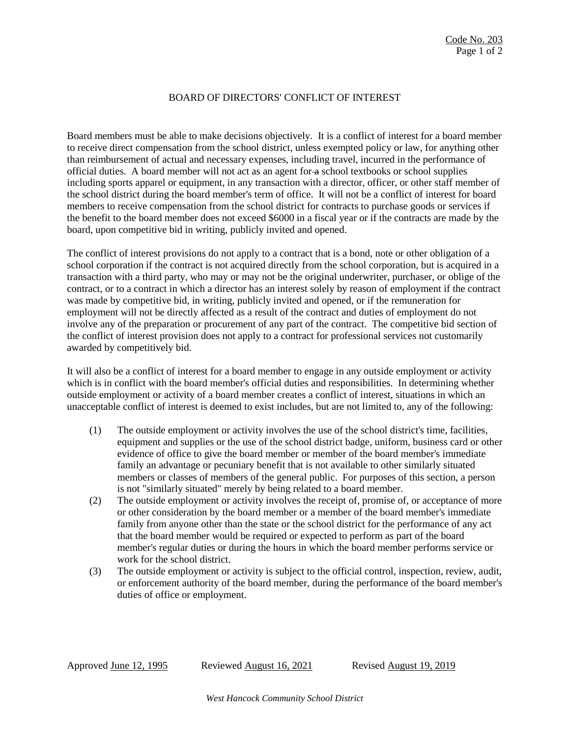# BOARD OF DIRECTORS' CONFLICT OF INTEREST

Board members must be able to make decisions objectively. It is a conflict of interest for a board member to receive direct compensation from the school district, unless exempted policy or law, for anything other than reimbursement of actual and necessary expenses, including travel, incurred in the performance of official duties. A board member will not act as an agent for a school textbooks or school supplies including sports apparel or equipment, in any transaction with a director, officer, or other staff member of the school district during the board member's term of office. It will not be a conflict of interest for board members to receive compensation from the school district for contracts to purchase goods or services if the benefit to the board member does not exceed $6000 in a fiscal year or if the contracts are made by the board, upon competitive bid in writing, publicly invited and opened.

The conflict of interest provisions do not apply to a contract that is a bond, note or other obligation of a school corporation if the contract is not acquired directly from the school corporation, but is acquired in a transaction with a third party, who may or may not be the original underwriter, purchaser, or oblige of the contract, or to a contract in which a director has an interest solely by reason of employment if the contract was made by competitive bid, in writing, publicly invited and opened, or if the remuneration for employment will not be directly affected as a result of the contract and duties of employment do not involve any of the preparation or procurement of any part of the contract. The competitive bid section of the conflict of interest provision does not apply to a contract for professional services not customarily awarded by competitively bid.

It will also be a conflict of interest for a board member to engage in any outside employment or activity which is in conflict with the board member's official duties and responsibilities. In determining whether outside employment or activity of a board member creates a conflict of interest, situations in which an unacceptable conflict of interest is deemed to exist includes, but are not limited to, any of the following:

(1) The outside employment or activity involves the use of the school district's time, facilities, equipment and supplies or the use of the school district badge, uniform, business card or other evidence of office to give the board member or member of the board member's immediate family an advantage or pecuniary benefit that is not available to other similarly situated members or classes of members of the general public. For purposes of this section, a person is not "similarly situated" merely by being related to a board member.

(2) The outside employment or activity involves the receipt of, promise of, or acceptance of more or other consideration by the board member or a member of the board member's immediate family from anyone other than the state or the school district for the performance of any act that the board member would be required or expected to perform as part of the board member's regular duties or during the hours in which the board member performs service or work for the school district.

(3) The outside employment or activity is subject to the official control, inspection, review, audit, or enforcement authority of the board member, during the performance of the board member's duties of office or employment.

Approved June 12, 1995 Reviewed August 16, 2021 Revised August 19, 2019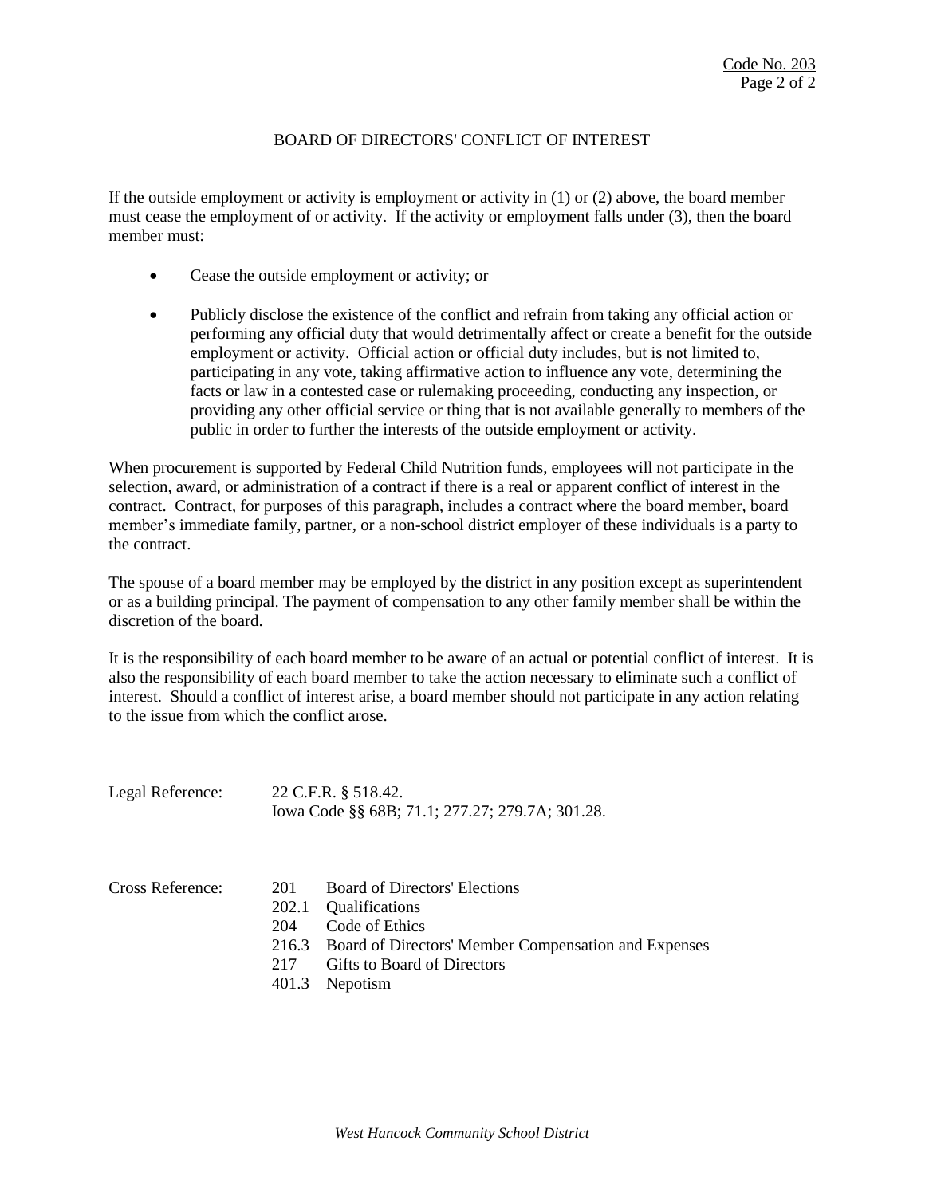## BOARD OF DIRECTORS' CONFLICT OF INTEREST

If the outside employment or activity is employment or activity in (1) or (2) above, the board member must cease the employment of or activity. If the activity or employment falls under (3), then the board member must:

- Cease the outside employment or activity; or
- Publicly disclose the existence of the conflict and refrain from taking any official action or performing any official duty that would detrimentally affect or create a benefit for the outside employment or activity. Official action or official duty includes, but is not limited to, participating in any vote, taking affirmative action to influence any vote, determining the facts or law in a contested case or rulemaking proceeding, conducting any inspection, or providing any other official service or thing that is not available generally to members of the public in order to further the interests of the outside employment or activity.

When procurement is supported by Federal Child Nutrition funds, employees will not participate in the selection, award, or administration of a contract if there is a real or apparent conflict of interest in the contract. Contract, for purposes of this paragraph, includes a contract where the board member, board member's immediate family, partner, or a non-school district employer of these individuals is a party to the contract.

The spouse of a board member may be employed by the district in any position except as superintendent or as a building principal. The payment of compensation to any other family member shall be within the discretion of the board.

It is the responsibility of each board member to be aware of an actual or potential conflict of interest. It is also the responsibility of each board member to take the action necessary to eliminate such a conflict of interest. Should a conflict of interest arise, a board member should not participate in any action relating to the issue from which the conflict arose.

Legal Reference: 22 C.F.R. § 518.42.
Iowa Code §§ 68B; 71.1; 277.27; 279.7A; 301.28.

Cross Reference:
- 201 Board of Directors' Elections
- 202.1 Qualifications
- 204 Code of Ethics
- 216.3 Board of Directors' Member Compensation and Expenses
- 217 Gifts to Board of Directors
- 401.3 Nepotism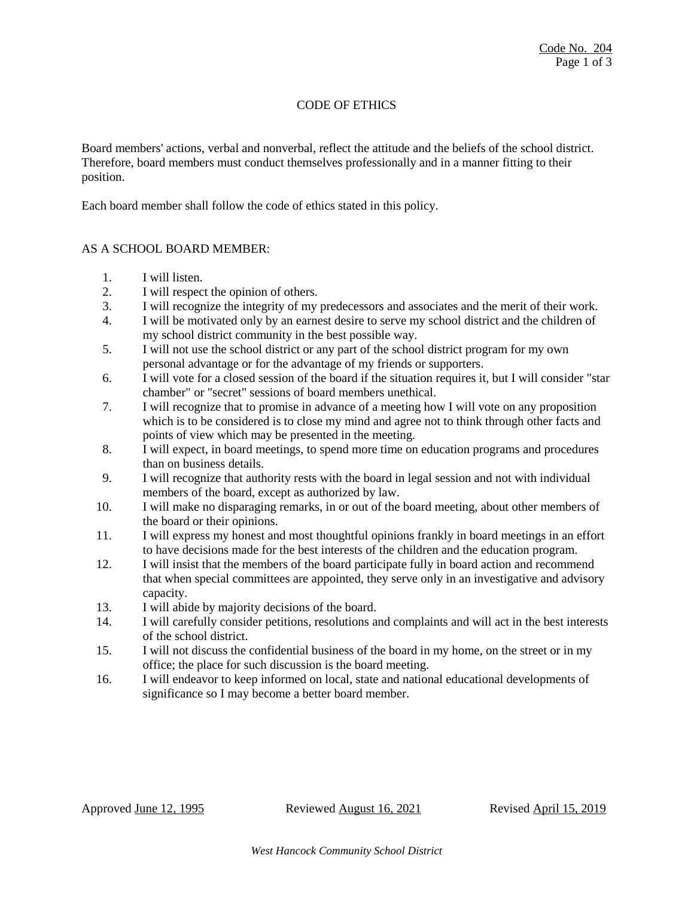# CODE OF ETHICS

Board members' actions, verbal and nonverbal, reflect the attitude and the beliefs of the school district. Therefore, board members must conduct themselves professionally and in a manner fitting to their position.

Each board member shall follow the code of ethics stated in this policy.

AS A SCHOOL BOARD MEMBER:

1. I will listen.
2. I will respect the opinion of others.
3. I will recognize the integrity of my predecessors and associates and the merit of their work.
4. I will be motivated only by an earnest desire to serve my school district and the children of my school district community in the best possible way.
5. I will not use the school district or any part of the school district program for my own personal advantage or for the advantage of my friends or supporters.
6. I will vote for a closed session of the board if the situation requires it, but I will consider "star chamber" or "secret" sessions of board members unethical.
7. I will recognize that to promise in advance of a meeting how I will vote on any proposition which is to be considered is to close my mind and agree not to think through other facts and points of view which may be presented in the meeting.
8. I will expect, in board meetings, to spend more time on education programs and procedures than on business details.
9. I will recognize that authority rests with the board in legal session and not with individual members of the board, except as authorized by law.
10. I will make no disparaging remarks, in or out of the board meeting, about other members of the board or their opinions.
11. I will express my honest and most thoughtful opinions frankly in board meetings in an effort to have decisions made for the best interests of the children and the education program.
12. I will insist that the members of the board participate fully in board action and recommend that when special committees are appointed, they serve only in an investigative and advisory capacity.
13. I will abide by majority decisions of the board.
14. I will carefully consider petitions, resolutions and complaints and will act in the best interests of the school district.
15. I will not discuss the confidential business of the board in my home, on the street or in my office; the place for such discussion is the board meeting.
16. I will endeavor to keep informed on local, state and national educational developments of significance so I may become a better board member.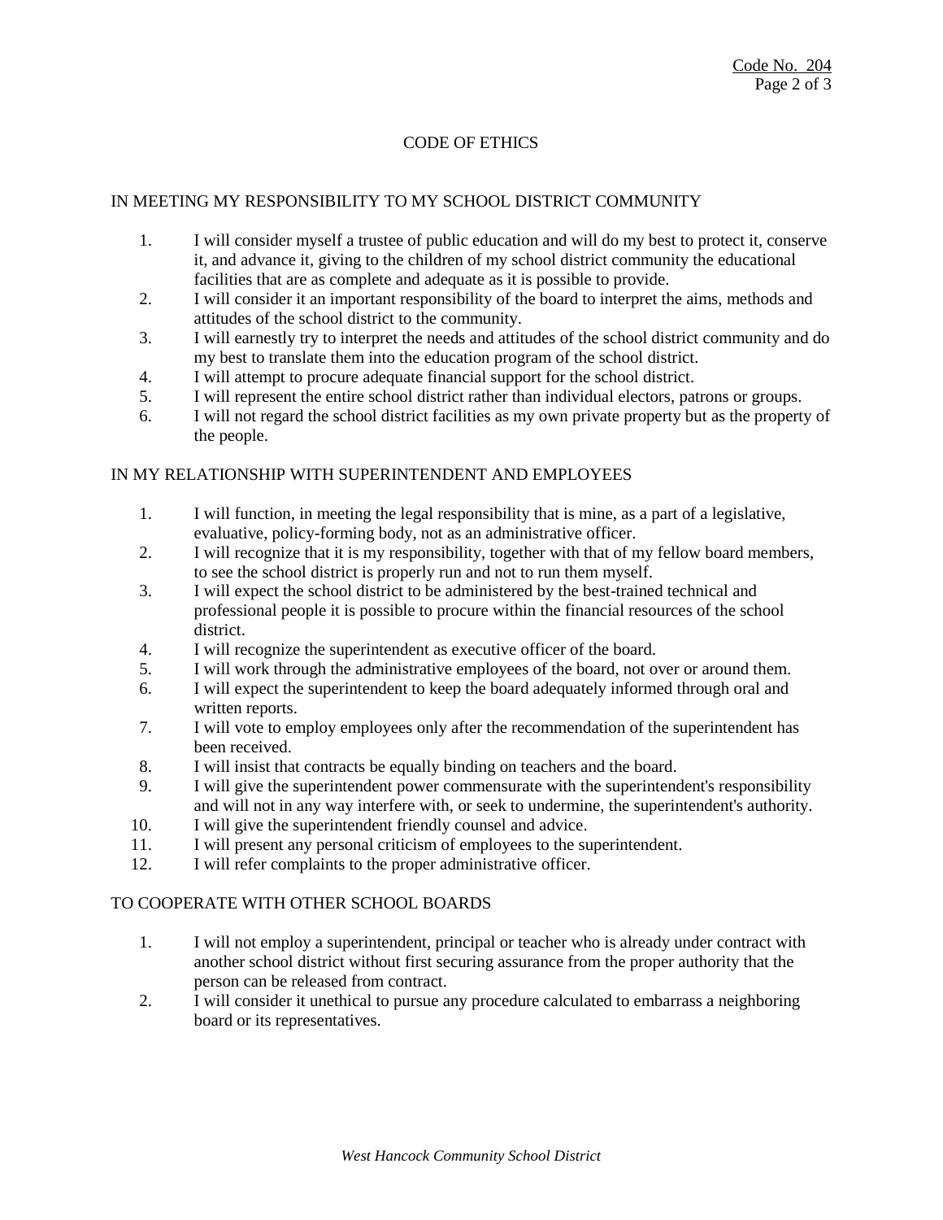## CODE OF ETHICS

### IN MEETING MY RESPONSIBILITY TO MY SCHOOL DISTRICT COMMUNITY

1. I will consider myself a trustee of public education and will do my best to protect it, conserve it, and advance it, giving to the children of my school district community the educational facilities that are as complete and adequate as it is possible to provide.
2. I will consider it an important responsibility of the board to interpret the aims, methods and attitudes of the school district to the community.
3. I will earnestly try to interpret the needs and attitudes of the school district community and do my best to translate them into the education program of the school district.
4. I will attempt to procure adequate financial support for the school district.
5. I will represent the entire school district rather than individual electors, patrons or groups.
6. I will not regard the school district facilities as my own private property but as the property of the people.

### IN MY RELATIONSHIP WITH SUPERINTENDENT AND EMPLOYEES

1. I will function, in meeting the legal responsibility that is mine, as a part of a legislative, evaluative, policy-forming body, not as an administrative officer.
2. I will recognize that it is my responsibility, together with that of my fellow board members, to see the school district is properly run and not to run them myself.
3. I will expect the school district to be administered by the best-trained technical and professional people it is possible to procure within the financial resources of the school district.
4. I will recognize the superintendent as executive officer of the board.
5. I will work through the administrative employees of the board, not over or around them.
6. I will expect the superintendent to keep the board adequately informed through oral and written reports.
7. I will vote to employ employees only after the recommendation of the superintendent has been received.
8. I will insist that contracts be equally binding on teachers and the board.
9. I will give the superintendent power commensurate with the superintendent's responsibility and will not in any way interfere with, or seek to undermine, the superintendent's authority.
10. I will give the superintendent friendly counsel and advice.
11. I will present any personal criticism of employees to the superintendent.
12. I will refer complaints to the proper administrative officer.

### TO COOPERATE WITH OTHER SCHOOL BOARDS

1. I will not employ a superintendent, principal or teacher who is already under contract with another school district without first securing assurance from the proper authority that the person can be released from contract.
2. I will consider it unethical to pursue any procedure calculated to embarrass a neighboring board or its representatives.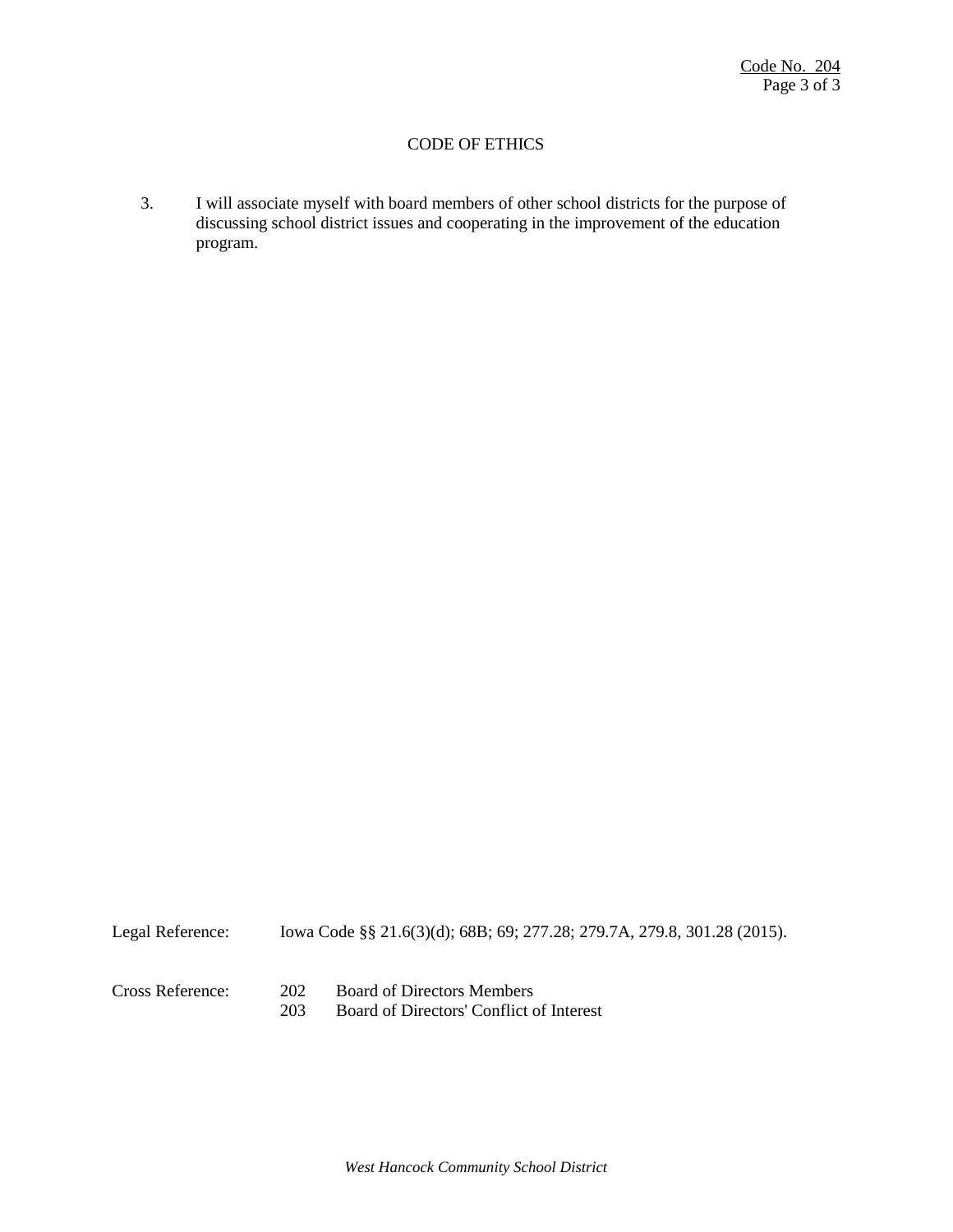## CODE OF ETHICS

3. I will associate myself with board members of other school districts for the purpose of discussing school district issues and cooperating in the improvement of the education program.

Legal Reference: Iowa Code §§ 21.6(3)(d); 68B; 69; 277.28; 279.7A, 279.8, 301.28 (2015).

Cross Reference:
- 202 Board of Directors Members
- 203 Board of Directors' Conflict of Interest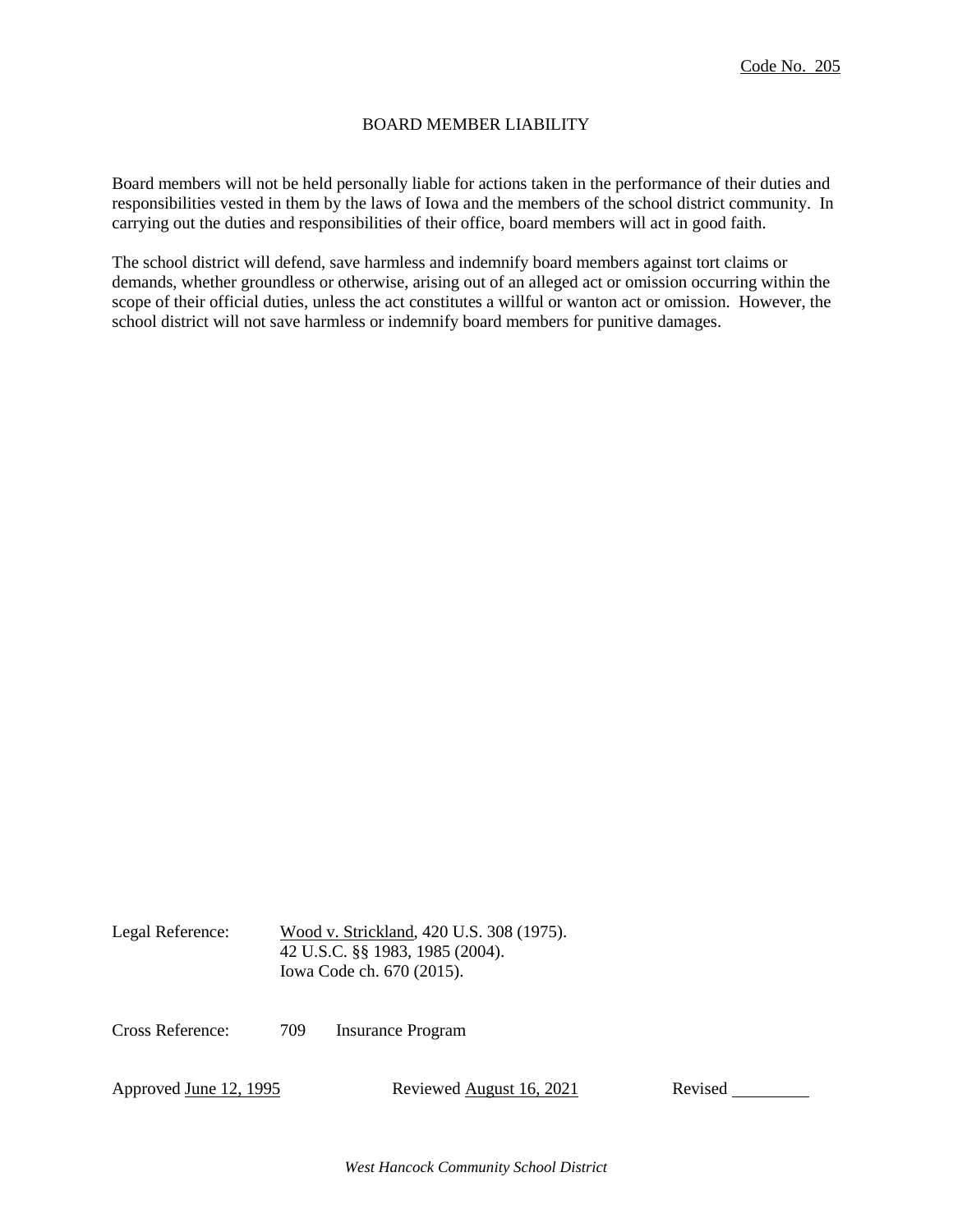Code No. 205

# BOARD MEMBER LIABILITY

Board members will not be held personally liable for actions taken in the performance of their duties and responsibilities vested in them by the laws of Iowa and the members of the school district community. In carrying out the duties and responsibilities of their office, board members will act in good faith.

The school district will defend, save harmless and indemnify board members against tort claims or demands, whether groundless or otherwise, arising out of an alleged act or omission occurring within the scope of their official duties, unless the act constitutes a willful or wanton act or omission. However, the school district will not save harmless or indemnify board members for punitive damages.

Legal Reference: Wood v. Strickland, 420 U.S. 308 (1975).
42 U.S.C. §§ 1983, 1985 (2004).
Iowa Code ch. 670 (2015).

Cross Reference: 709 Insurance Program

Approved June 12, 1995 Reviewed August 16, 2021 Revised ________

*West Hancock Community School District*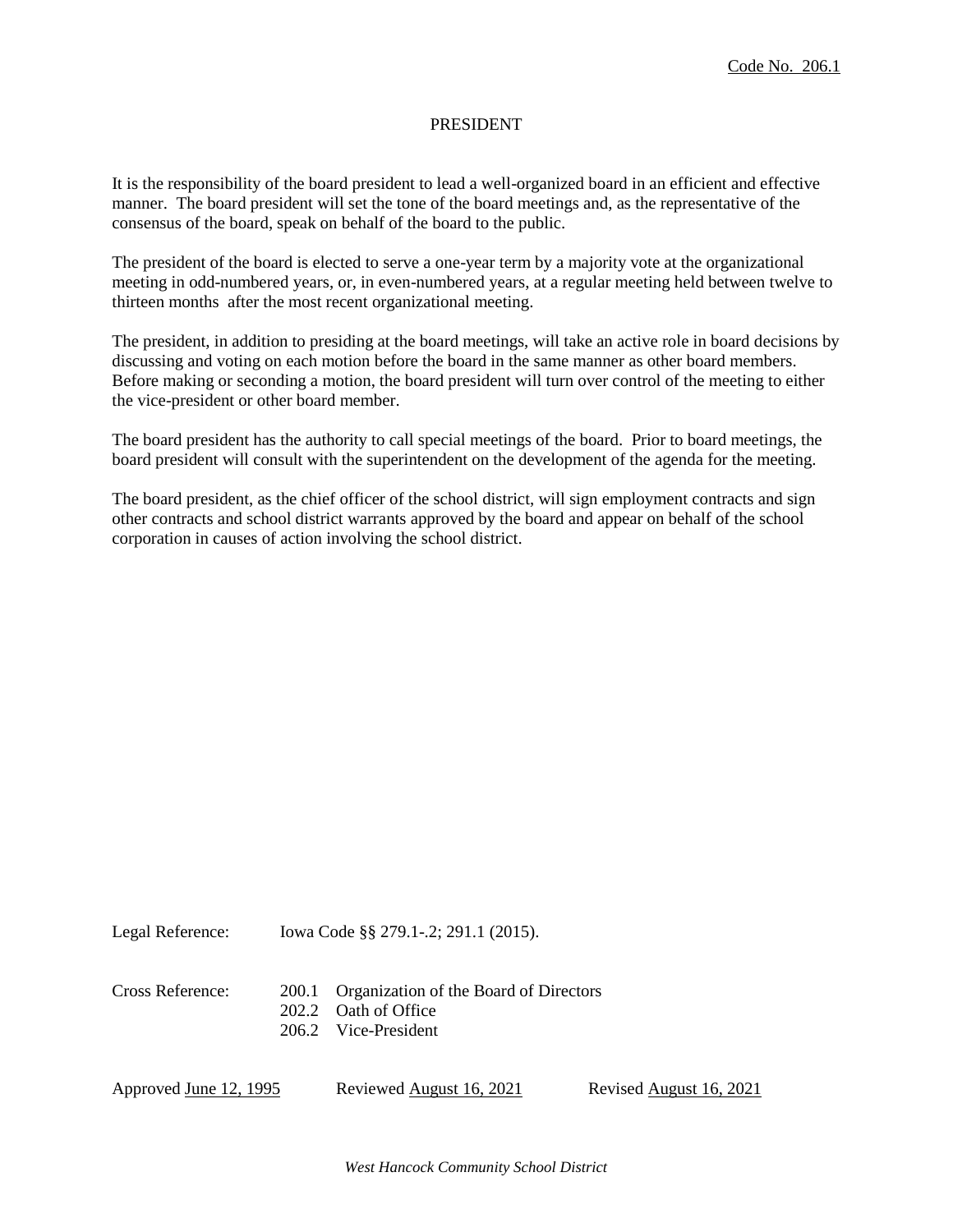Code No. 206.1

# PRESIDENT

It is the responsibility of the board president to lead a well-organized board in an efficient and effective manner. The board president will set the tone of the board meetings and, as the representative of the consensus of the board, speak on behalf of the board to the public.

The president of the board is elected to serve a one-year term by a majority vote at the organizational meeting in odd-numbered years, or, in even-numbered years, at a regular meeting held between twelve to thirteen months after the most recent organizational meeting.

The president, in addition to presiding at the board meetings, will take an active role in board decisions by discussing and voting on each motion before the board in the same manner as other board members. Before making or seconding a motion, the board president will turn over control of the meeting to either the vice-president or other board member.

The board president has the authority to call special meetings of the board. Prior to board meetings, the board president will consult with the superintendent on the development of the agenda for the meeting.

The board president, as the chief officer of the school district, will sign employment contracts and sign other contracts and school district warrants approved by the board and appear on behalf of the school corporation in causes of action involving the school district.

Legal Reference: Iowa Code §§ 279.1-.2; 291.1 (2015).

Cross Reference:
- 200.1 Organization of the Board of Directors
- 202.2 Oath of Office
- 206.2 Vice-President

Approved June 12, 1995 Reviewed August 16, 2021 Revised August 16, 2021

*West Hancock Community School District*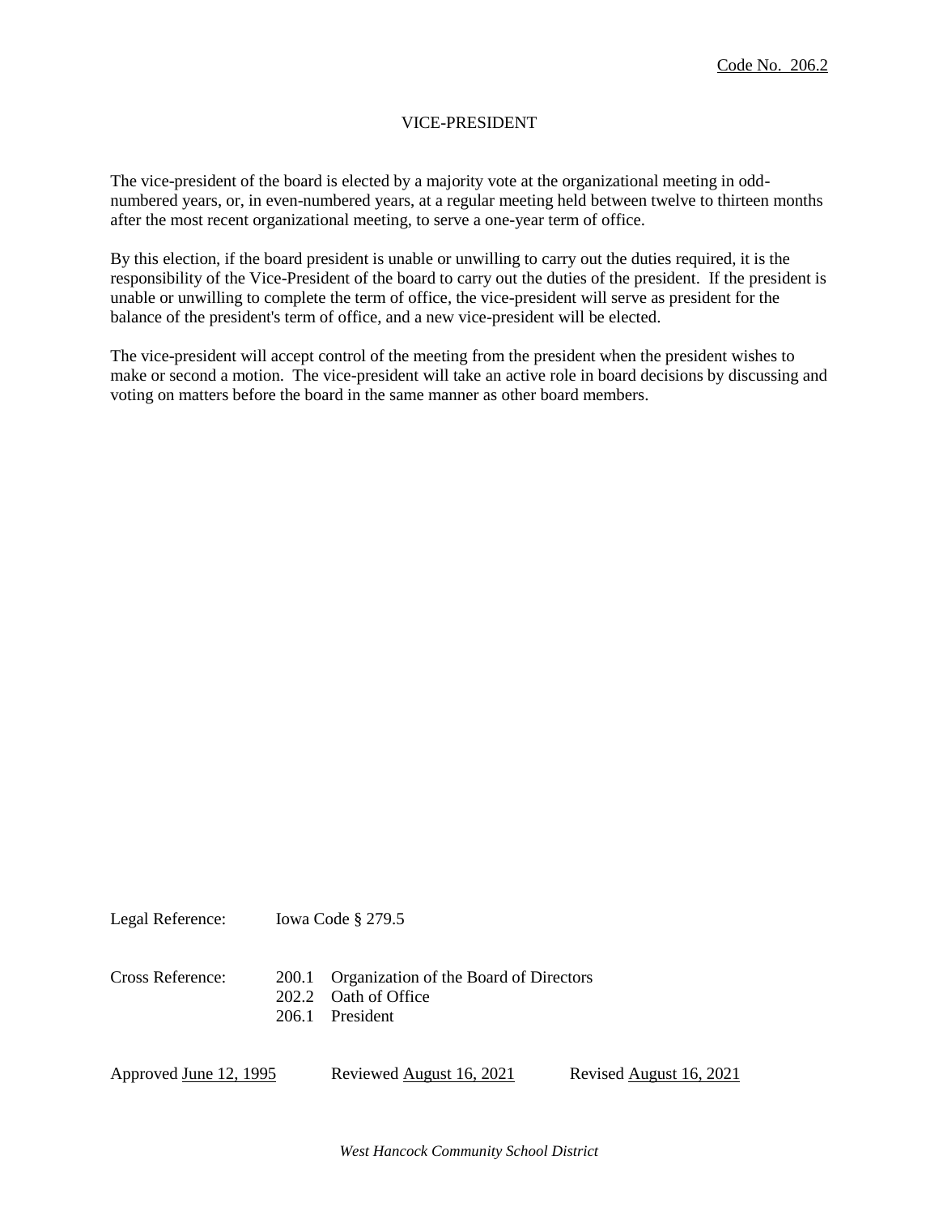Code No. 206.2

# VICE-PRESIDENT

The vice-president of the board is elected by a majority vote at the organizational meeting in odd-numbered years, or, in even-numbered years, at a regular meeting held between twelve to thirteen months after the most recent organizational meeting, to serve a one-year term of office.

By this election, if the board president is unable or unwilling to carry out the duties required, it is the responsibility of the Vice-President of the board to carry out the duties of the president. If the president is unable or unwilling to complete the term of office, the vice-president will serve as president for the balance of the president's term of office, and a new vice-president will be elected.

The vice-president will accept control of the meeting from the president when the president wishes to make or second a motion. The vice-president will take an active role in board decisions by discussing and voting on matters before the board in the same manner as other board members.

Legal Reference: Iowa Code § 279.5

Cross Reference:
- 200.1 Organization of the Board of Directors
- 202.2 Oath of Office
- 206.1 President

Approved June 12, 1995 &nbsp;&nbsp;&nbsp; Reviewed August 16, 2021 &nbsp;&nbsp;&nbsp; Revised August 16, 2021

*West Hancock Community School District*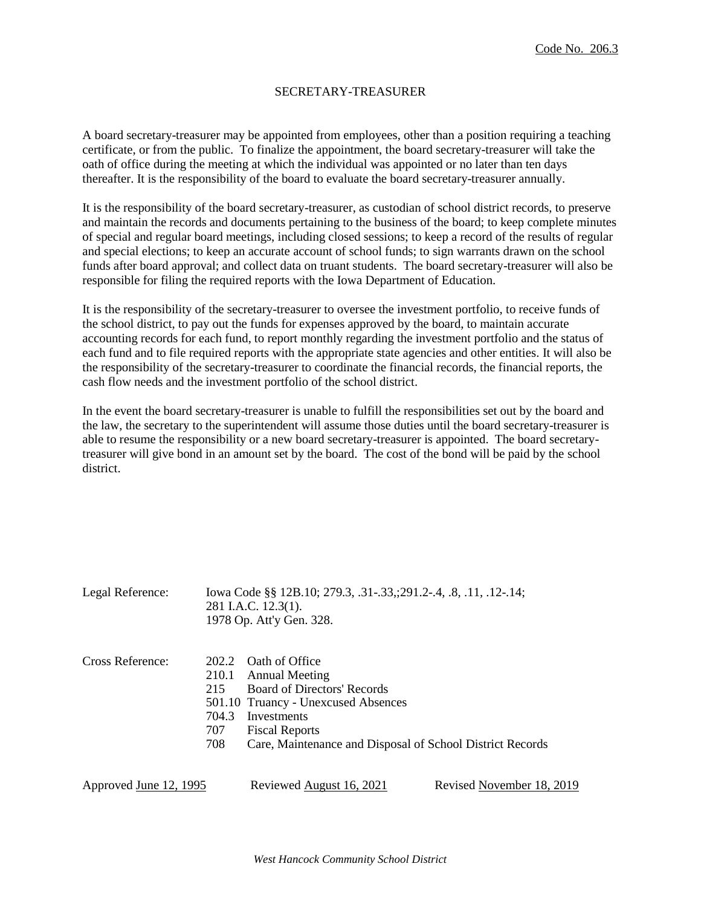Code No. 206.3

# SECRETARY-TREASURER

A board secretary-treasurer may be appointed from employees, other than a position requiring a teaching certificate, or from the public. To finalize the appointment, the board secretary-treasurer will take the oath of office during the meeting at which the individual was appointed or no later than ten days thereafter. It is the responsibility of the board to evaluate the board secretary-treasurer annually.

It is the responsibility of the board secretary-treasurer, as custodian of school district records, to preserve and maintain the records and documents pertaining to the business of the board; to keep complete minutes of special and regular board meetings, including closed sessions; to keep a record of the results of regular and special elections; to keep an accurate account of school funds; to sign warrants drawn on the school funds after board approval; and collect data on truant students. The board secretary-treasurer will also be responsible for filing the required reports with the Iowa Department of Education.

It is the responsibility of the secretary-treasurer to oversee the investment portfolio, to receive funds of the school district, to pay out the funds for expenses approved by the board, to maintain accurate accounting records for each fund, to report monthly regarding the investment portfolio and the status of each fund and to file required reports with the appropriate state agencies and other entities. It will also be the responsibility of the secretary-treasurer to coordinate the financial records, the financial reports, the cash flow needs and the investment portfolio of the school district.

In the event the board secretary-treasurer is unable to fulfill the responsibilities set out by the board and the law, the secretary to the superintendent will assume those duties until the board secretary-treasurer is able to resume the responsibility or a new board secretary-treasurer is appointed. The board secretary-treasurer will give bond in an amount set by the board. The cost of the bond will be paid by the school district.

Legal Reference: Iowa Code §§ 12B.10; 279.3, .31-.33,;291.2-.4, .8, .11, .12-.14;
281 I.A.C. 12.3(1).
1978 Op. Att'y Gen. 328.

Cross Reference:
202.2 Oath of Office
210.1 Annual Meeting
215 Board of Directors' Records
501.10 Truancy - Unexcused Absences
704.3 Investments
707 Fiscal Reports
708 Care, Maintenance and Disposal of School District Records

Approved June 12, 1995 Reviewed August 16, 2021 Revised November 18, 2019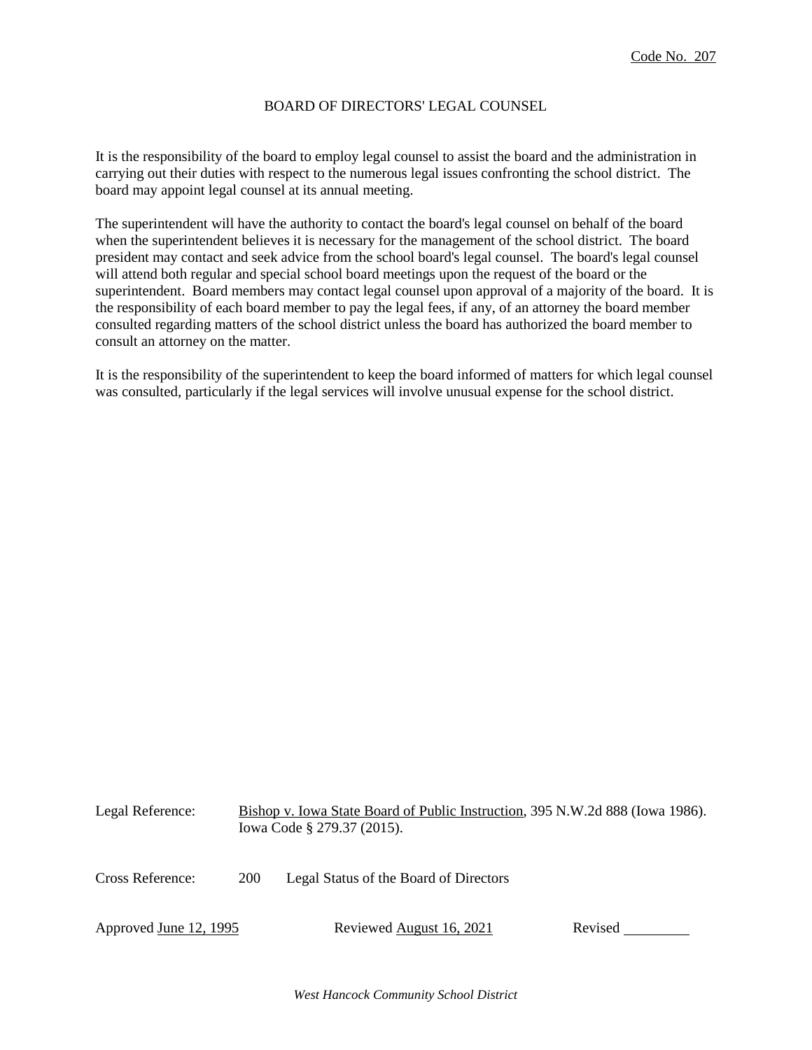Code No. 207

## BOARD OF DIRECTORS' LEGAL COUNSEL

It is the responsibility of the board to employ legal counsel to assist the board and the administration in carrying out their duties with respect to the numerous legal issues confronting the school district. The board may appoint legal counsel at its annual meeting.

The superintendent will have the authority to contact the board's legal counsel on behalf of the board when the superintendent believes it is necessary for the management of the school district. The board president may contact and seek advice from the school board's legal counsel. The board's legal counsel will attend both regular and special school board meetings upon the request of the board or the superintendent. Board members may contact legal counsel upon approval of a majority of the board. It is the responsibility of each board member to pay the legal fees, if any, of an attorney the board member consulted regarding matters of the school district unless the board has authorized the board member to consult an attorney on the matter.

It is the responsibility of the superintendent to keep the board informed of matters for which legal counsel was consulted, particularly if the legal services will involve unusual expense for the school district.

Legal Reference: Bishop v. Iowa State Board of Public Instruction, 395 N.W.2d 888 (Iowa 1986).
Iowa Code § 279.37 (2015).

Cross Reference: 200 Legal Status of the Board of Directors

Approved June 12, 1995 Reviewed August 16, 2021 Revised ________

*West Hancock Community School District*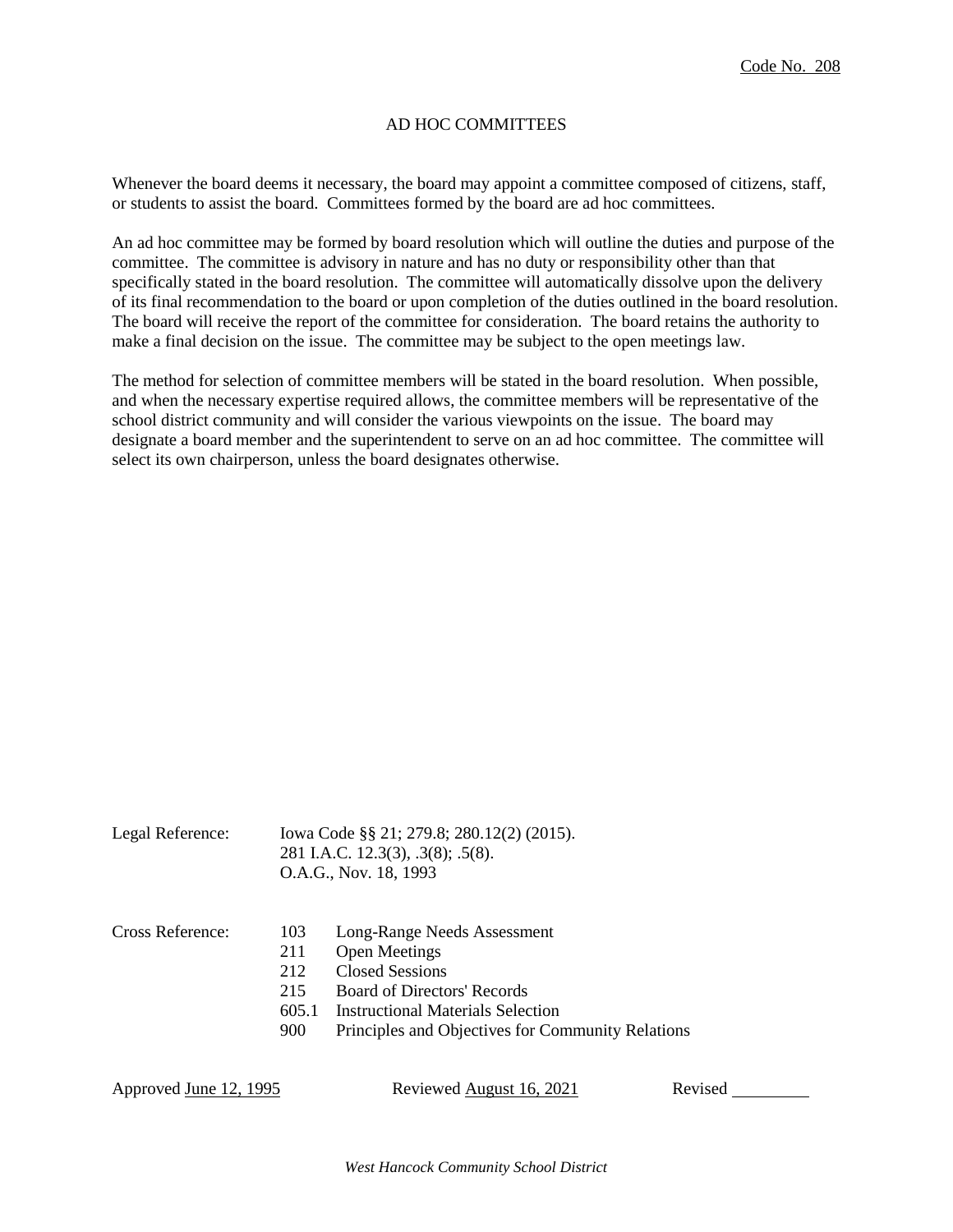Code No. 208

# AD HOC COMMITTEES

Whenever the board deems it necessary, the board may appoint a committee composed of citizens, staff, or students to assist the board. Committees formed by the board are ad hoc committees.

An ad hoc committee may be formed by board resolution which will outline the duties and purpose of the committee. The committee is advisory in nature and has no duty or responsibility other than that specifically stated in the board resolution. The committee will automatically dissolve upon the delivery of its final recommendation to the board or upon completion of the duties outlined in the board resolution. The board will receive the report of the committee for consideration. The board retains the authority to make a final decision on the issue. The committee may be subject to the open meetings law.

The method for selection of committee members will be stated in the board resolution. When possible, and when the necessary expertise required allows, the committee members will be representative of the school district community and will consider the various viewpoints on the issue. The board may designate a board member and the superintendent to serve on an ad hoc committee. The committee will select its own chairperson, unless the board designates otherwise.

Legal Reference: Iowa Code §§ 21; 279.8; 280.12(2) (2015).
281 I.A.C. 12.3(3), .3(8); .5(8).
O.A.G., Nov. 18, 1993

Cross Reference:

| | |
|---|---|
| 103 | Long-Range Needs Assessment |
| 211 | Open Meetings |
| 212 | Closed Sessions |
| 215 | Board of Directors' Records |
| 605.1 | Instructional Materials Selection |
| 900 | Principles and Objectives for Community Relations |

Approved June 12, 1995 Reviewed August 16, 2021 Revised ________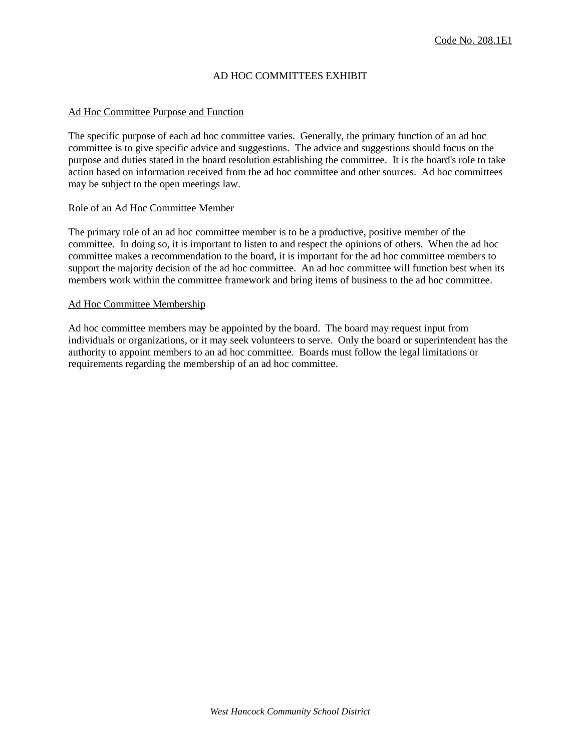Code No. 208.1E1

# AD HOC COMMITTEES EXHIBIT

## Ad Hoc Committee Purpose and Function

The specific purpose of each ad hoc committee varies. Generally, the primary function of an ad hoc committee is to give specific advice and suggestions. The advice and suggestions should focus on the purpose and duties stated in the board resolution establishing the committee. It is the board's role to take action based on information received from the ad hoc committee and other sources. Ad hoc committees may be subject to the open meetings law.

## Role of an Ad Hoc Committee Member

The primary role of an ad hoc committee member is to be a productive, positive member of the committee. In doing so, it is important to listen to and respect the opinions of others. When the ad hoc committee makes a recommendation to the board, it is important for the ad hoc committee members to support the majority decision of the ad hoc committee. An ad hoc committee will function best when its members work within the committee framework and bring items of business to the ad hoc committee.

## Ad Hoc Committee Membership

Ad hoc committee members may be appointed by the board. The board may request input from individuals or organizations, or it may seek volunteers to serve. Only the board or superintendent has the authority to appoint members to an ad hoc committee. Boards must follow the legal limitations or requirements regarding the membership of an ad hoc committee.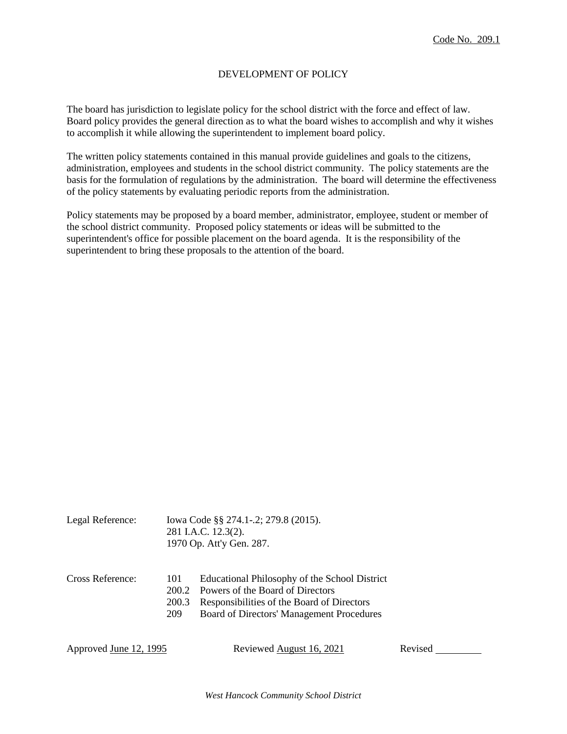Code No. 209.1

# DEVELOPMENT OF POLICY

The board has jurisdiction to legislate policy for the school district with the force and effect of law. Board policy provides the general direction as to what the board wishes to accomplish and why it wishes to accomplish it while allowing the superintendent to implement board policy.

The written policy statements contained in this manual provide guidelines and goals to the citizens, administration, employees and students in the school district community. The policy statements are the basis for the formulation of regulations by the administration. The board will determine the effectiveness of the policy statements by evaluating periodic reports from the administration.

Policy statements may be proposed by a board member, administrator, employee, student or member of the school district community. Proposed policy statements or ideas will be submitted to the superintendent's office for possible placement on the board agenda. It is the responsibility of the superintendent to bring these proposals to the attention of the board.

Legal Reference: Iowa Code §§ 274.1-.2; 279.8 (2015).
281 I.A.C. 12.3(2).
1970 Op. Att'y Gen. 287.

Cross Reference:
101 Educational Philosophy of the School District
200.2 Powers of the Board of Directors
200.3 Responsibilities of the Board of Directors
209 Board of Directors' Management Procedures

Approved June 12, 1995 Reviewed August 16, 2021 Revised ________

*West Hancock Community School District*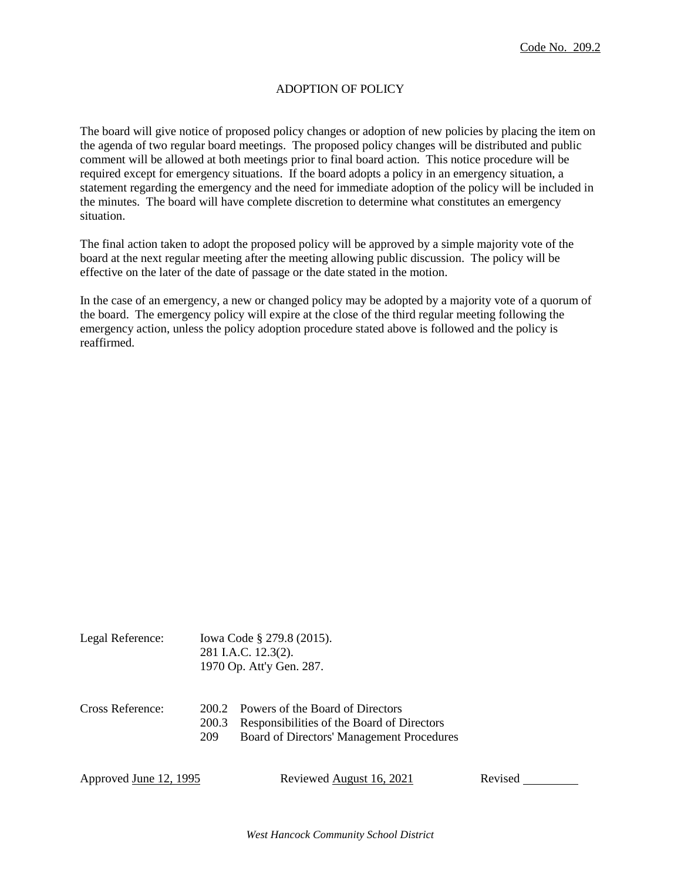Code No. 209.2

# ADOPTION OF POLICY

The board will give notice of proposed policy changes or adoption of new policies by placing the item on the agenda of two regular board meetings. The proposed policy changes will be distributed and public comment will be allowed at both meetings prior to final board action. This notice procedure will be required except for emergency situations. If the board adopts a policy in an emergency situation, a statement regarding the emergency and the need for immediate adoption of the policy will be included in the minutes. The board will have complete discretion to determine what constitutes an emergency situation.

The final action taken to adopt the proposed policy will be approved by a simple majority vote of the board at the next regular meeting after the meeting allowing public discussion. The policy will be effective on the later of the date of passage or the date stated in the motion.

In the case of an emergency, a new or changed policy may be adopted by a majority vote of a quorum of the board. The emergency policy will expire at the close of the third regular meeting following the emergency action, unless the policy adoption procedure stated above is followed and the policy is reaffirmed.

Legal Reference: Iowa Code § 279.8 (2015).
281 I.A.C. 12.3(2).
1970 Op. Att'y Gen. 287.

Cross Reference:
200.2 Powers of the Board of Directors
200.3 Responsibilities of the Board of Directors
209 Board of Directors' Management Procedures

Approved June 12, 1995    Reviewed August 16, 2021    Revised ________

*West Hancock Community School District*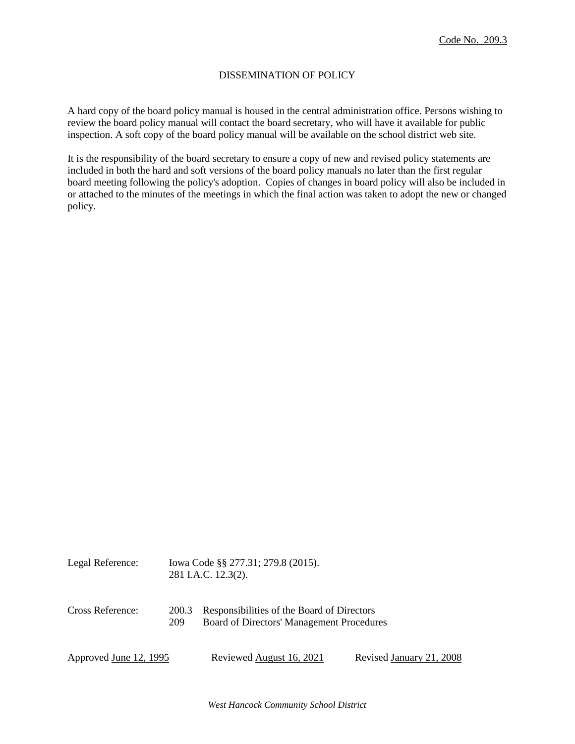Code No. 209.3

# DISSEMINATION OF POLICY

A hard copy of the board policy manual is housed in the central administration office. Persons wishing to review the board policy manual will contact the board secretary, who will have it available for public inspection. A soft copy of the board policy manual will be available on the school district web site.

It is the responsibility of the board secretary to ensure a copy of new and revised policy statements are included in both the hard and soft versions of the board policy manuals no later than the first regular board meeting following the policy's adoption. Copies of changes in board policy will also be included in or attached to the minutes of the meetings in which the final action was taken to adopt the new or changed policy.

| | | |
|---|---|---|
| Legal Reference: | Iowa Code §§ 277.31; 279.8 (2015).<br>281 I.A.C. 12.3(2). | |
| Cross Reference: | 200.3 | Responsibilities of the Board of Directors |
| | 209 | Board of Directors' Management Procedures |

Approved June 12, 1995 Reviewed August 16, 2021 Revised January 21, 2008

*West Hancock Community School District*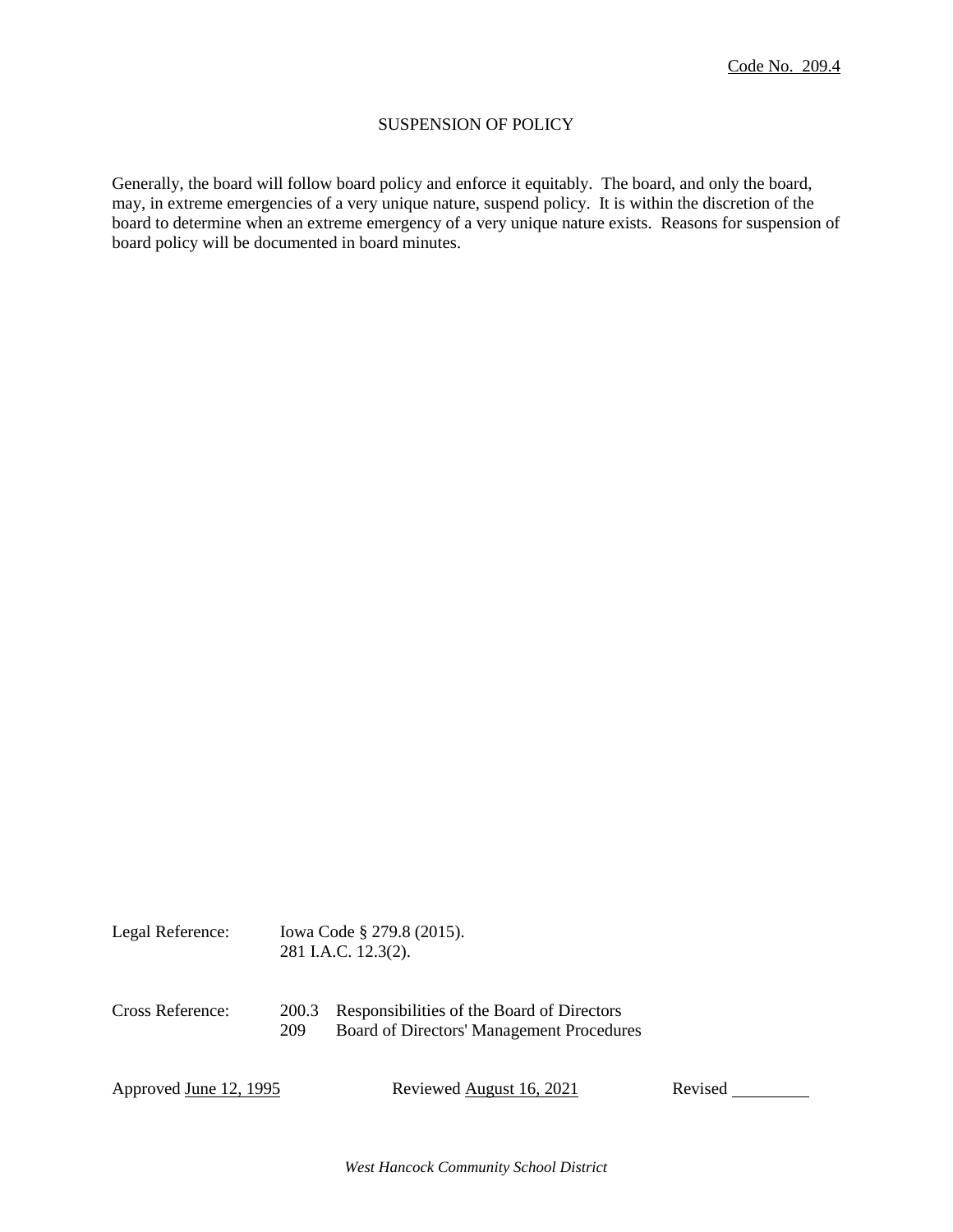Code No. 209.4

# SUSPENSION OF POLICY

Generally, the board will follow board policy and enforce it equitably. The board, and only the board, may, in extreme emergencies of a very unique nature, suspend policy. It is within the discretion of the board to determine when an extreme emergency of a very unique nature exists. Reasons for suspension of board policy will be documented in board minutes.

Legal Reference: Iowa Code § 279.8 (2015).
281 I.A.C. 12.3(2).

Cross Reference: 200.3 Responsibilities of the Board of Directors
209 Board of Directors' Management Procedures

Approved June 12, 1995 Reviewed August 16, 2021 Revised \_\_\_\_\_\_\_\_\_

*West Hancock Community School District*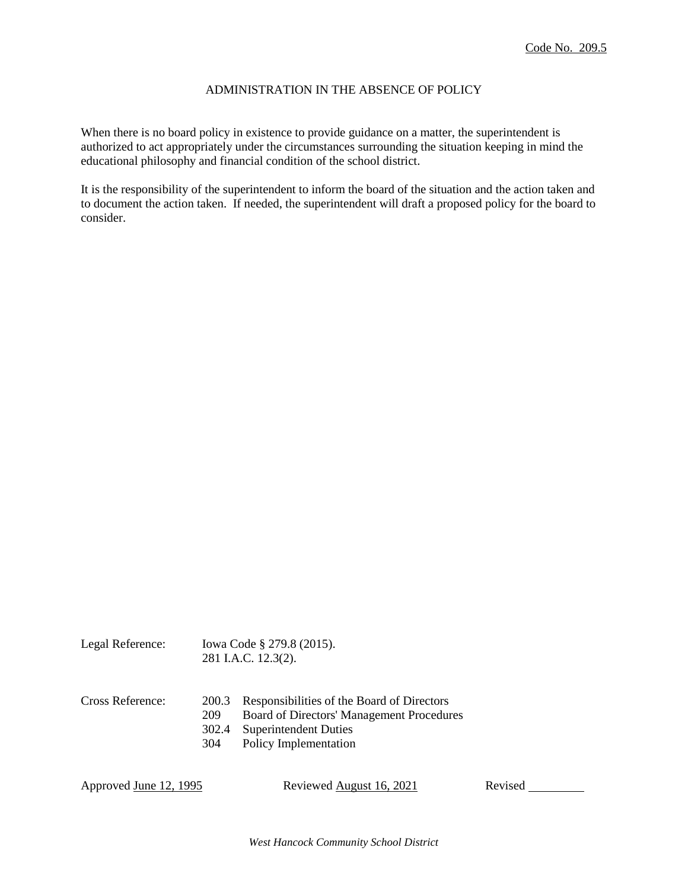Code No. 209.5

# ADMINISTRATION IN THE ABSENCE OF POLICY

When there is no board policy in existence to provide guidance on a matter, the superintendent is authorized to act appropriately under the circumstances surrounding the situation keeping in mind the educational philosophy and financial condition of the school district.

It is the responsibility of the superintendent to inform the board of the situation and the action taken and to document the action taken. If needed, the superintendent will draft a proposed policy for the board to consider.

Legal Reference: Iowa Code § 279.8 (2015).
281 I.A.C. 12.3(2).

Cross Reference:
- 200.3 Responsibilities of the Board of Directors
- 209 Board of Directors' Management Procedures
- 302.4 Superintendent Duties
- 304 Policy Implementation

Approved June 12, 1995 Reviewed August 16, 2021 Revised ________

*West Hancock Community School District*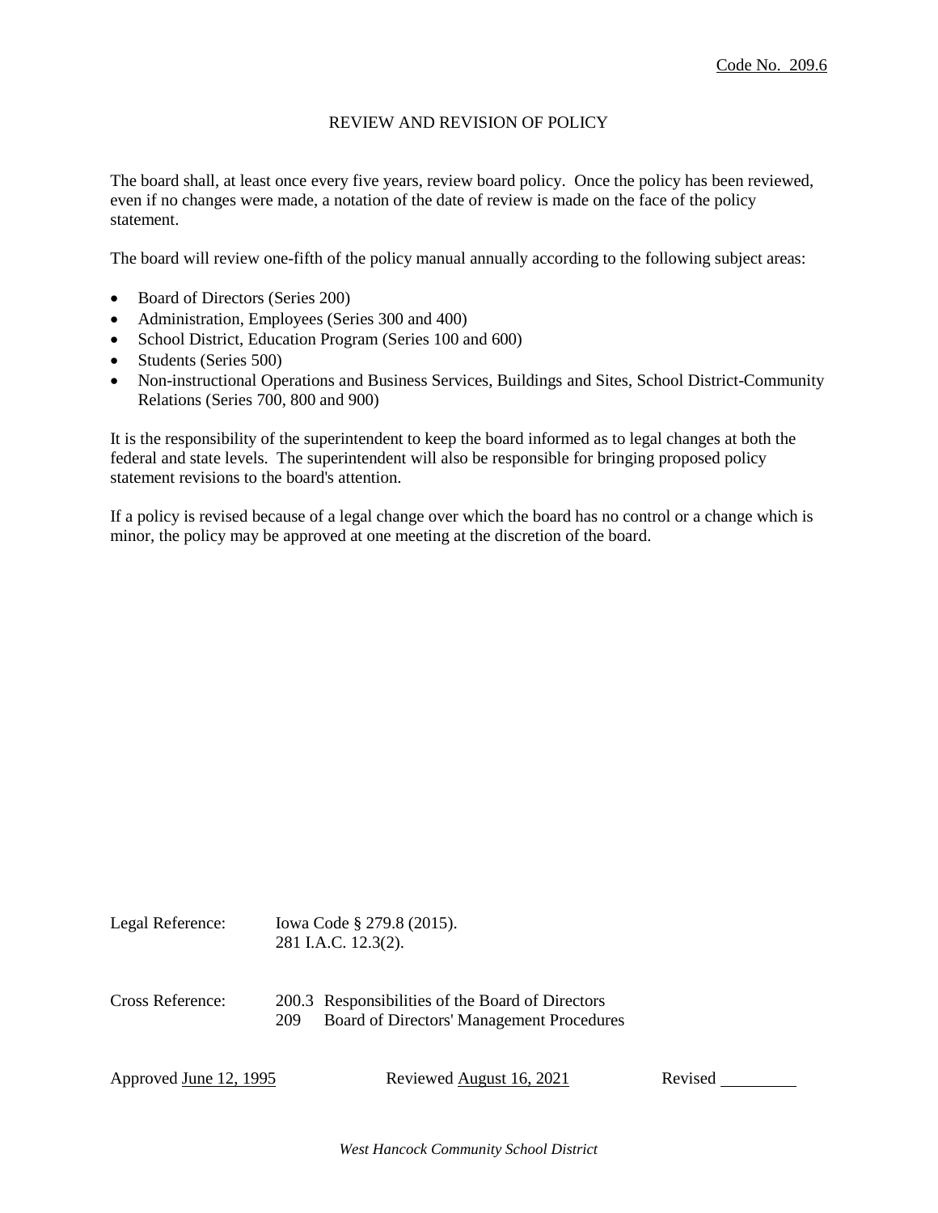Code No. 209.6

# REVIEW AND REVISION OF POLICY

The board shall, at least once every five years, review board policy. Once the policy has been reviewed, even if no changes were made, a notation of the date of review is made on the face of the policy statement.

The board will review one-fifth of the policy manual annually according to the following subject areas:

- Board of Directors (Series 200)
- Administration, Employees (Series 300 and 400)
- School District, Education Program (Series 100 and 600)
- Students (Series 500)
- Non-instructional Operations and Business Services, Buildings and Sites, School District-Community Relations (Series 700, 800 and 900)

It is the responsibility of the superintendent to keep the board informed as to legal changes at both the federal and state levels. The superintendent will also be responsible for bringing proposed policy statement revisions to the board's attention.

If a policy is revised because of a legal change over which the board has no control or a change which is minor, the policy may be approved at one meeting at the discretion of the board.

Legal Reference: Iowa Code § 279.8 (2015).
281 I.A.C. 12.3(2).

Cross Reference: 200.3 Responsibilities of the Board of Directors
209 Board of Directors' Management Procedures

Approved June 12, 1995 Reviewed August 16, 2021 Revised ________

*West Hancock Community School District*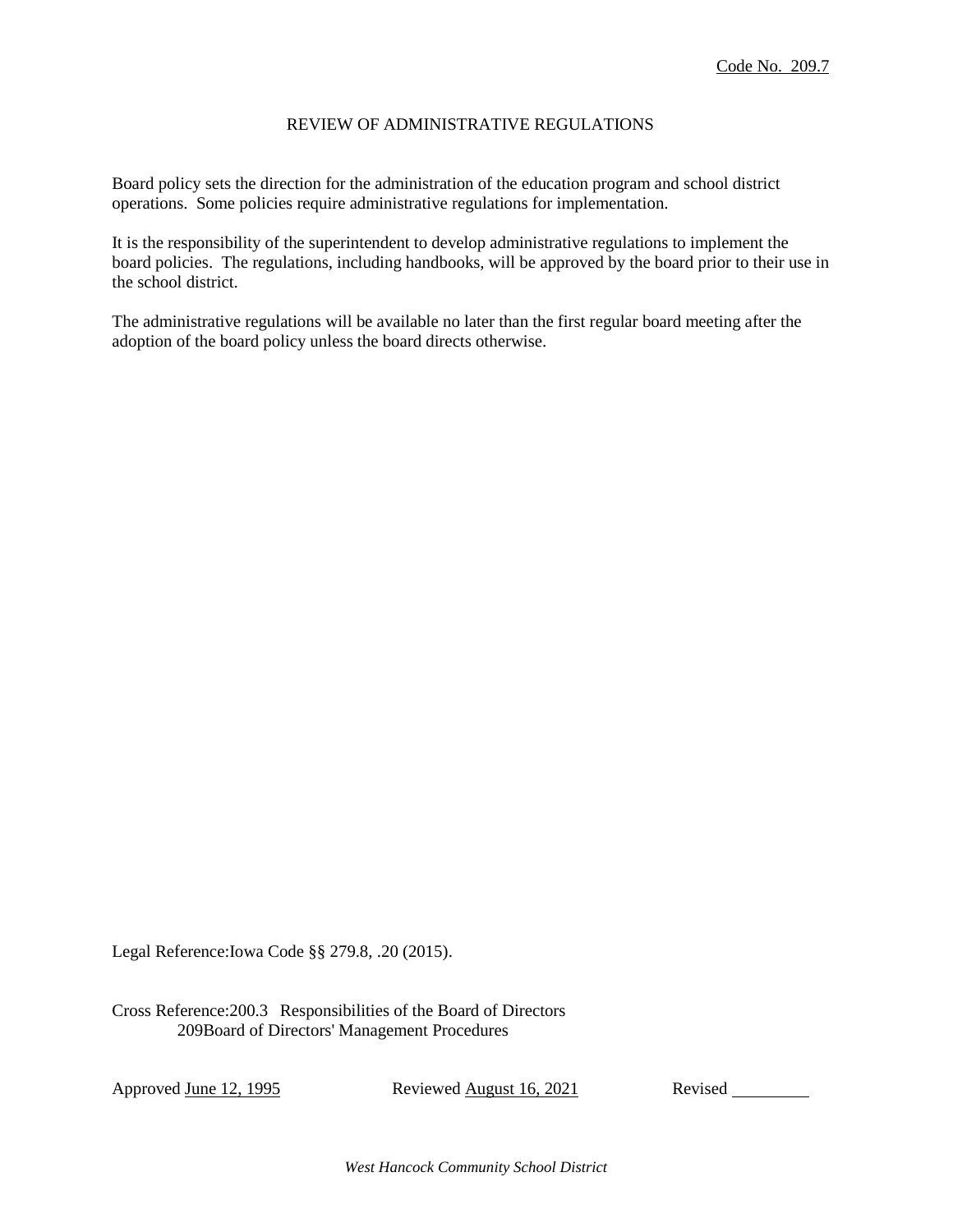Code No. 209.7

# REVIEW OF ADMINISTRATIVE REGULATIONS

Board policy sets the direction for the administration of the education program and school district operations. Some policies require administrative regulations for implementation.

It is the responsibility of the superintendent to develop administrative regulations to implement the board policies. The regulations, including handbooks, will be approved by the board prior to their use in the school district.

The administrative regulations will be available no later than the first regular board meeting after the adoption of the board policy unless the board directs otherwise.

Legal Reference: Iowa Code §§ 279.8, .20 (2015).

Cross Reference: 200.3 Responsibilities of the Board of Directors
209 Board of Directors' Management Procedures

Approved June 12, 1995 Reviewed August 16, 2021 Revised ________

*West Hancock Community School District*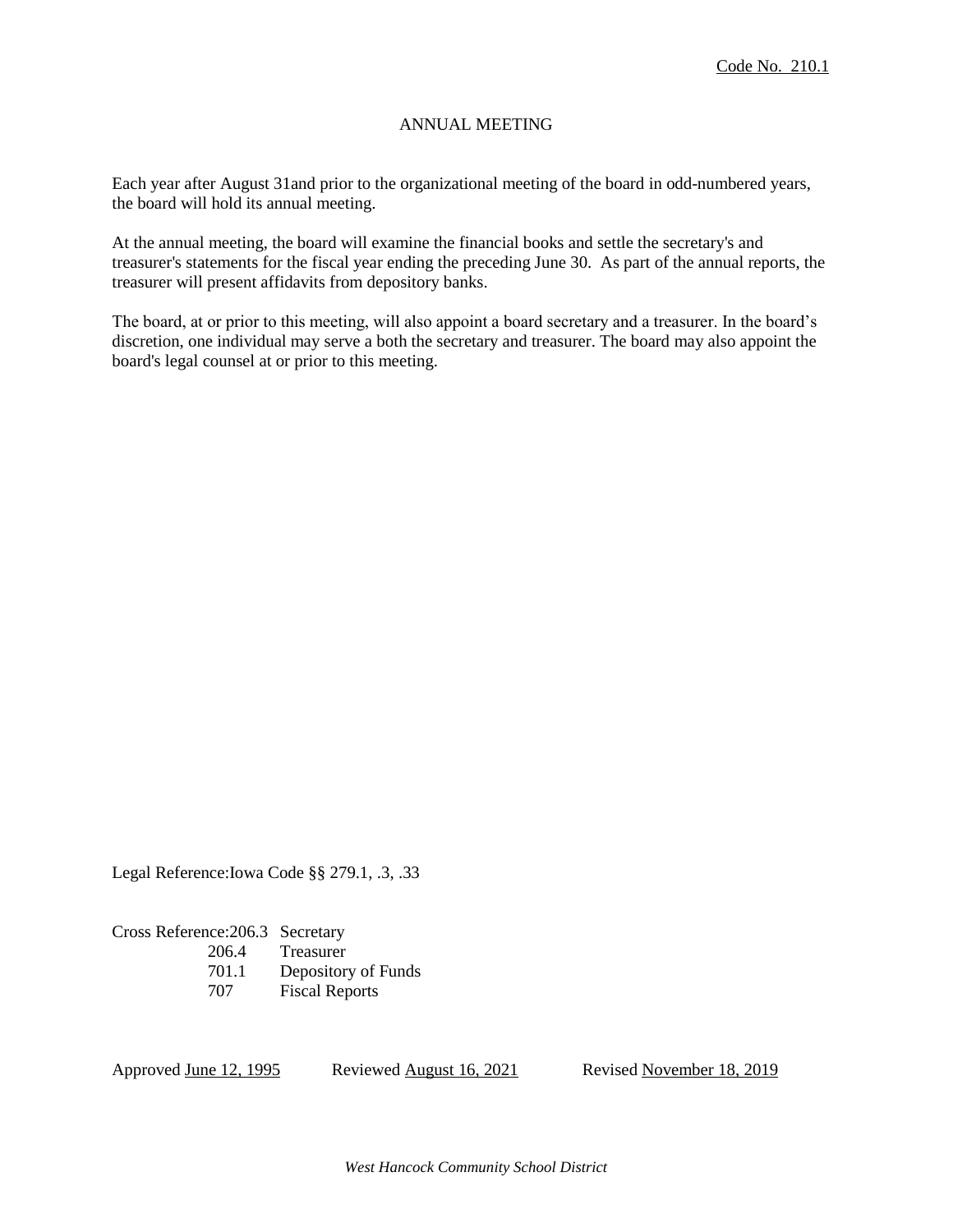Code No. 210.1

# ANNUAL MEETING

Each year after August 31and prior to the organizational meeting of the board in odd-numbered years, the board will hold its annual meeting.

At the annual meeting, the board will examine the financial books and settle the secretary's and treasurer's statements for the fiscal year ending the preceding June 30. As part of the annual reports, the treasurer will present affidavits from depository banks.

The board, at or prior to this meeting, will also appoint a board secretary and a treasurer. In the board's discretion, one individual may serve a both the secretary and treasurer. The board may also appoint the board's legal counsel at or prior to this meeting.

Legal Reference:Iowa Code §§ 279.1, .3, .33

Cross Reference:206.3 Secretary
206.4 Treasurer
701.1 Depository of Funds
707 Fiscal Reports

Approved June 12, 1995 Reviewed August 16, 2021 Revised November 18, 2019

*West Hancock Community School District*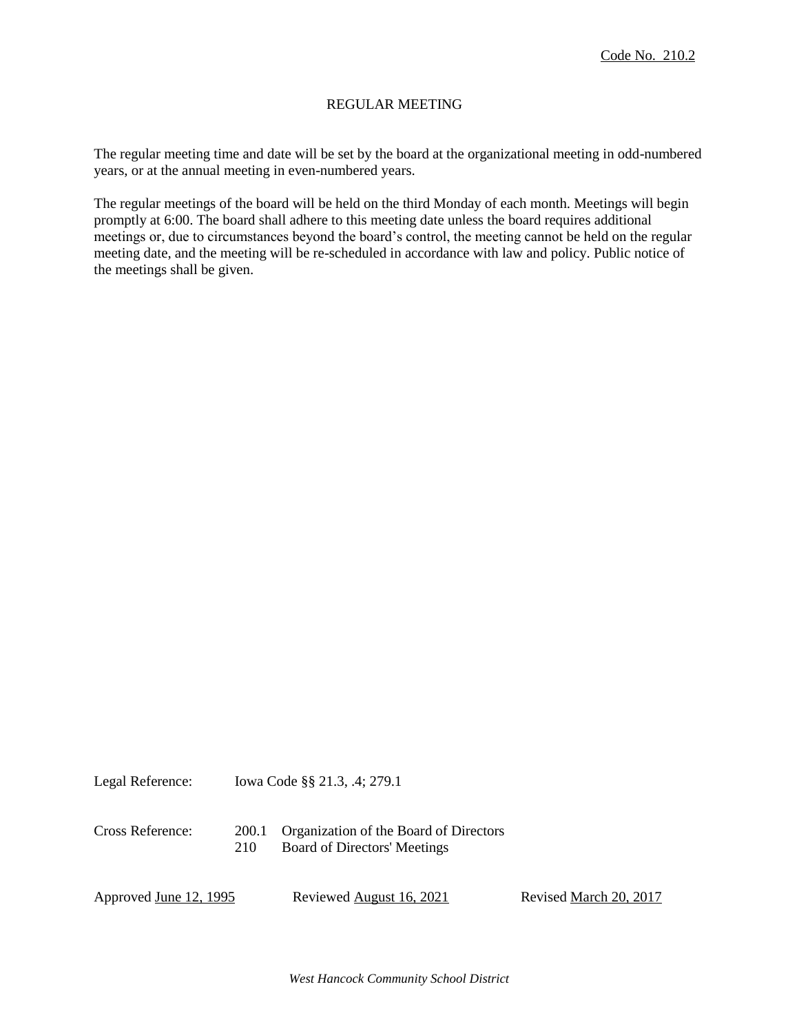Code No. 210.2

# REGULAR MEETING

The regular meeting time and date will be set by the board at the organizational meeting in odd-numbered years, or at the annual meeting in even-numbered years.

The regular meetings of the board will be held on the third Monday of each month. Meetings will begin promptly at 6:00. The board shall adhere to this meeting date unless the board requires additional meetings or, due to circumstances beyond the board's control, the meeting cannot be held on the regular meeting date, and the meeting will be re-scheduled in accordance with law and policy. Public notice of the meetings shall be given.

Legal Reference: Iowa Code §§ 21.3, .4; 279.1

Cross Reference:
- 200.1 Organization of the Board of Directors
- 210 Board of Directors' Meetings

Approved June 12, 1995 | Reviewed August 16, 2021 | Revised March 20, 2017

*West Hancock Community School District*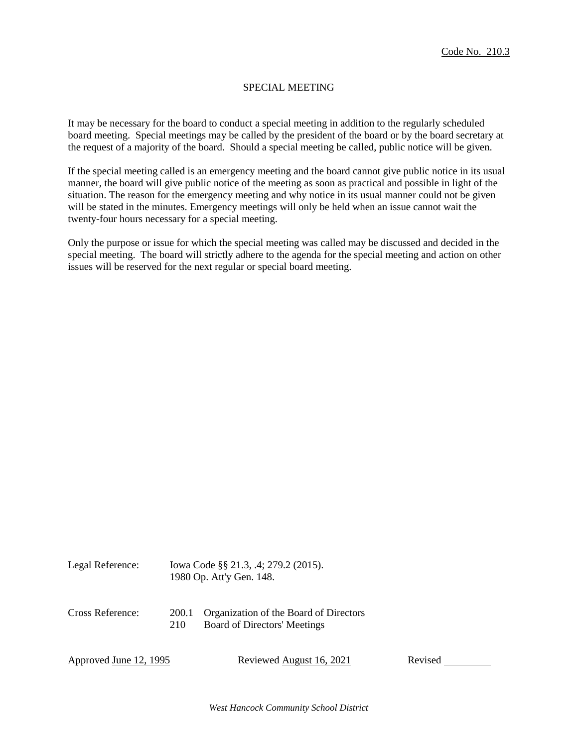Code No. 210.3

# SPECIAL MEETING

It may be necessary for the board to conduct a special meeting in addition to the regularly scheduled board meeting. Special meetings may be called by the president of the board or by the board secretary at the request of a majority of the board. Should a special meeting be called, public notice will be given.

If the special meeting called is an emergency meeting and the board cannot give public notice in its usual manner, the board will give public notice of the meeting as soon as practical and possible in light of the situation. The reason for the emergency meeting and why notice in its usual manner could not be given will be stated in the minutes. Emergency meetings will only be held when an issue cannot wait the twenty-four hours necessary for a special meeting.

Only the purpose or issue for which the special meeting was called may be discussed and decided in the special meeting. The board will strictly adhere to the agenda for the special meeting and action on other issues will be reserved for the next regular or special board meeting.

Legal Reference: Iowa Code §§ 21.3, .4; 279.2 (2015).
1980 Op. Att'y Gen. 148.

Cross Reference:
200.1 Organization of the Board of Directors
210 Board of Directors' Meetings

Approved June 12, 1995 Reviewed August 16, 2021 Revised ________

*West Hancock Community School District*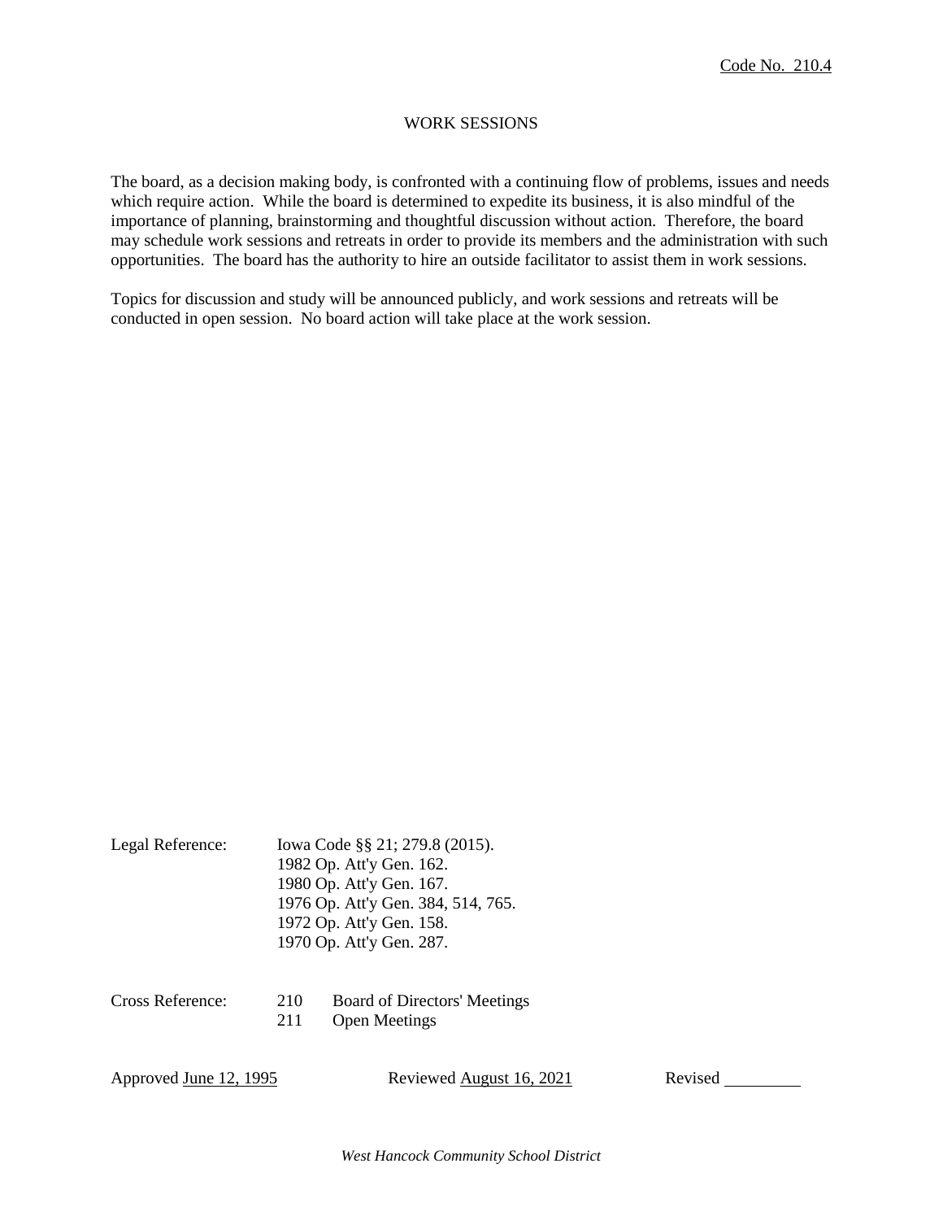Code No. 210.4

# WORK SESSIONS

The board, as a decision making body, is confronted with a continuing flow of problems, issues and needs which require action. While the board is determined to expedite its business, it is also mindful of the importance of planning, brainstorming and thoughtful discussion without action. Therefore, the board may schedule work sessions and retreats in order to provide its members and the administration with such opportunities. The board has the authority to hire an outside facilitator to assist them in work sessions.

Topics for discussion and study will be announced publicly, and work sessions and retreats will be conducted in open session. No board action will take place at the work session.

Legal Reference: Iowa Code §§ 21; 279.8 (2015).
1982 Op. Att'y Gen. 162.
1980 Op. Att'y Gen. 167.
1976 Op. Att'y Gen. 384, 514, 765.
1972 Op. Att'y Gen. 158.
1970 Op. Att'y Gen. 287.

Cross Reference: 210 Board of Directors' Meetings
211 Open Meetings

Approved June 12, 1995 Reviewed August 16, 2021 Revised ________

*West Hancock Community School District*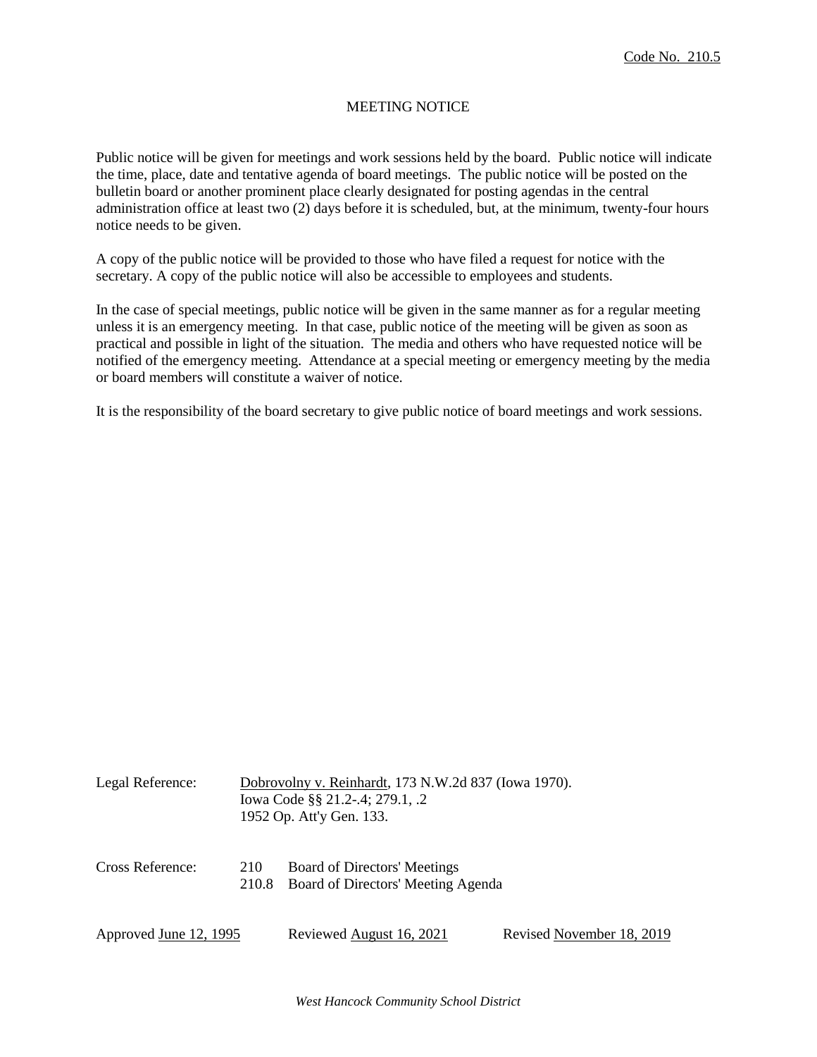Code No. 210.5

# MEETING NOTICE

Public notice will be given for meetings and work sessions held by the board. Public notice will indicate the time, place, date and tentative agenda of board meetings. The public notice will be posted on the bulletin board or another prominent place clearly designated for posting agendas in the central administration office at least two (2) days before it is scheduled, but, at the minimum, twenty-four hours notice needs to be given.

A copy of the public notice will be provided to those who have filed a request for notice with the secretary. A copy of the public notice will also be accessible to employees and students.

In the case of special meetings, public notice will be given in the same manner as for a regular meeting unless it is an emergency meeting. In that case, public notice of the meeting will be given as soon as practical and possible in light of the situation. The media and others who have requested notice will be notified of the emergency meeting. Attendance at a special meeting or emergency meeting by the media or board members will constitute a waiver of notice.

It is the responsibility of the board secretary to give public notice of board meetings and work sessions.

Legal Reference: Dobrovolny v. Reinhardt, 173 N.W.2d 837 (Iowa 1970).
Iowa Code §§ 21.2-.4; 279.1, .2
1952 Op. Att'y Gen. 133.

Cross Reference: 210 Board of Directors' Meetings
210.8 Board of Directors' Meeting Agenda

Approved June 12, 1995 Reviewed August 16, 2021 Revised November 18, 2019

*West Hancock Community School District*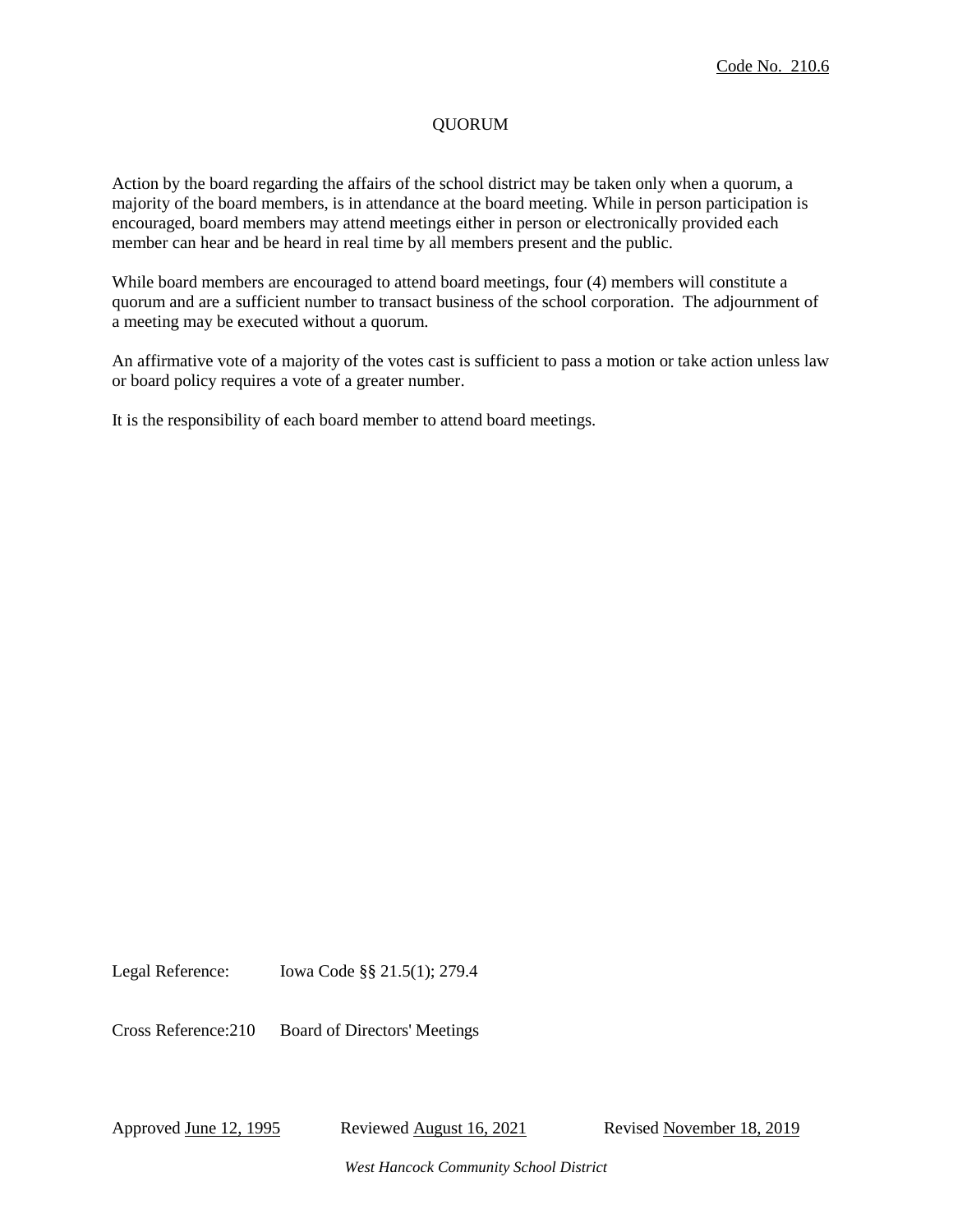Code No. 210.6

# QUORUM

Action by the board regarding the affairs of the school district may be taken only when a quorum, a majority of the board members, is in attendance at the board meeting. While in person participation is encouraged, board members may attend meetings either in person or electronically provided each member can hear and be heard in real time by all members present and the public.

While board members are encouraged to attend board meetings, four (4) members will constitute a quorum and are a sufficient number to transact business of the school corporation. The adjournment of a meeting may be executed without a quorum.

An affirmative vote of a majority of the votes cast is sufficient to pass a motion or take action unless law or board policy requires a vote of a greater number.

It is the responsibility of each board member to attend board meetings.

Legal Reference: Iowa Code §§ 21.5(1); 279.4

Cross Reference: 210 Board of Directors' Meetings

Approved June 12, 1995 Reviewed August 16, 2021 Revised November 18, 2019

*West Hancock Community School District*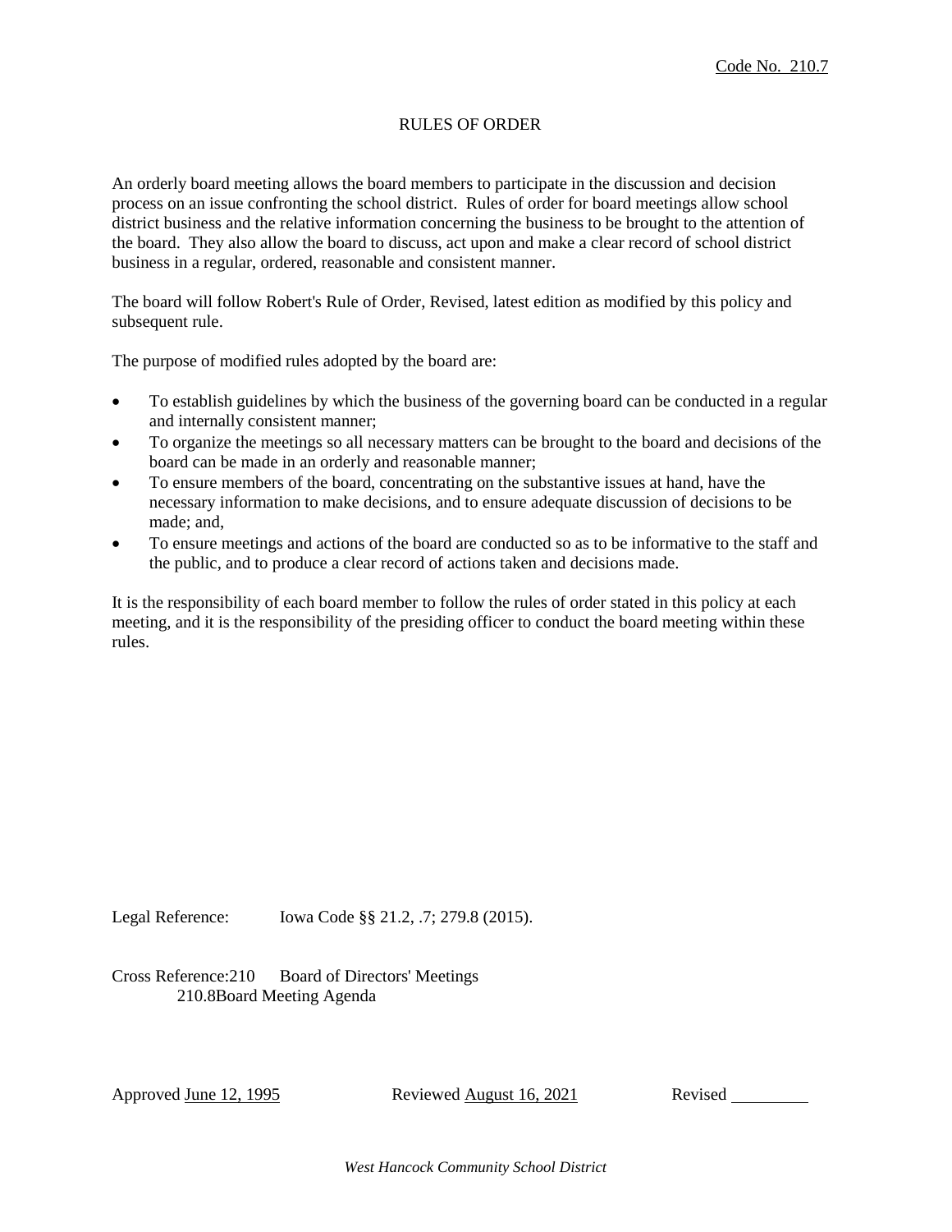Code No. 210.7

# RULES OF ORDER

An orderly board meeting allows the board members to participate in the discussion and decision process on an issue confronting the school district. Rules of order for board meetings allow school district business and the relative information concerning the business to be brought to the attention of the board. They also allow the board to discuss, act upon and make a clear record of school district business in a regular, ordered, reasonable and consistent manner.

The board will follow Robert's Rule of Order, Revised, latest edition as modified by this policy and subsequent rule.

The purpose of modified rules adopted by the board are:

- To establish guidelines by which the business of the governing board can be conducted in a regular and internally consistent manner;
- To organize the meetings so all necessary matters can be brought to the board and decisions of the board can be made in an orderly and reasonable manner;
- To ensure members of the board, concentrating on the substantive issues at hand, have the necessary information to make decisions, and to ensure adequate discussion of decisions to be made; and,
- To ensure meetings and actions of the board are conducted so as to be informative to the staff and the public, and to produce a clear record of actions taken and decisions made.

It is the responsibility of each board member to follow the rules of order stated in this policy at each meeting, and it is the responsibility of the presiding officer to conduct the board meeting within these rules.

Legal Reference: Iowa Code §§ 21.2, .7; 279.8 (2015).

Cross Reference: 210 Board of Directors' Meetings
210.8 Board Meeting Agenda

Approved June 12, 1995 Reviewed August 16, 2021 Revised ________

*West Hancock Community School District*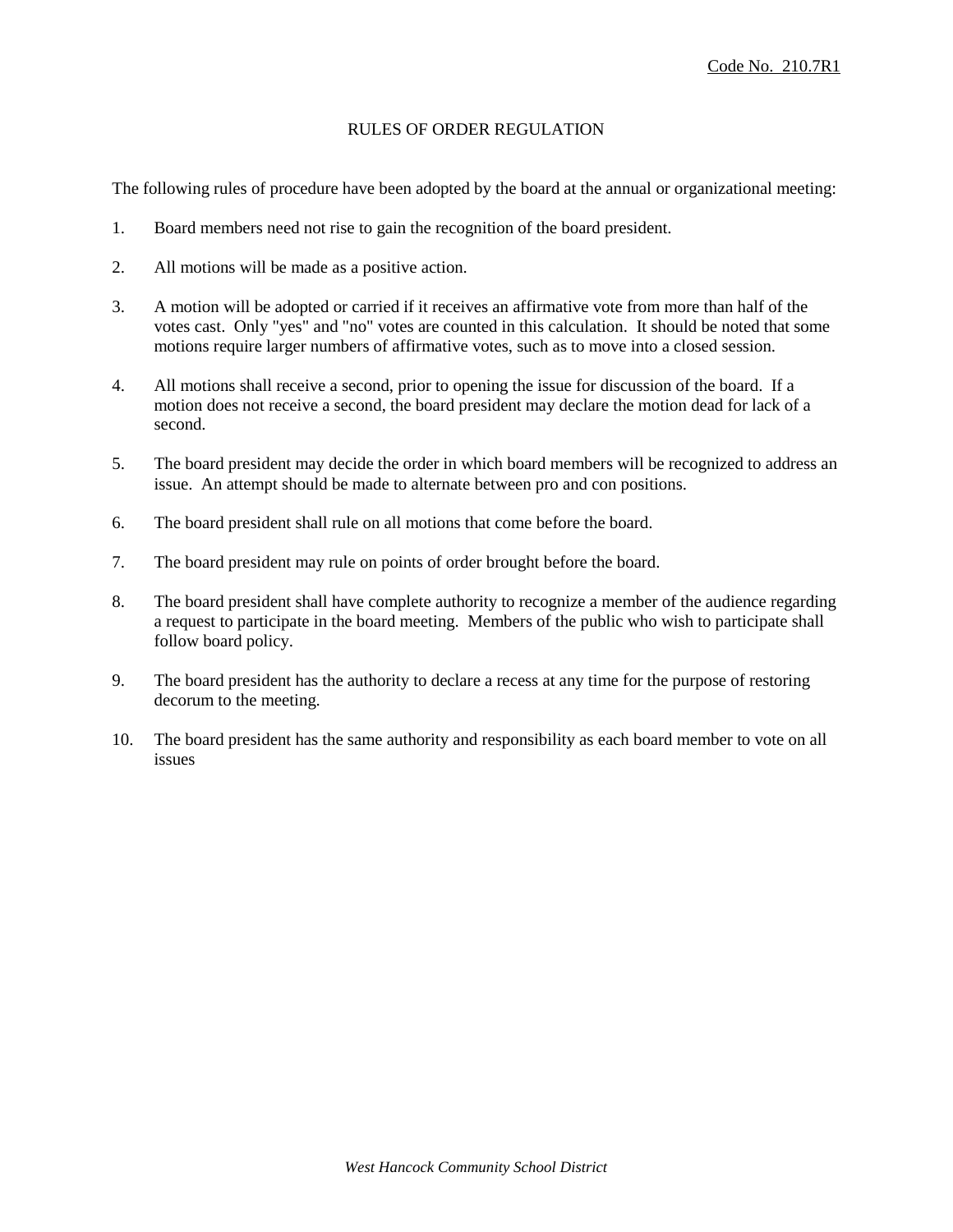Code No. 210.7R1

# RULES OF ORDER REGULATION

The following rules of procedure have been adopted by the board at the annual or organizational meeting:

1. Board members need not rise to gain the recognition of the board president.

2. All motions will be made as a positive action.

3. A motion will be adopted or carried if it receives an affirmative vote from more than half of the votes cast. Only "yes" and "no" votes are counted in this calculation. It should be noted that some motions require larger numbers of affirmative votes, such as to move into a closed session.

4. All motions shall receive a second, prior to opening the issue for discussion of the board. If a motion does not receive a second, the board president may declare the motion dead for lack of a second.

5. The board president may decide the order in which board members will be recognized to address an issue. An attempt should be made to alternate between pro and con positions.

6. The board president shall rule on all motions that come before the board.

7. The board president may rule on points of order brought before the board.

8. The board president shall have complete authority to recognize a member of the audience regarding a request to participate in the board meeting. Members of the public who wish to participate shall follow board policy.

9. The board president has the authority to declare a recess at any time for the purpose of restoring decorum to the meeting.

10. The board president has the same authority and responsibility as each board member to vote on all issues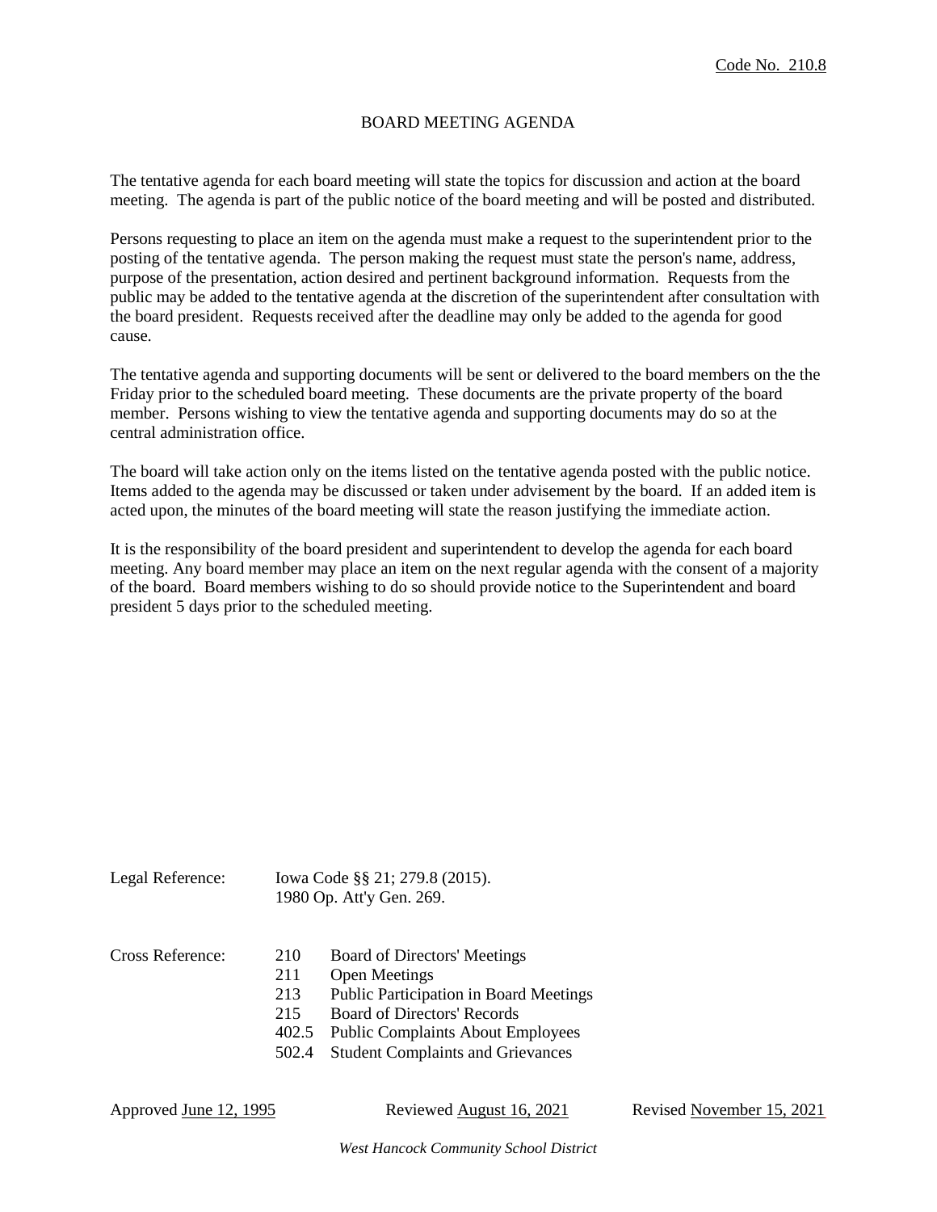Code No. 210.8

# BOARD MEETING AGENDA

The tentative agenda for each board meeting will state the topics for discussion and action at the board meeting. The agenda is part of the public notice of the board meeting and will be posted and distributed.

Persons requesting to place an item on the agenda must make a request to the superintendent prior to the posting of the tentative agenda. The person making the request must state the person's name, address, purpose of the presentation, action desired and pertinent background information. Requests from the public may be added to the tentative agenda at the discretion of the superintendent after consultation with the board president. Requests received after the deadline may only be added to the agenda for good cause.

The tentative agenda and supporting documents will be sent or delivered to the board members on the the Friday prior to the scheduled board meeting. These documents are the private property of the board member. Persons wishing to view the tentative agenda and supporting documents may do so at the central administration office.

The board will take action only on the items listed on the tentative agenda posted with the public notice. Items added to the agenda may be discussed or taken under advisement by the board. If an added item is acted upon, the minutes of the board meeting will state the reason justifying the immediate action.

It is the responsibility of the board president and superintendent to develop the agenda for each board meeting. Any board member may place an item on the next regular agenda with the consent of a majority of the board. Board members wishing to do so should provide notice to the Superintendent and board president 5 days prior to the scheduled meeting.

Legal Reference: Iowa Code §§ 21; 279.8 (2015).
1980 Op. Att'y Gen. 269.

Cross Reference:
- 210 Board of Directors' Meetings
- 211 Open Meetings
- 213 Public Participation in Board Meetings
- 215 Board of Directors' Records
- 402.5 Public Complaints About Employees
- 502.4 Student Complaints and Grievances

Approved June 12, 1995 Reviewed August 16, 2021 Revised November 15, 2021

*West Hancock Community School District*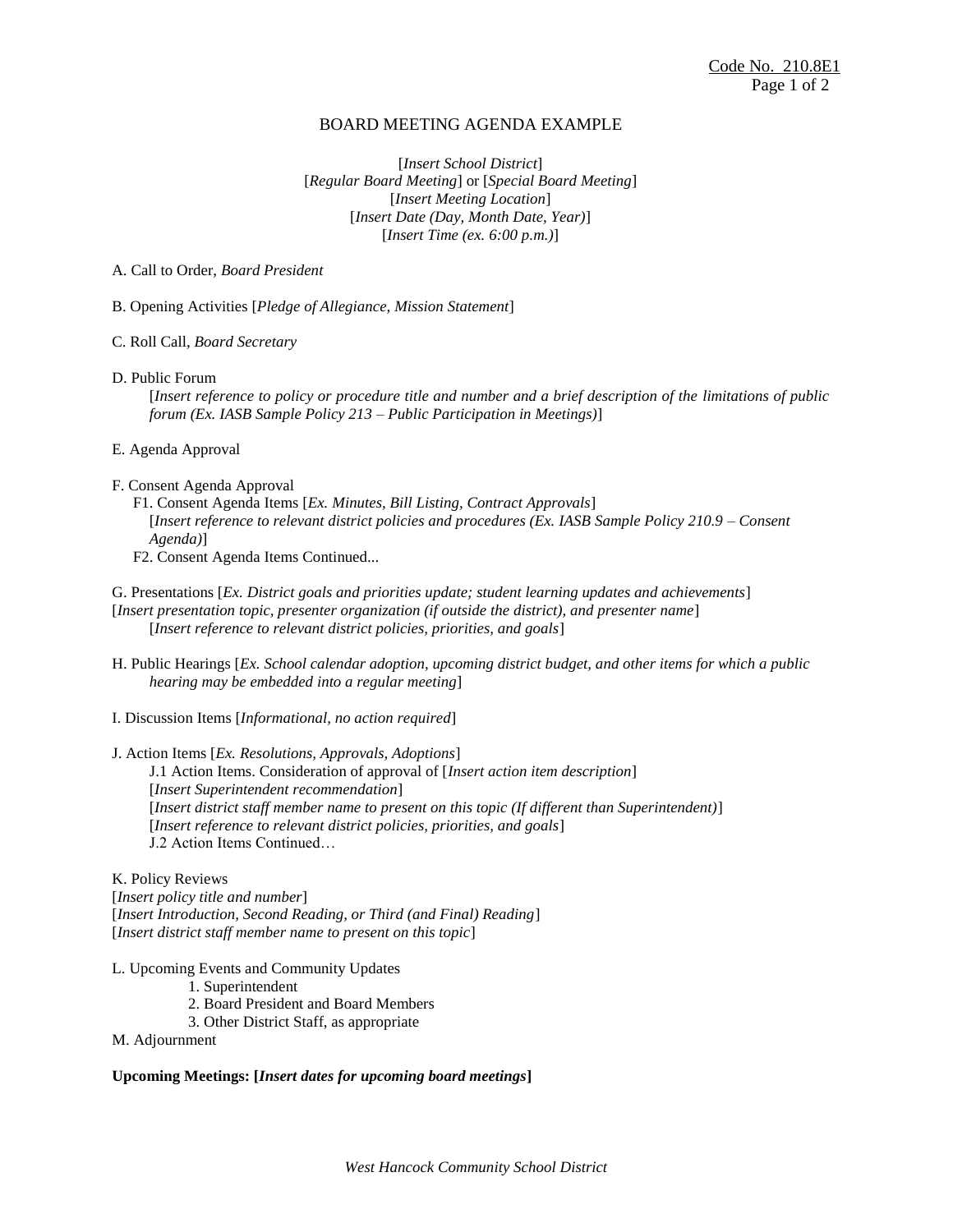Code No. 210.8E1

# BOARD MEETING AGENDA EXAMPLE

[*Insert School District*]
[*Regular Board Meeting*] or [*Special Board Meeting*]
[*Insert Meeting Location*]
[*Insert Date (Day, Month Date, Year)*]
[*Insert Time (ex. 6:00 p.m.)*]

A. Call to Order, *Board President*

B. Opening Activities [*Pledge of Allegiance, Mission Statement*]

C. Roll Call, *Board Secretary*

D. Public Forum
[*Insert reference to policy or procedure title and number and a brief description of the limitations of public forum (Ex. IASB Sample Policy 213 – Public Participation in Meetings)*]

E. Agenda Approval

F. Consent Agenda Approval
F1. Consent Agenda Items [*Ex. Minutes, Bill Listing, Contract Approvals*]
[*Insert reference to relevant district policies and procedures (Ex. IASB Sample Policy 210.9 – Consent Agenda)*]
F2. Consent Agenda Items Continued...

G. Presentations [*Ex. District goals and priorities update; student learning updates and achievements*]
[*Insert presentation topic, presenter organization (if outside the district), and presenter name*]
[*Insert reference to relevant district policies, priorities, and goals*]

H. Public Hearings [*Ex. School calendar adoption, upcoming district budget, and other items for which a public hearing may be embedded into a regular meeting*]

I. Discussion Items [*Informational, no action required*]

J. Action Items [*Ex. Resolutions, Approvals, Adoptions*]
J.1 Action Items. Consideration of approval of [*Insert action item description*]
[*Insert Superintendent recommendation*]
[*Insert district staff member name to present on this topic (If different than Superintendent)*]
[*Insert reference to relevant district policies, priorities, and goals*]
J.2 Action Items Continued…

K. Policy Reviews
[*Insert policy title and number*]
[*Insert Introduction, Second Reading, or Third (and Final) Reading*]
[*Insert district staff member name to present on this topic*]

L. Upcoming Events and Community Updates
1. Superintendent
2. Board President and Board Members
3. Other District Staff, as appropriate

M. Adjournment

**Upcoming Meetings: [*Insert dates for upcoming board meetings*]**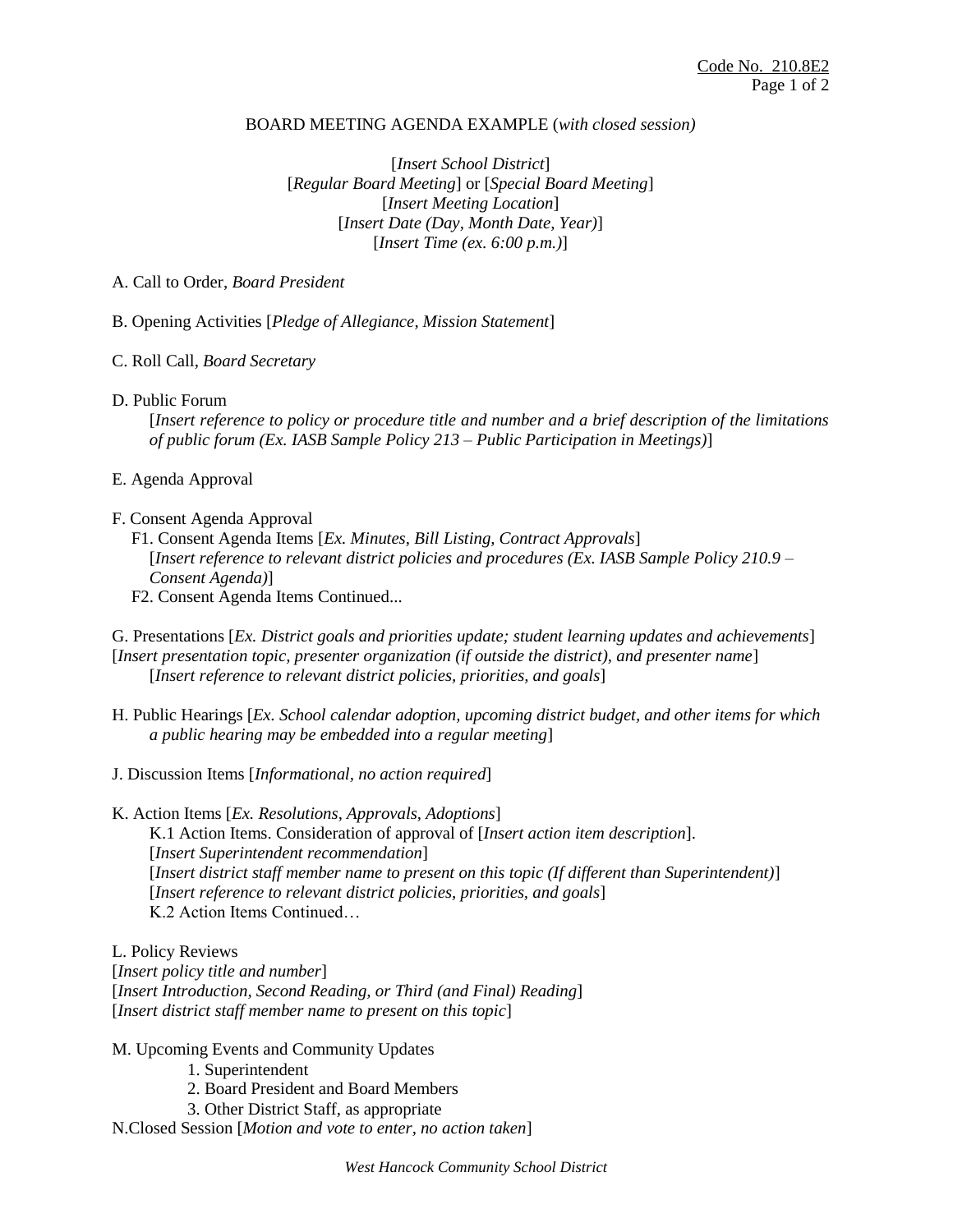Code No. 210.8E2

BOARD MEETING AGENDA EXAMPLE (*with closed session)*

[*Insert School District*]
[*Regular Board Meeting*] or [*Special Board Meeting*]
[*Insert Meeting Location*]
[*Insert Date (Day, Month Date, Year)*]
[*Insert Time (ex. 6:00 p.m.)*]

A. Call to Order, *Board President*

B. Opening Activities [*Pledge of Allegiance, Mission Statement*]

C. Roll Call, *Board Secretary*

D. Public Forum
  [*Insert reference to policy or procedure title and number and a brief description of the limitations of public forum (Ex. IASB Sample Policy 213 – Public Participation in Meetings)*]

E. Agenda Approval

F. Consent Agenda Approval
  F1. Consent Agenda Items [*Ex. Minutes, Bill Listing, Contract Approvals*]
    [*Insert reference to relevant district policies and procedures (Ex. IASB Sample Policy 210.9 – Consent Agenda)*]
  F2. Consent Agenda Items Continued...

G. Presentations [*Ex. District goals and priorities update; student learning updates and achievements*]
[*Insert presentation topic, presenter organization (if outside the district), and presenter name*]
  [*Insert reference to relevant district policies, priorities, and goals*]

H. Public Hearings [*Ex. School calendar adoption, upcoming district budget, and other items for which a public hearing may be embedded into a regular meeting*]

J. Discussion Items [*Informational, no action required*]

K. Action Items [*Ex. Resolutions, Approvals, Adoptions*]
  K.1 Action Items. Consideration of approval of [*Insert action item description*].
  [*Insert Superintendent recommendation*]
  [*Insert district staff member name to present on this topic (If different than Superintendent)*]
  [*Insert reference to relevant district policies, priorities, and goals*]
  K.2 Action Items Continued…

L. Policy Reviews
[*Insert policy title and number*]
[*Insert Introduction, Second Reading, or Third (and Final) Reading*]
[*Insert district staff member name to present on this topic*]

M. Upcoming Events and Community Updates
  1. Superintendent
  2. Board President and Board Members
  3. Other District Staff, as appropriate

N. Closed Session [*Motion and vote to enter, no action taken*]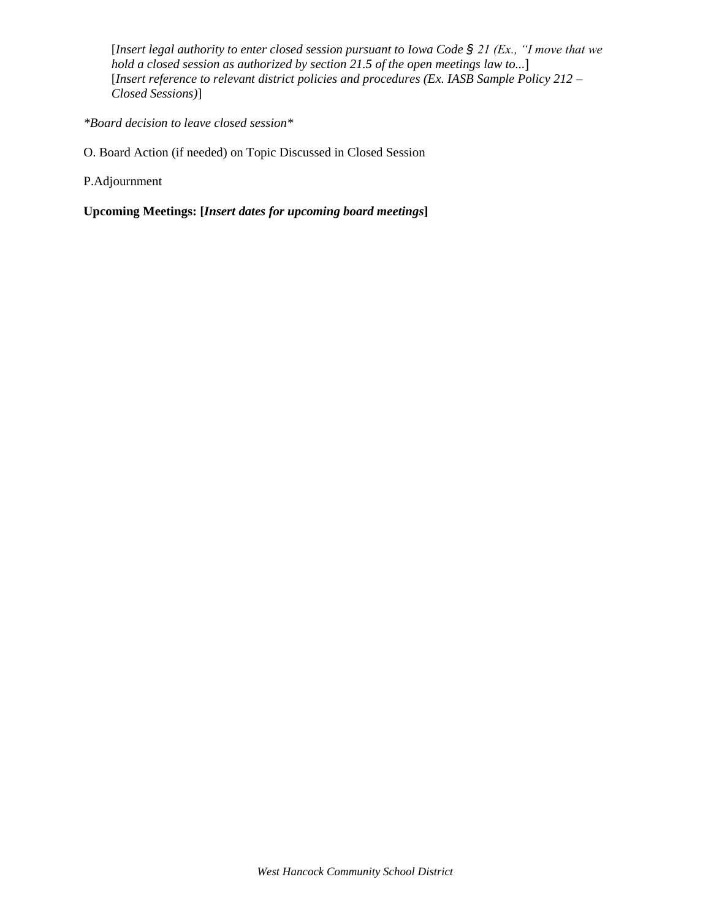[*Insert legal authority to enter closed session pursuant to Iowa Code § 21 (Ex., "I move that we hold a closed session as authorized by section 21.5 of the open meetings law to...*]
[*Insert reference to relevant district policies and procedures (Ex. IASB Sample Policy 212 – Closed Sessions)*]

*\*Board decision to leave closed session\**

O. Board Action (if needed) on Topic Discussed in Closed Session

P.Adjournment

**Upcoming Meetings: [*Insert dates for upcoming board meetings*]**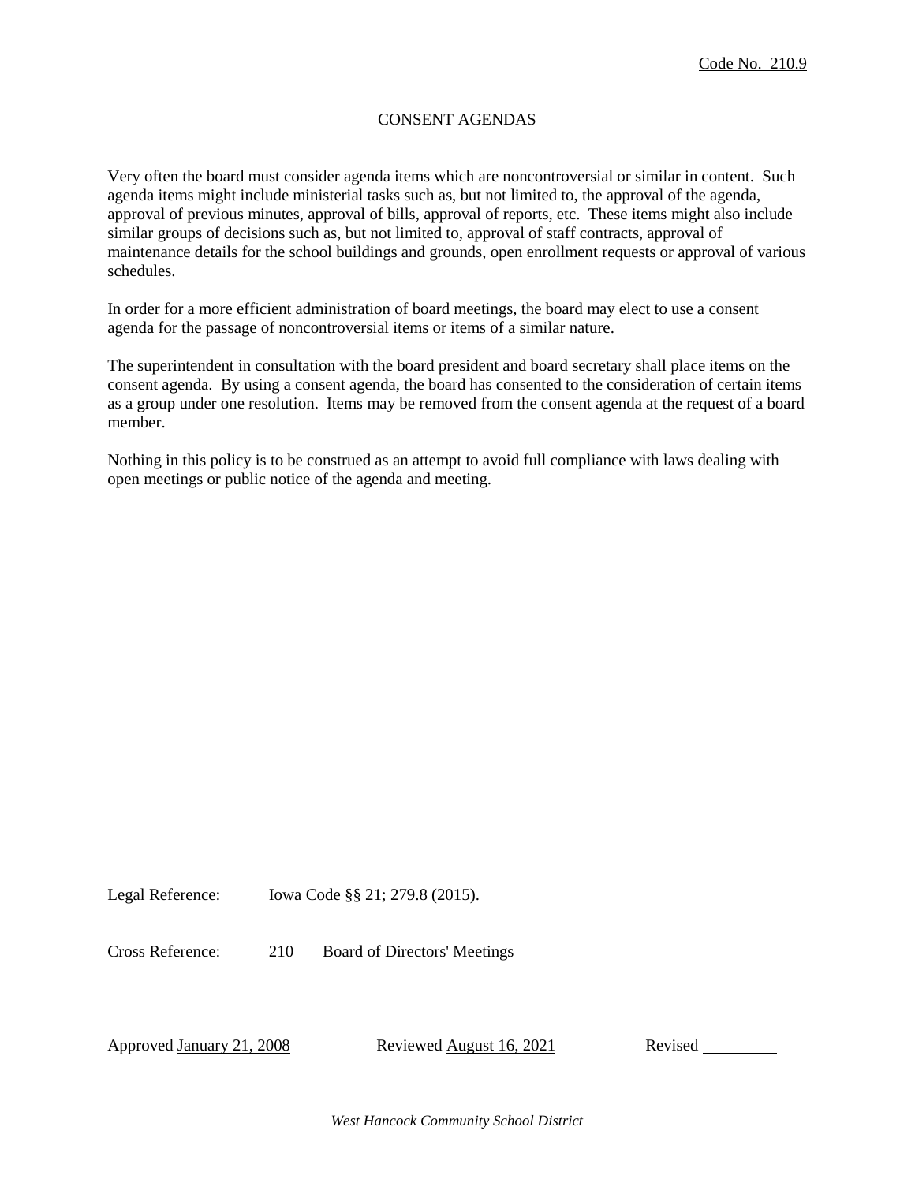Code No. 210.9

# CONSENT AGENDAS

Very often the board must consider agenda items which are noncontroversial or similar in content. Such agenda items might include ministerial tasks such as, but not limited to, the approval of the agenda, approval of previous minutes, approval of bills, approval of reports, etc. These items might also include similar groups of decisions such as, but not limited to, approval of staff contracts, approval of maintenance details for the school buildings and grounds, open enrollment requests or approval of various schedules.

In order for a more efficient administration of board meetings, the board may elect to use a consent agenda for the passage of noncontroversial items or items of a similar nature.

The superintendent in consultation with the board president and board secretary shall place items on the consent agenda. By using a consent agenda, the board has consented to the consideration of certain items as a group under one resolution. Items may be removed from the consent agenda at the request of a board member.

Nothing in this policy is to be construed as an attempt to avoid full compliance with laws dealing with open meetings or public notice of the agenda and meeting.

Legal Reference: Iowa Code §§ 21; 279.8 (2015).

Cross Reference: 210 Board of Directors' Meetings

Approved January 21, 2008 Reviewed August 16, 2021 Revised \_\_\_\_\_\_\_\_\_

*West Hancock Community School District*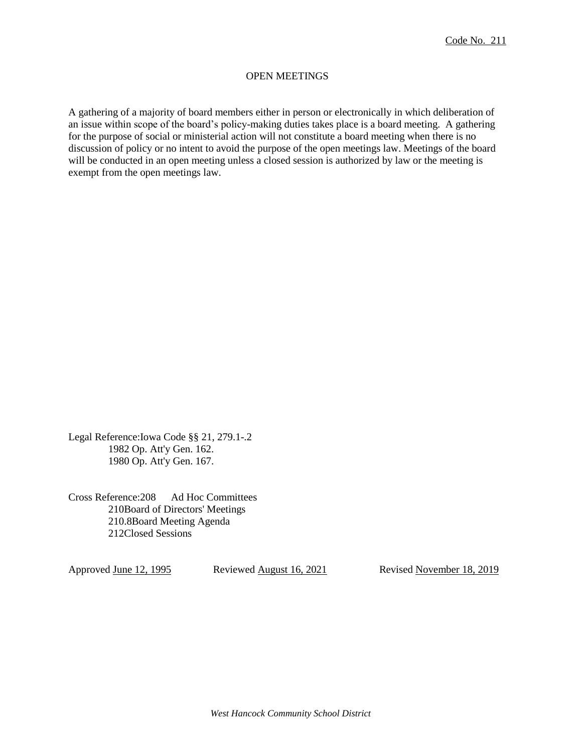Code No. 211

# OPEN MEETINGS

A gathering of a majority of board members either in person or electronically in which deliberation of an issue within scope of the board's policy-making duties takes place is a board meeting. A gathering for the purpose of social or ministerial action will not constitute a board meeting when there is no discussion of policy or no intent to avoid the purpose of the open meetings law. Meetings of the board will be conducted in an open meeting unless a closed session is authorized by law or the meeting is exempt from the open meetings law.

Legal Reference: Iowa Code §§ 21, 279.1-.2
1982 Op. Att'y Gen. 162.
1980 Op. Att'y Gen. 167.

Cross Reference: 208 Ad Hoc Committees
210 Board of Directors' Meetings
210.8 Board Meeting Agenda
212 Closed Sessions

Approved June 12, 1995 Reviewed August 16, 2021 Revised November 18, 2019

*West Hancock Community School District*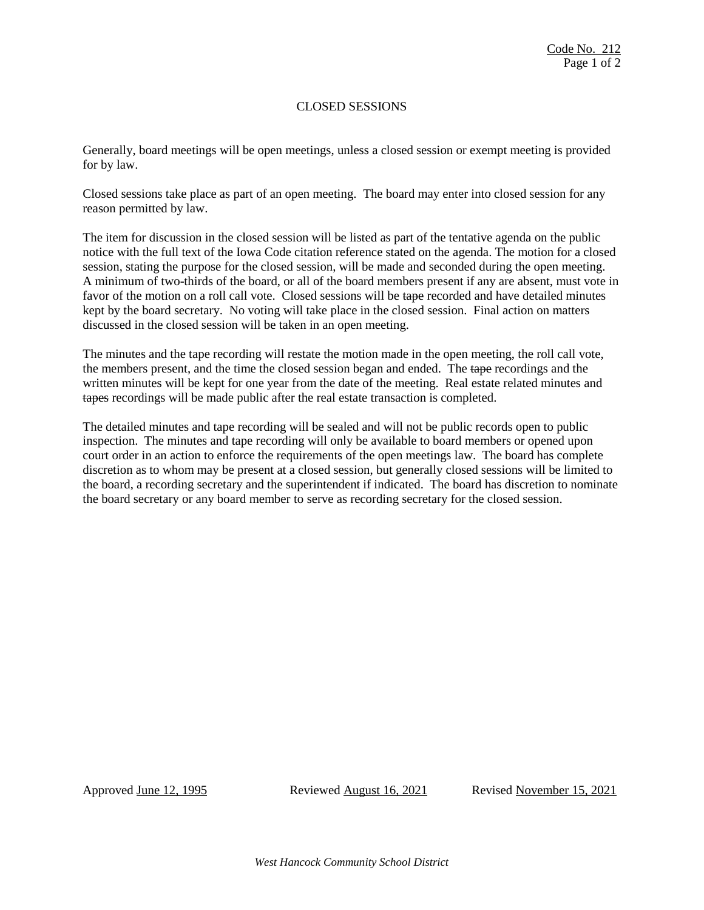# CLOSED SESSIONS

Generally, board meetings will be open meetings, unless a closed session or exempt meeting is provided for by law.

Closed sessions take place as part of an open meeting. The board may enter into closed session for any reason permitted by law.

The item for discussion in the closed session will be listed as part of the tentative agenda on the public notice with the full text of the Iowa Code citation reference stated on the agenda. The motion for a closed session, stating the purpose for the closed session, will be made and seconded during the open meeting. A minimum of two-thirds of the board, or all of the board members present if any are absent, must vote in favor of the motion on a roll call vote. Closed sessions will be ~~tape~~ recorded and have detailed minutes kept by the board secretary. No voting will take place in the closed session. Final action on matters discussed in the closed session will be taken in an open meeting.

The minutes and the tape recording will restate the motion made in the open meeting, the roll call vote, the members present, and the time the closed session began and ended. The ~~tape~~ recordings and the written minutes will be kept for one year from the date of the meeting. Real estate related minutes and ~~tapes~~ recordings will be made public after the real estate transaction is completed.

The detailed minutes and tape recording will be sealed and will not be public records open to public inspection. The minutes and tape recording will only be available to board members or opened upon court order in an action to enforce the requirements of the open meetings law. The board has complete discretion as to whom may be present at a closed session, but generally closed sessions will be limited to the board, a recording secretary and the superintendent if indicated. The board has discretion to nominate the board secretary or any board member to serve as recording secretary for the closed session.

Approved June 12, 1995 Reviewed August 16, 2021 Revised November 15, 2021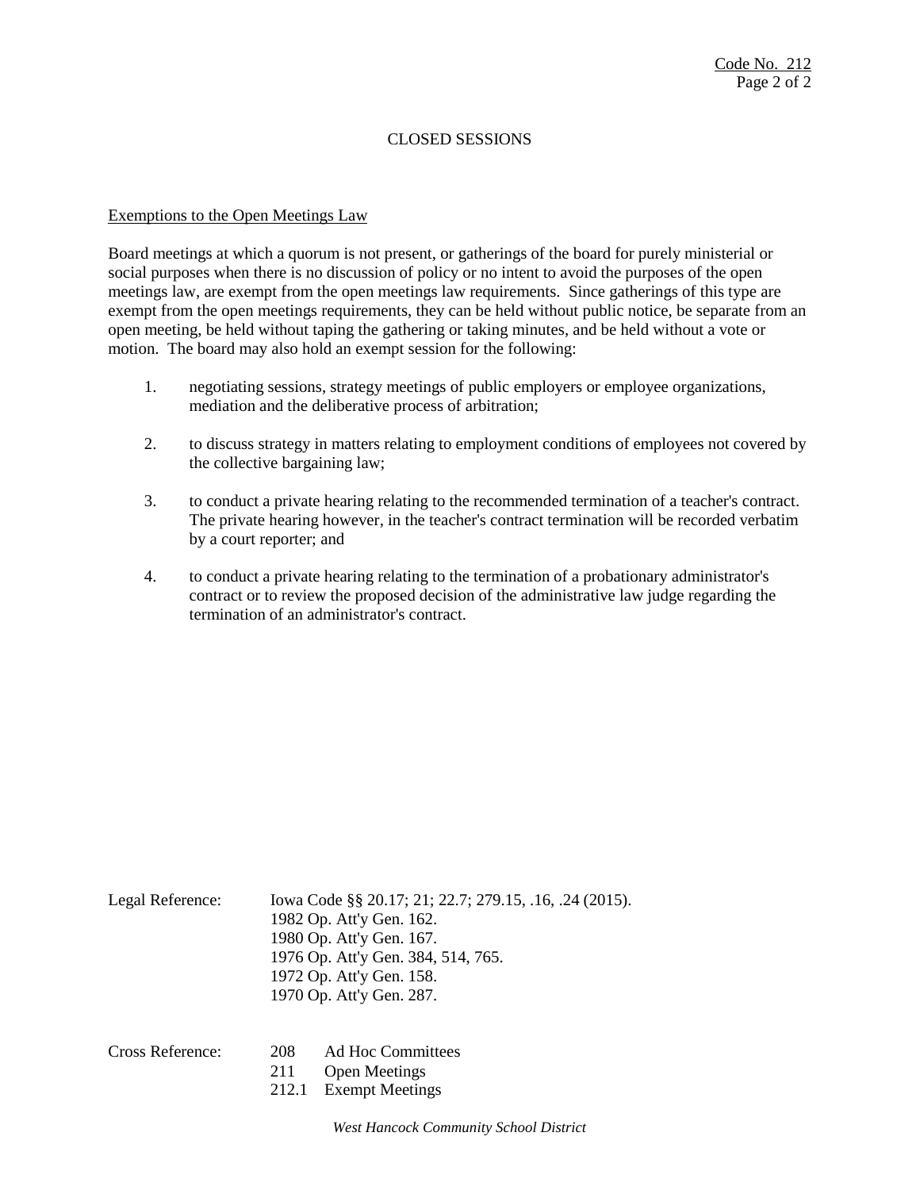# CLOSED SESSIONS

## Exemptions to the Open Meetings Law

Board meetings at which a quorum is not present, or gatherings of the board for purely ministerial or social purposes when there is no discussion of policy or no intent to avoid the purposes of the open meetings law, are exempt from the open meetings law requirements. Since gatherings of this type are exempt from the open meetings requirements, they can be held without public notice, be separate from an open meeting, be held without taping the gathering or taking minutes, and be held without a vote or motion. The board may also hold an exempt session for the following:

1. negotiating sessions, strategy meetings of public employers or employee organizations, mediation and the deliberative process of arbitration;

2. to discuss strategy in matters relating to employment conditions of employees not covered by the collective bargaining law;

3. to conduct a private hearing relating to the recommended termination of a teacher's contract. The private hearing however, in the teacher's contract termination will be recorded verbatim by a court reporter; and

4. to conduct a private hearing relating to the termination of a probationary administrator's contract or to review the proposed decision of the administrative law judge regarding the termination of an administrator's contract.

Legal Reference: Iowa Code §§ 20.17; 21; 22.7; 279.15, .16, .24 (2015).
1982 Op. Att'y Gen. 162.
1980 Op. Att'y Gen. 167.
1976 Op. Att'y Gen. 384, 514, 765.
1972 Op. Att'y Gen. 158.
1970 Op. Att'y Gen. 287.

Cross Reference:
208 Ad Hoc Committees
211 Open Meetings
212.1 Exempt Meetings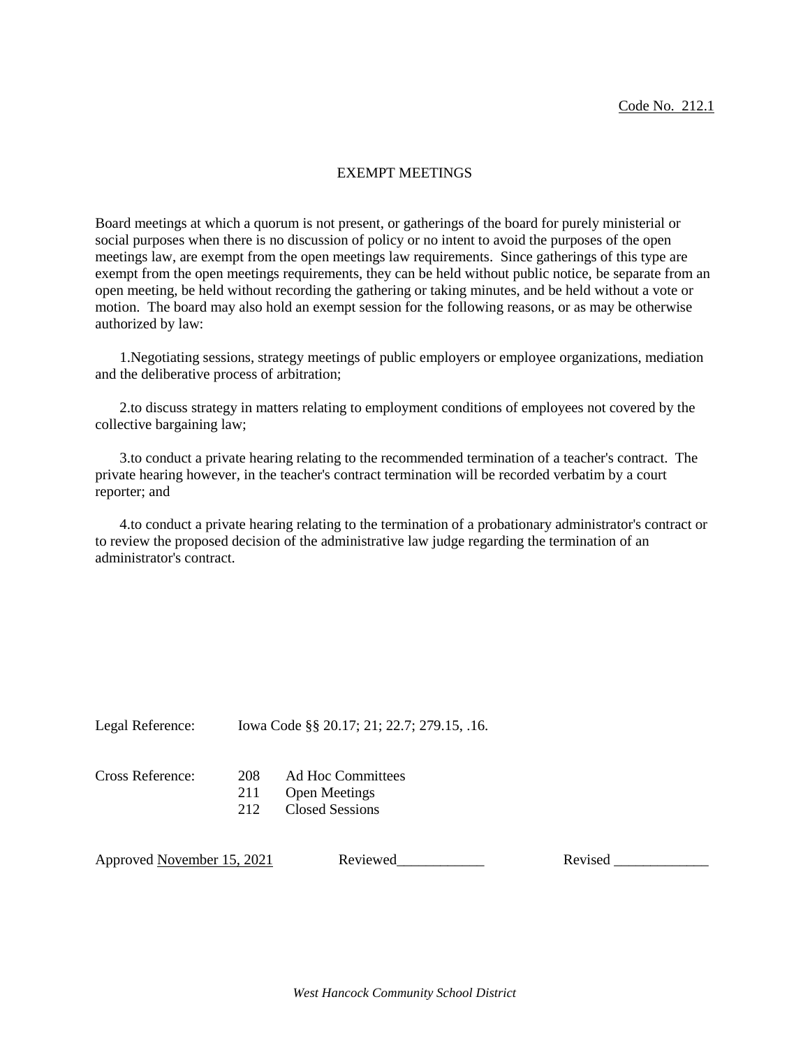Code No. 212.1

# EXEMPT MEETINGS

Board meetings at which a quorum is not present, or gatherings of the board for purely ministerial or social purposes when there is no discussion of policy or no intent to avoid the purposes of the open meetings law, are exempt from the open meetings law requirements. Since gatherings of this type are exempt from the open meetings requirements, they can be held without public notice, be separate from an open meeting, be held without recording the gathering or taking minutes, and be held without a vote or motion. The board may also hold an exempt session for the following reasons, or as may be otherwise authorized by law:

1. Negotiating sessions, strategy meetings of public employers or employee organizations, mediation and the deliberative process of arbitration;

2. to discuss strategy in matters relating to employment conditions of employees not covered by the collective bargaining law;

3. to conduct a private hearing relating to the recommended termination of a teacher's contract. The private hearing however, in the teacher's contract termination will be recorded verbatim by a court reporter; and

4. to conduct a private hearing relating to the termination of a probationary administrator's contract or to review the proposed decision of the administrative law judge regarding the termination of an administrator's contract.

Legal Reference: Iowa Code §§ 20.17; 21; 22.7; 279.15, .16.

Cross Reference:
208 Ad Hoc Committees
211 Open Meetings
212 Closed Sessions

Approved November 15, 2021 Reviewed____________ Revised _____________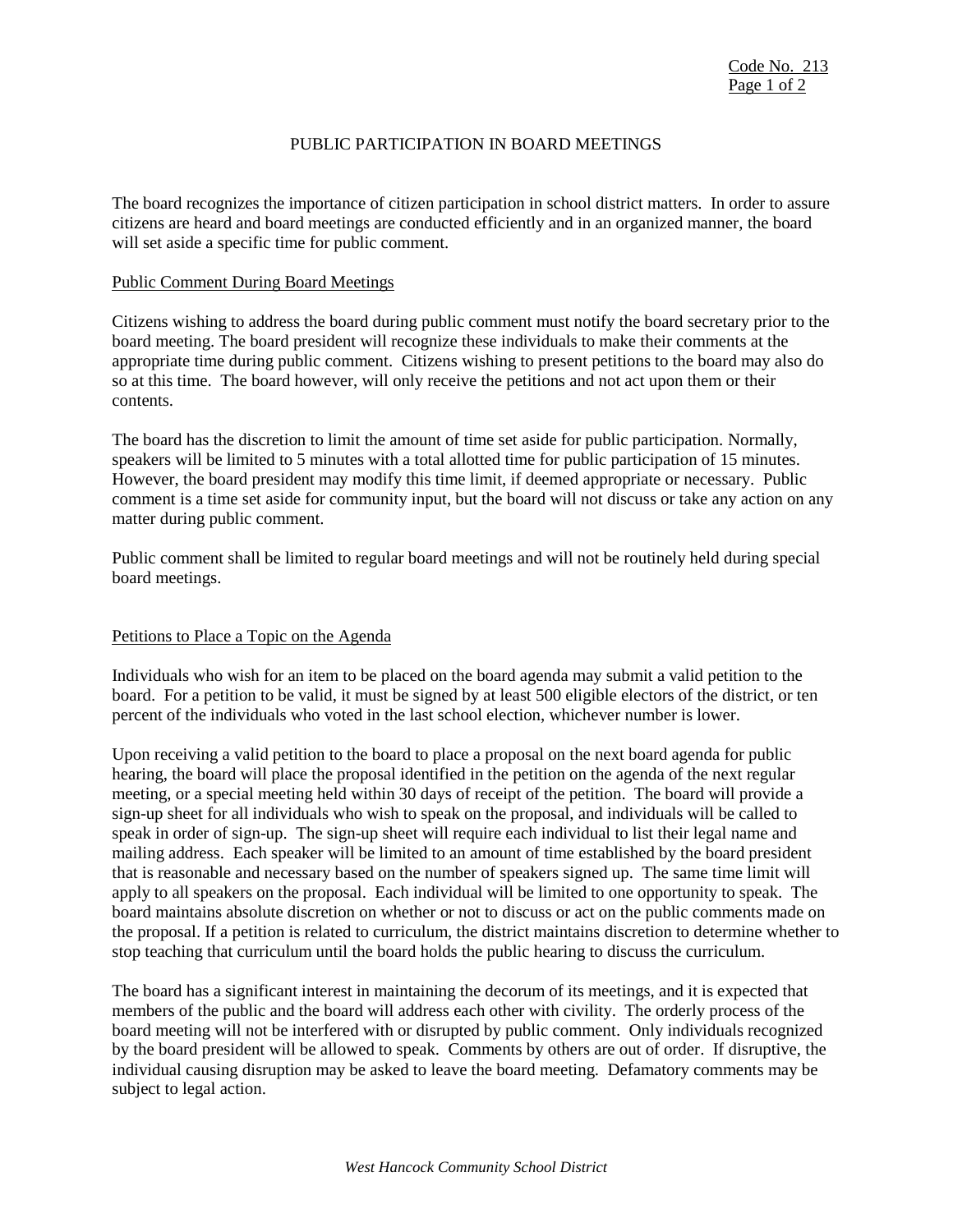# PUBLIC PARTICIPATION IN BOARD MEETINGS

The board recognizes the importance of citizen participation in school district matters. In order to assure citizens are heard and board meetings are conducted efficiently and in an organized manner, the board will set aside a specific time for public comment.

## Public Comment During Board Meetings

Citizens wishing to address the board during public comment must notify the board secretary prior to the board meeting. The board president will recognize these individuals to make their comments at the appropriate time during public comment. Citizens wishing to present petitions to the board may also do so at this time. The board however, will only receive the petitions and not act upon them or their contents.

The board has the discretion to limit the amount of time set aside for public participation. Normally, speakers will be limited to 5 minutes with a total allotted time for public participation of 15 minutes. However, the board president may modify this time limit, if deemed appropriate or necessary. Public comment is a time set aside for community input, but the board will not discuss or take any action on any matter during public comment.

Public comment shall be limited to regular board meetings and will not be routinely held during special board meetings.

## Petitions to Place a Topic on the Agenda

Individuals who wish for an item to be placed on the board agenda may submit a valid petition to the board. For a petition to be valid, it must be signed by at least 500 eligible electors of the district, or ten percent of the individuals who voted in the last school election, whichever number is lower.

Upon receiving a valid petition to the board to place a proposal on the next board agenda for public hearing, the board will place the proposal identified in the petition on the agenda of the next regular meeting, or a special meeting held within 30 days of receipt of the petition. The board will provide a sign-up sheet for all individuals who wish to speak on the proposal, and individuals will be called to speak in order of sign-up. The sign-up sheet will require each individual to list their legal name and mailing address. Each speaker will be limited to an amount of time established by the board president that is reasonable and necessary based on the number of speakers signed up. The same time limit will apply to all speakers on the proposal. Each individual will be limited to one opportunity to speak. The board maintains absolute discretion on whether or not to discuss or act on the public comments made on the proposal. If a petition is related to curriculum, the district maintains discretion to determine whether to stop teaching that curriculum until the board holds the public hearing to discuss the curriculum.

The board has a significant interest in maintaining the decorum of its meetings, and it is expected that members of the public and the board will address each other with civility. The orderly process of the board meeting will not be interfered with or disrupted by public comment. Only individuals recognized by the board president will be allowed to speak. Comments by others are out of order. If disruptive, the individual causing disruption may be asked to leave the board meeting. Defamatory comments may be subject to legal action.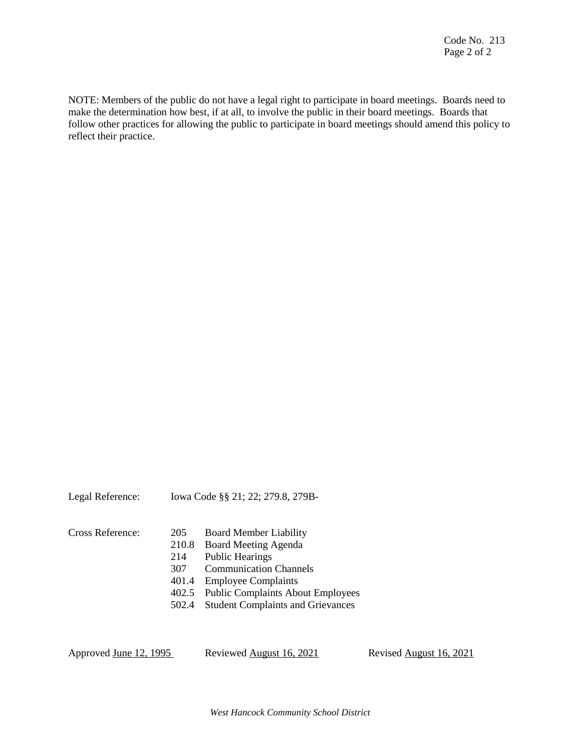NOTE: Members of the public do not have a legal right to participate in board meetings. Boards need to make the determination how best, if at all, to involve the public in their board meetings. Boards that follow other practices for allowing the public to participate in board meetings should amend this policy to reflect their practice.

Legal Reference: Iowa Code §§ 21; 22; 279.8, 279B-

Cross Reference:

| | |
|---|---|
| 205 | Board Member Liability |
| 210.8 | Board Meeting Agenda |
| 214 | Public Hearings |
| 307 | Communication Channels |
| 401.4 | Employee Complaints |
| 402.5 | Public Complaints About Employees |
| 502.4 | Student Complaints and Grievances |

Approved June 12, 1995 Reviewed August 16, 2021 Revised August 16, 2021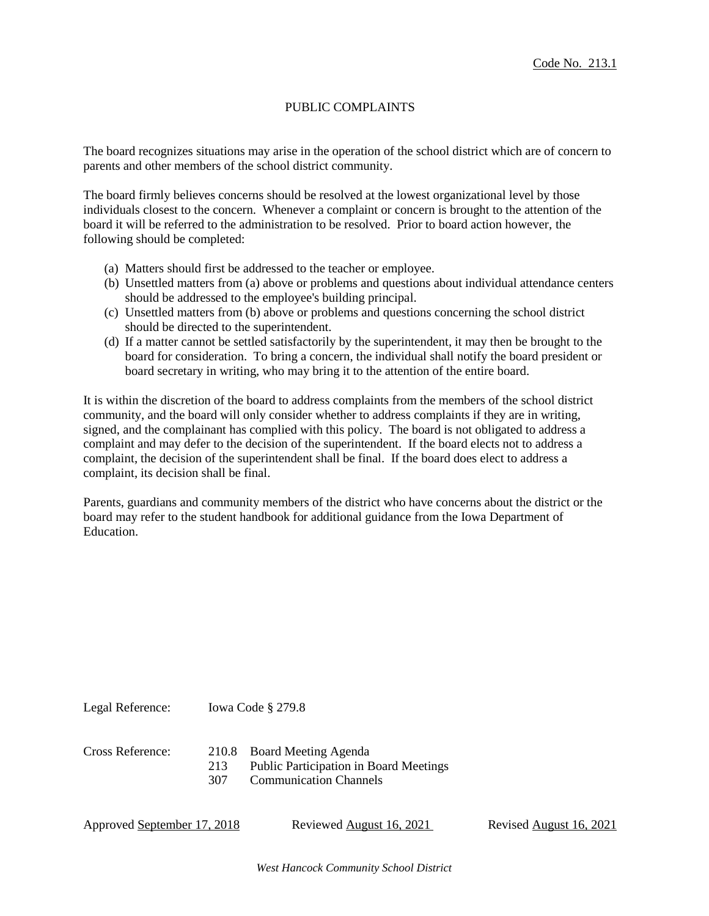Code No. 213.1

# PUBLIC COMPLAINTS

The board recognizes situations may arise in the operation of the school district which are of concern to parents and other members of the school district community.

The board firmly believes concerns should be resolved at the lowest organizational level by those individuals closest to the concern. Whenever a complaint or concern is brought to the attention of the board it will be referred to the administration to be resolved. Prior to board action however, the following should be completed:

(a) Matters should first be addressed to the teacher or employee.
(b) Unsettled matters from (a) above or problems and questions about individual attendance centers should be addressed to the employee's building principal.
(c) Unsettled matters from (b) above or problems and questions concerning the school district should be directed to the superintendent.
(d) If a matter cannot be settled satisfactorily by the superintendent, it may then be brought to the board for consideration. To bring a concern, the individual shall notify the board president or board secretary in writing, who may bring it to the attention of the entire board.

It is within the discretion of the board to address complaints from the members of the school district community, and the board will only consider whether to address complaints if they are in writing, signed, and the complainant has complied with this policy. The board is not obligated to address a complaint and may defer to the decision of the superintendent. If the board elects not to address a complaint, the decision of the superintendent shall be final. If the board does elect to address a complaint, its decision shall be final.

Parents, guardians and community members of the district who have concerns about the district or the board may refer to the student handbook for additional guidance from the Iowa Department of Education.

Legal Reference: Iowa Code § 279.8

Cross Reference:
210.8 Board Meeting Agenda
213 Public Participation in Board Meetings
307 Communication Channels

Approved September 17, 2018 Reviewed August 16, 2021 Revised August 16, 2021

*West Hancock Community School District*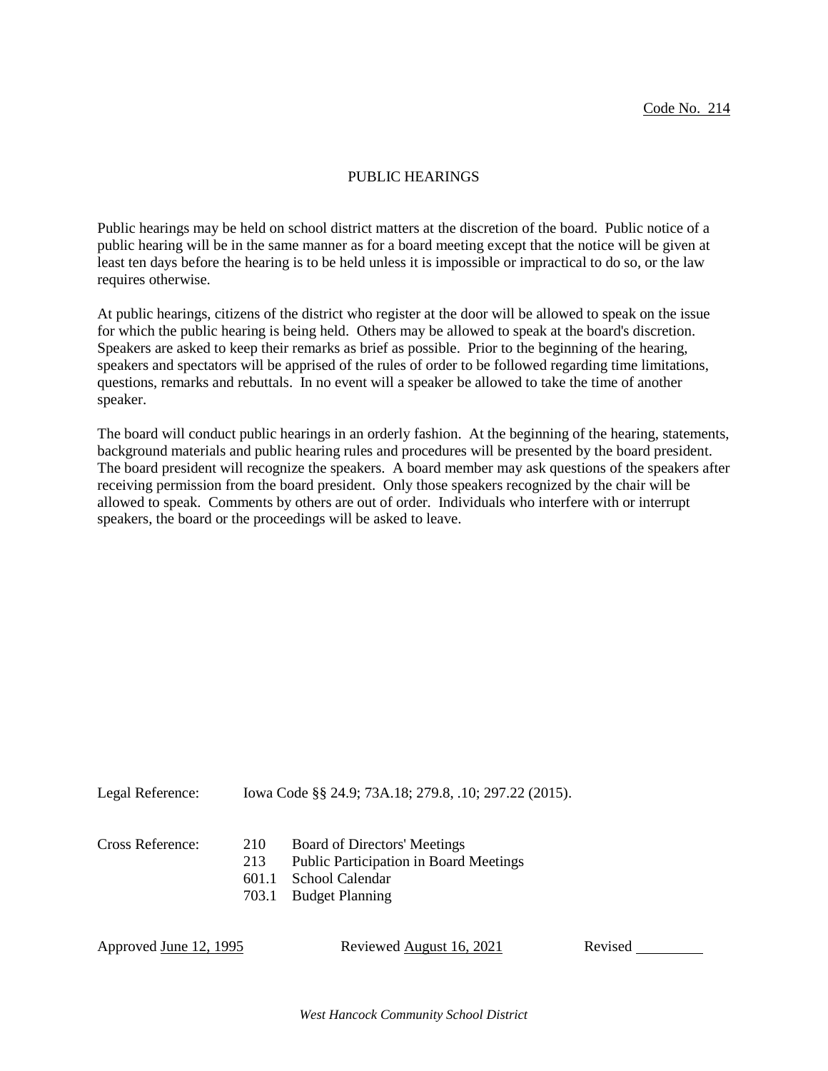Code No. 214

# PUBLIC HEARINGS

Public hearings may be held on school district matters at the discretion of the board. Public notice of a public hearing will be in the same manner as for a board meeting except that the notice will be given at least ten days before the hearing is to be held unless it is impossible or impractical to do so, or the law requires otherwise.

At public hearings, citizens of the district who register at the door will be allowed to speak on the issue for which the public hearing is being held. Others may be allowed to speak at the board's discretion. Speakers are asked to keep their remarks as brief as possible. Prior to the beginning of the hearing, speakers and spectators will be apprised of the rules of order to be followed regarding time limitations, questions, remarks and rebuttals. In no event will a speaker be allowed to take the time of another speaker.

The board will conduct public hearings in an orderly fashion. At the beginning of the hearing, statements, background materials and public hearing rules and procedures will be presented by the board president. The board president will recognize the speakers. A board member may ask questions of the speakers after receiving permission from the board president. Only those speakers recognized by the chair will be allowed to speak. Comments by others are out of order. Individuals who interfere with or interrupt speakers, the board or the proceedings will be asked to leave.

Legal Reference: Iowa Code §§ 24.9; 73A.18; 279.8, .10; 297.22 (2015).

Cross Reference:
- 210 Board of Directors' Meetings
- 213 Public Participation in Board Meetings
- 601.1 School Calendar
- 703.1 Budget Planning

Approved June 12, 1995 Reviewed August 16, 2021 Revised \_\_\_\_\_\_\_\_\_

*West Hancock Community School District*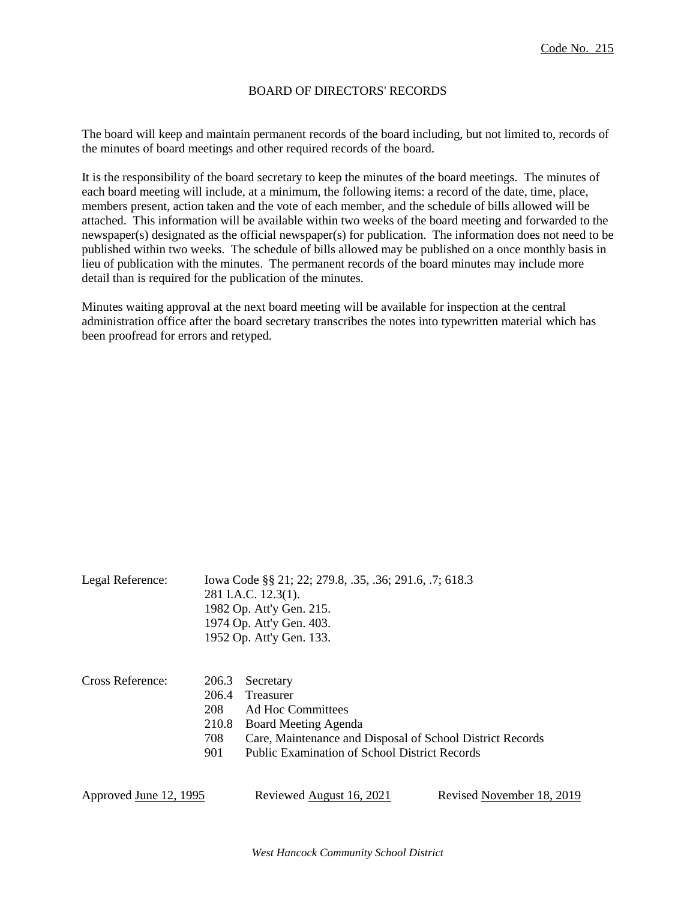Code No. 215

# BOARD OF DIRECTORS' RECORDS

The board will keep and maintain permanent records of the board including, but not limited to, records of the minutes of board meetings and other required records of the board.

It is the responsibility of the board secretary to keep the minutes of the board meetings. The minutes of each board meeting will include, at a minimum, the following items: a record of the date, time, place, members present, action taken and the vote of each member, and the schedule of bills allowed will be attached. This information will be available within two weeks of the board meeting and forwarded to the newspaper(s) designated as the official newspaper(s) for publication. The information does not need to be published within two weeks. The schedule of bills allowed may be published on a once monthly basis in lieu of publication with the minutes. The permanent records of the board minutes may include more detail than is required for the publication of the minutes.

Minutes waiting approval at the next board meeting will be available for inspection at the central administration office after the board secretary transcribes the notes into typewritten material which has been proofread for errors and retyped.

Legal Reference: Iowa Code §§ 21; 22; 279.8, .35, .36; 291.6, .7; 618.3
281 I.A.C. 12.3(1).
1982 Op. Att'y Gen. 215.
1974 Op. Att'y Gen. 403.
1952 Op. Att'y Gen. 133.

Cross Reference:
206.3 Secretary
206.4 Treasurer
208 Ad Hoc Committees
210.8 Board Meeting Agenda
708 Care, Maintenance and Disposal of School District Records
901 Public Examination of School District Records

Approved June 12, 1995 Reviewed August 16, 2021 Revised November 18, 2019

*West Hancock Community School District*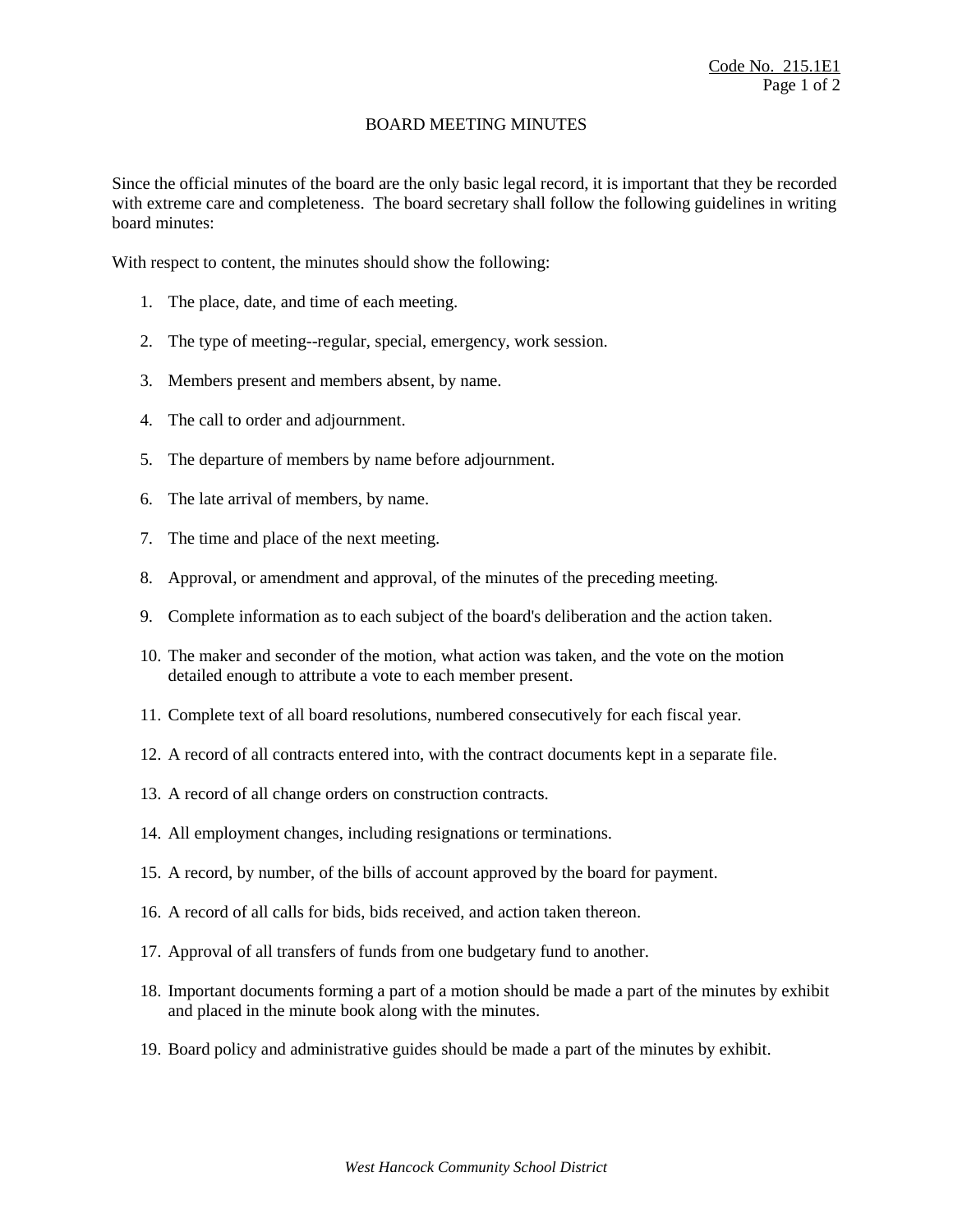# BOARD MEETING MINUTES

Since the official minutes of the board are the only basic legal record, it is important that they be recorded with extreme care and completeness. The board secretary shall follow the following guidelines in writing board minutes:

With respect to content, the minutes should show the following:

1. The place, date, and time of each meeting.
2. The type of meeting--regular, special, emergency, work session.
3. Members present and members absent, by name.
4. The call to order and adjournment.
5. The departure of members by name before adjournment.
6. The late arrival of members, by name.
7. The time and place of the next meeting.
8. Approval, or amendment and approval, of the minutes of the preceding meeting.
9. Complete information as to each subject of the board's deliberation and the action taken.
10. The maker and seconder of the motion, what action was taken, and the vote on the motion detailed enough to attribute a vote to each member present.
11. Complete text of all board resolutions, numbered consecutively for each fiscal year.
12. A record of all contracts entered into, with the contract documents kept in a separate file.
13. A record of all change orders on construction contracts.
14. All employment changes, including resignations or terminations.
15. A record, by number, of the bills of account approved by the board for payment.
16. A record of all calls for bids, bids received, and action taken thereon.
17. Approval of all transfers of funds from one budgetary fund to another.
18. Important documents forming a part of a motion should be made a part of the minutes by exhibit and placed in the minute book along with the minutes.
19. Board policy and administrative guides should be made a part of the minutes by exhibit.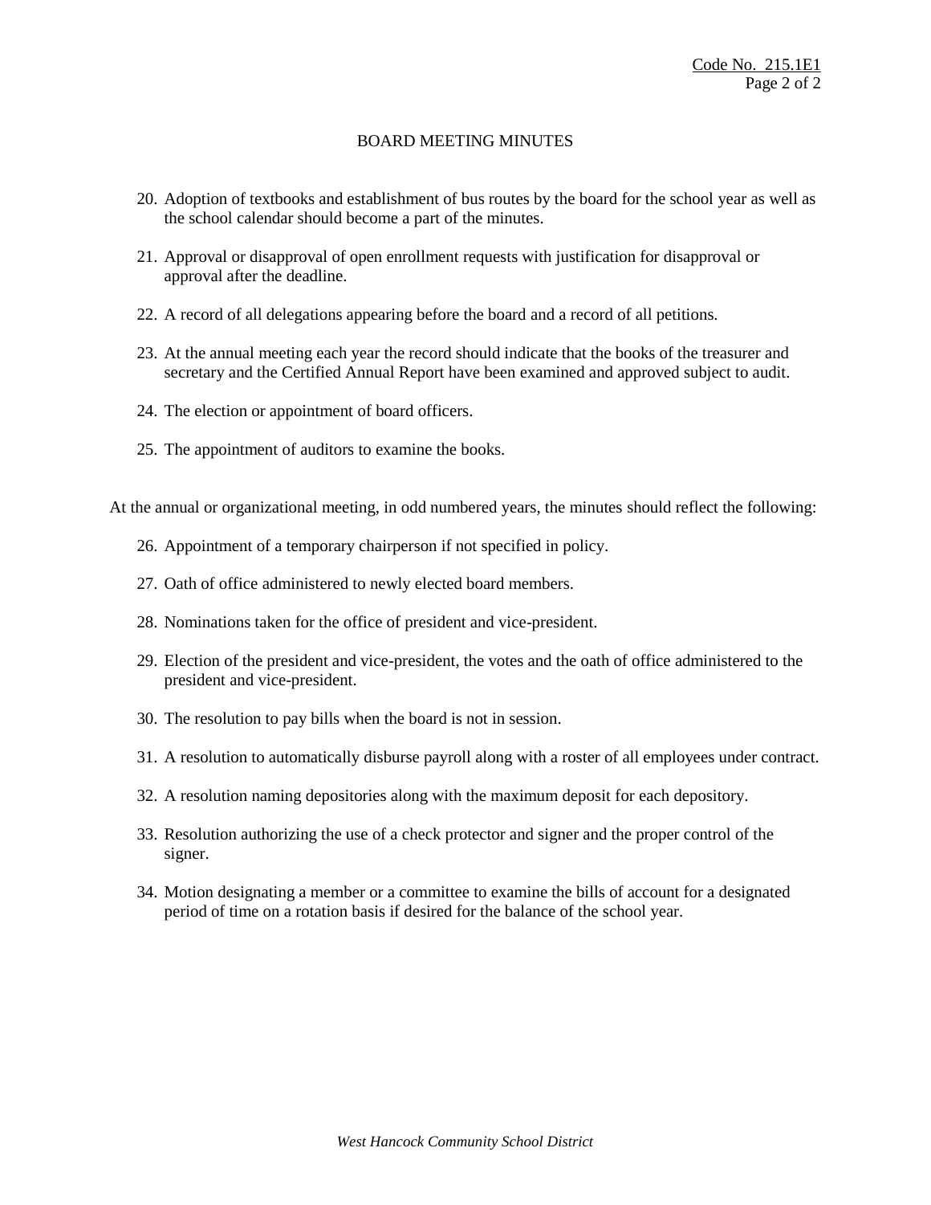## BOARD MEETING MINUTES

20. Adoption of textbooks and establishment of bus routes by the board for the school year as well as the school calendar should become a part of the minutes.

21. Approval or disapproval of open enrollment requests with justification for disapproval or approval after the deadline.

22. A record of all delegations appearing before the board and a record of all petitions.

23. At the annual meeting each year the record should indicate that the books of the treasurer and secretary and the Certified Annual Report have been examined and approved subject to audit.

24. The election or appointment of board officers.

25. The appointment of auditors to examine the books.

At the annual or organizational meeting, in odd numbered years, the minutes should reflect the following:

26. Appointment of a temporary chairperson if not specified in policy.

27. Oath of office administered to newly elected board members.

28. Nominations taken for the office of president and vice-president.

29. Election of the president and vice-president, the votes and the oath of office administered to the president and vice-president.

30. The resolution to pay bills when the board is not in session.

31. A resolution to automatically disburse payroll along with a roster of all employees under contract.

32. A resolution naming depositories along with the maximum deposit for each depository.

33. Resolution authorizing the use of a check protector and signer and the proper control of the signer.

34. Motion designating a member or a committee to examine the bills of account for a designated period of time on a rotation basis if desired for the balance of the school year.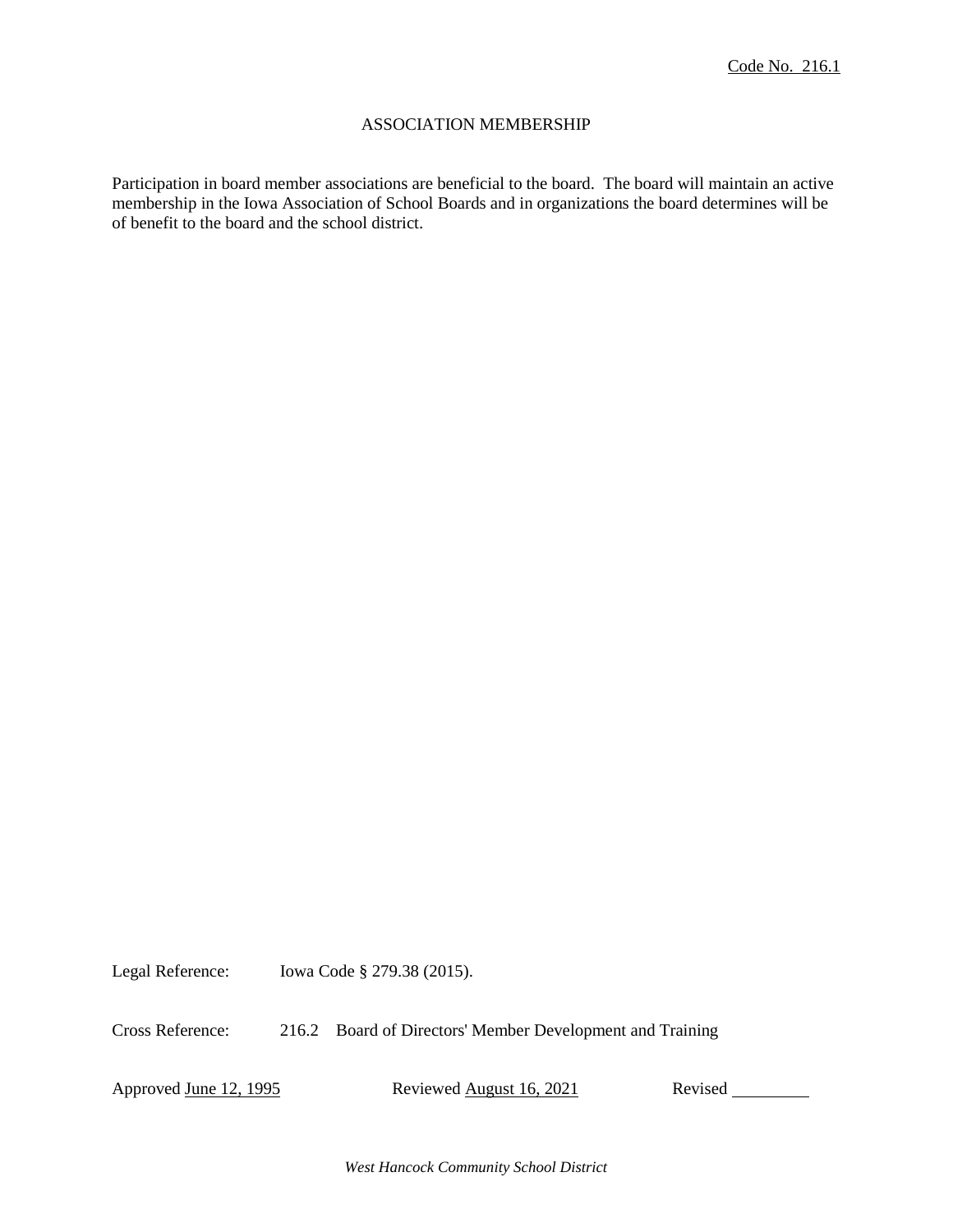Code No. 216.1

# ASSOCIATION MEMBERSHIP

Participation in board member associations are beneficial to the board. The board will maintain an active membership in the Iowa Association of School Boards and in organizations the board determines will be of benefit to the board and the school district.

Legal Reference: Iowa Code § 279.38 (2015).

Cross Reference: 216.2 Board of Directors' Member Development and Training

Approved June 12, 1995 Reviewed August 16, 2021 Revised \_\_\_\_\_\_\_\_\_

*West Hancock Community School District*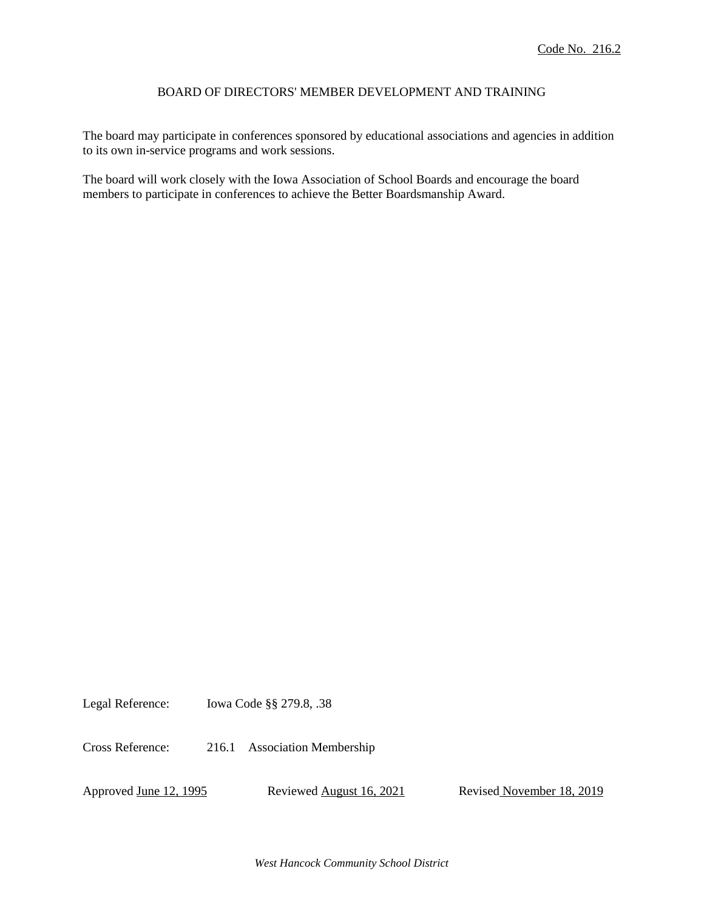Code No. 216.2

# BOARD OF DIRECTORS' MEMBER DEVELOPMENT AND TRAINING

The board may participate in conferences sponsored by educational associations and agencies in addition to its own in-service programs and work sessions.

The board will work closely with the Iowa Association of School Boards and encourage the board members to participate in conferences to achieve the Better Boardsmanship Award.

Legal Reference: Iowa Code §§ 279.8, .38

Cross Reference: 216.1 Association Membership

Approved June 12, 1995 Reviewed August 16, 2021 Revised November 18, 2019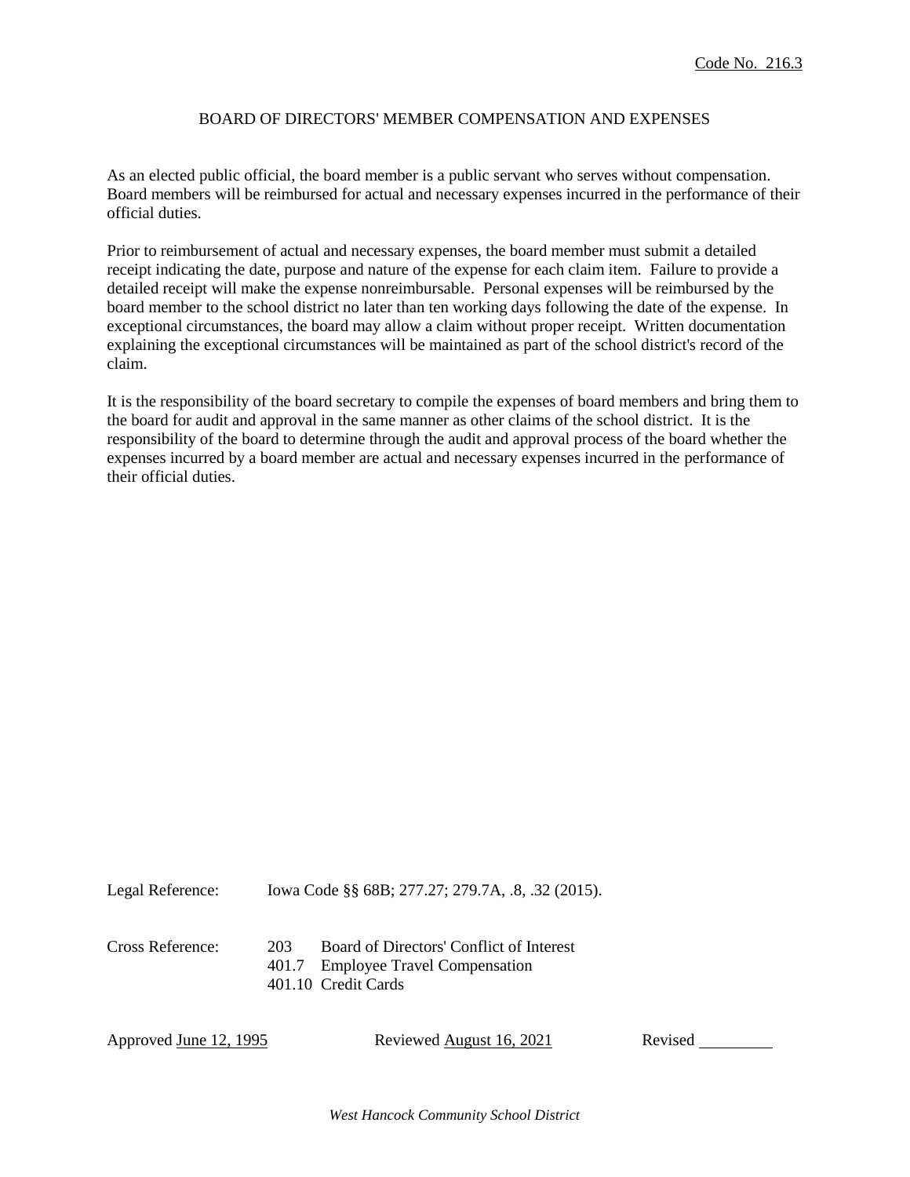Code No. 216.3

# BOARD OF DIRECTORS' MEMBER COMPENSATION AND EXPENSES

As an elected public official, the board member is a public servant who serves without compensation. Board members will be reimbursed for actual and necessary expenses incurred in the performance of their official duties.

Prior to reimbursement of actual and necessary expenses, the board member must submit a detailed receipt indicating the date, purpose and nature of the expense for each claim item. Failure to provide a detailed receipt will make the expense nonreimbursable. Personal expenses will be reimbursed by the board member to the school district no later than ten working days following the date of the expense. In exceptional circumstances, the board may allow a claim without proper receipt. Written documentation explaining the exceptional circumstances will be maintained as part of the school district's record of the claim.

It is the responsibility of the board secretary to compile the expenses of board members and bring them to the board for audit and approval in the same manner as other claims of the school district. It is the responsibility of the board to determine through the audit and approval process of the board whether the expenses incurred by a board member are actual and necessary expenses incurred in the performance of their official duties.

Legal Reference: Iowa Code §§ 68B; 277.27; 279.7A, .8, .32 (2015).

Cross Reference:
203 Board of Directors' Conflict of Interest
401.7 Employee Travel Compensation
401.10 Credit Cards

Approved June 12, 1995 Reviewed August 16, 2021 Revised ________

*West Hancock Community School District*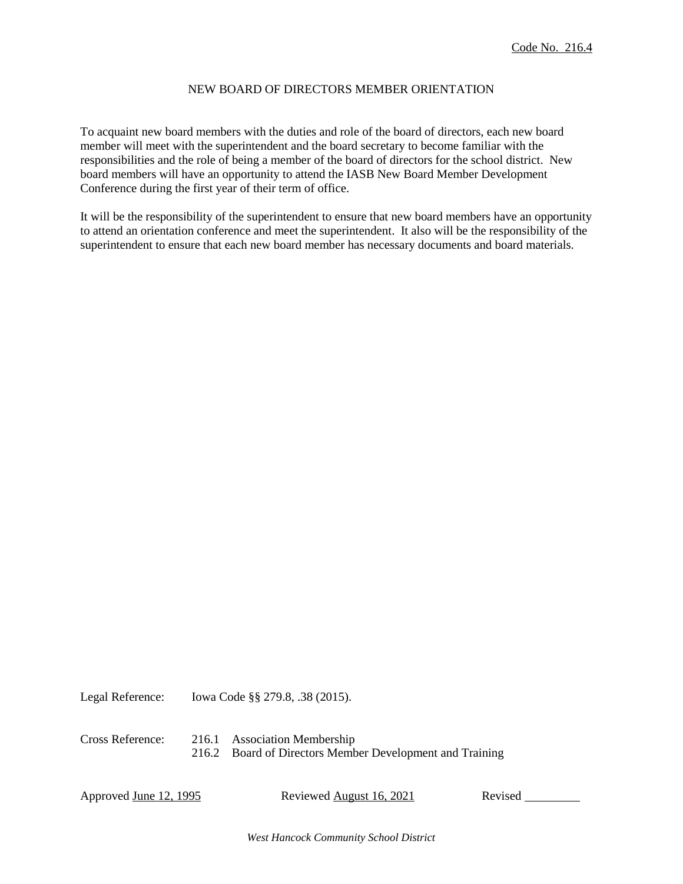Code No. 216.4

# NEW BOARD OF DIRECTORS MEMBER ORIENTATION

To acquaint new board members with the duties and role of the board of directors, each new board member will meet with the superintendent and the board secretary to become familiar with the responsibilities and the role of being a member of the board of directors for the school district. New board members will have an opportunity to attend the IASB New Board Member Development Conference during the first year of their term of office.

It will be the responsibility of the superintendent to ensure that new board members have an opportunity to attend an orientation conference and meet the superintendent. It also will be the responsibility of the superintendent to ensure that each new board member has necessary documents and board materials.

Legal Reference: Iowa Code §§ 279.8, .38 (2015).

Cross Reference:
216.1 Association Membership
216.2 Board of Directors Member Development and Training

Approved June 12, 1995 Reviewed August 16, 2021 Revised ________

*West Hancock Community School District*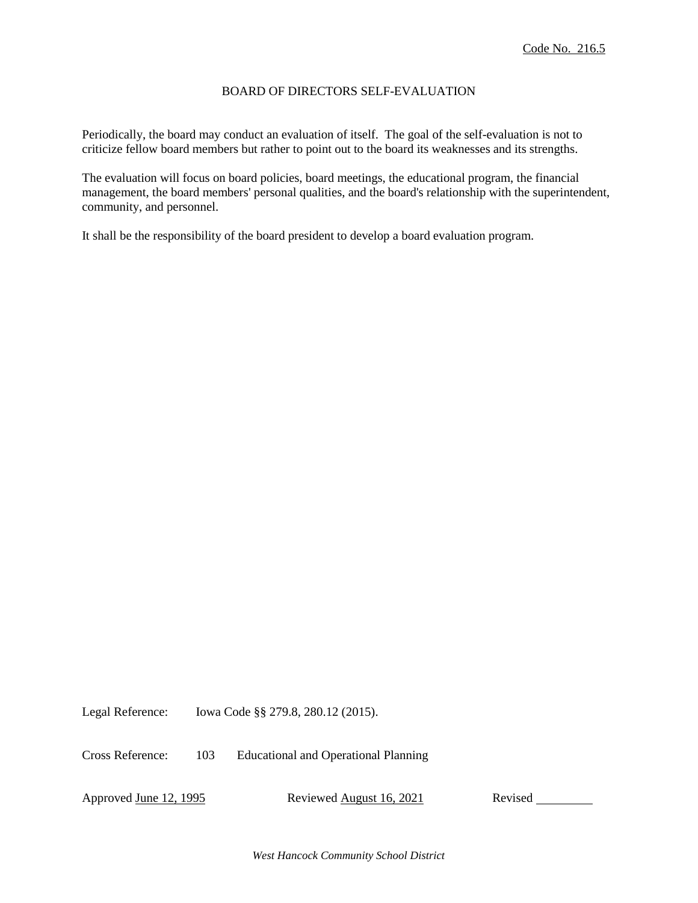Code No. 216.5

# BOARD OF DIRECTORS SELF-EVALUATION

Periodically, the board may conduct an evaluation of itself. The goal of the self-evaluation is not to criticize fellow board members but rather to point out to the board its weaknesses and its strengths.

The evaluation will focus on board policies, board meetings, the educational program, the financial management, the board members' personal qualities, and the board's relationship with the superintendent, community, and personnel.

It shall be the responsibility of the board president to develop a board evaluation program.

Legal Reference: Iowa Code §§ 279.8, 280.12 (2015).

Cross Reference: 103 Educational and Operational Planning

Approved June 12, 1995 Reviewed August 16, 2021 Revised \_\_\_\_\_\_\_\_\_

*West Hancock Community School District*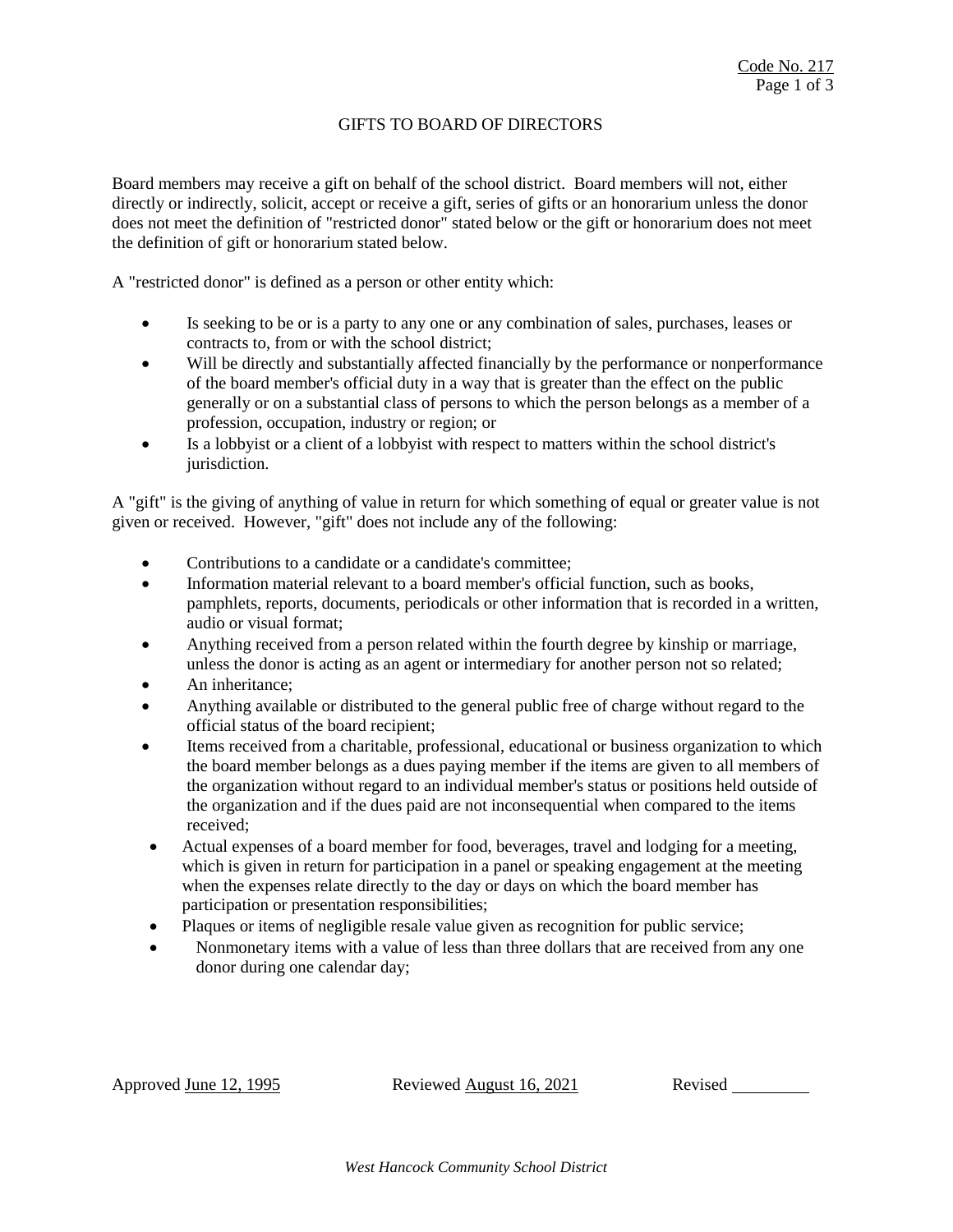GIFTS TO BOARD OF DIRECTORS

Board members may receive a gift on behalf of the school district. Board members will not, either directly or indirectly, solicit, accept or receive a gift, series of gifts or an honorarium unless the donor does not meet the definition of "restricted donor" stated below or the gift or honorarium does not meet the definition of gift or honorarium stated below.

A "restricted donor" is defined as a person or other entity which:

- Is seeking to be or is a party to any one or any combination of sales, purchases, leases or contracts to, from or with the school district;
- Will be directly and substantially affected financially by the performance or nonperformance of the board member's official duty in a way that is greater than the effect on the public generally or on a substantial class of persons to which the person belongs as a member of a profession, occupation, industry or region; or
- Is a lobbyist or a client of a lobbyist with respect to matters within the school district's jurisdiction.

A "gift" is the giving of anything of value in return for which something of equal or greater value is not given or received. However, "gift" does not include any of the following:

- Contributions to a candidate or a candidate's committee;
- Information material relevant to a board member's official function, such as books, pamphlets, reports, documents, periodicals or other information that is recorded in a written, audio or visual format;
- Anything received from a person related within the fourth degree by kinship or marriage, unless the donor is acting as an agent or intermediary for another person not so related;
- An inheritance;
- Anything available or distributed to the general public free of charge without regard to the official status of the board recipient;
- Items received from a charitable, professional, educational or business organization to which the board member belongs as a dues paying member if the items are given to all members of the organization without regard to an individual member's status or positions held outside of the organization and if the dues paid are not inconsequential when compared to the items received;
- Actual expenses of a board member for food, beverages, travel and lodging for a meeting, which is given in return for participation in a panel or speaking engagement at the meeting when the expenses relate directly to the day or days on which the board member has participation or presentation responsibilities;
- Plaques or items of negligible resale value given as recognition for public service;
- Nonmonetary items with a value of less than three dollars that are received from any one donor during one calendar day;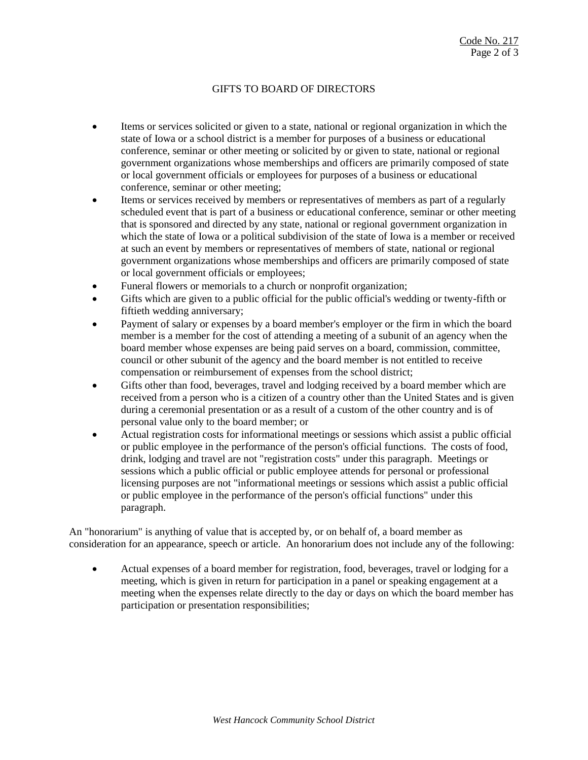## GIFTS TO BOARD OF DIRECTORS

- Items or services solicited or given to a state, national or regional organization in which the state of Iowa or a school district is a member for purposes of a business or educational conference, seminar or other meeting or solicited by or given to state, national or regional government organizations whose memberships and officers are primarily composed of state or local government officials or employees for purposes of a business or educational conference, seminar or other meeting;
- Items or services received by members or representatives of members as part of a regularly scheduled event that is part of a business or educational conference, seminar or other meeting that is sponsored and directed by any state, national or regional government organization in which the state of Iowa or a political subdivision of the state of Iowa is a member or received at such an event by members or representatives of members of state, national or regional government organizations whose memberships and officers are primarily composed of state or local government officials or employees;
- Funeral flowers or memorials to a church or nonprofit organization;
- Gifts which are given to a public official for the public official's wedding or twenty-fifth or fiftieth wedding anniversary;
- Payment of salary or expenses by a board member's employer or the firm in which the board member is a member for the cost of attending a meeting of a subunit of an agency when the board member whose expenses are being paid serves on a board, commission, committee, council or other subunit of the agency and the board member is not entitled to receive compensation or reimbursement of expenses from the school district;
- Gifts other than food, beverages, travel and lodging received by a board member which are received from a person who is a citizen of a country other than the United States and is given during a ceremonial presentation or as a result of a custom of the other country and is of personal value only to the board member; or
- Actual registration costs for informational meetings or sessions which assist a public official or public employee in the performance of the person's official functions. The costs of food, drink, lodging and travel are not "registration costs" under this paragraph. Meetings or sessions which a public official or public employee attends for personal or professional licensing purposes are not "informational meetings or sessions which assist a public official or public employee in the performance of the person's official functions" under this paragraph.

An "honorarium" is anything of value that is accepted by, or on behalf of, a board member as consideration for an appearance, speech or article. An honorarium does not include any of the following:

- Actual expenses of a board member for registration, food, beverages, travel or lodging for a meeting, which is given in return for participation in a panel or speaking engagement at a meeting when the expenses relate directly to the day or days on which the board member has participation or presentation responsibilities;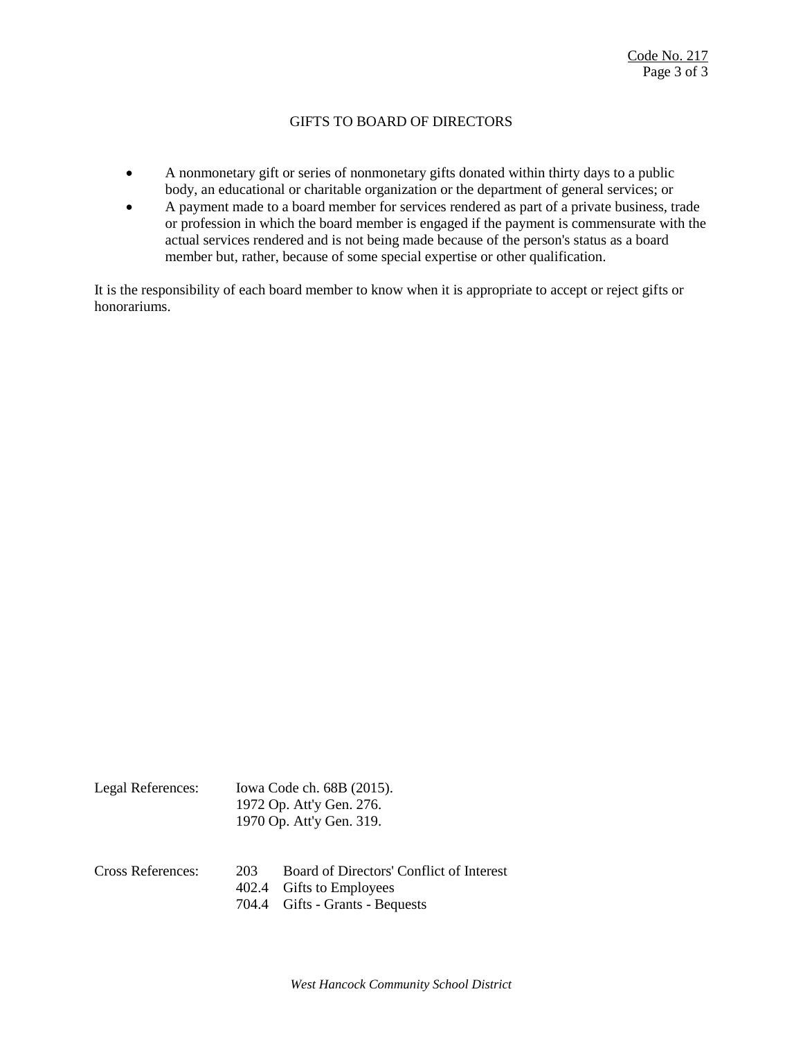## GIFTS TO BOARD OF DIRECTORS

- A nonmonetary gift or series of nonmonetary gifts donated within thirty days to a public body, an educational or charitable organization or the department of general services; or
- A payment made to a board member for services rendered as part of a private business, trade or profession in which the board member is engaged if the payment is commensurate with the actual services rendered and is not being made because of the person's status as a board member but, rather, because of some special expertise or other qualification.

It is the responsibility of each board member to know when it is appropriate to accept or reject gifts or honorariums.

Legal References: Iowa Code ch. 68B (2015).
1972 Op. Att'y Gen. 276.
1970 Op. Att'y Gen. 319.

Cross References:
203 Board of Directors' Conflict of Interest
402.4 Gifts to Employees
704.4 Gifts - Grants - Bequests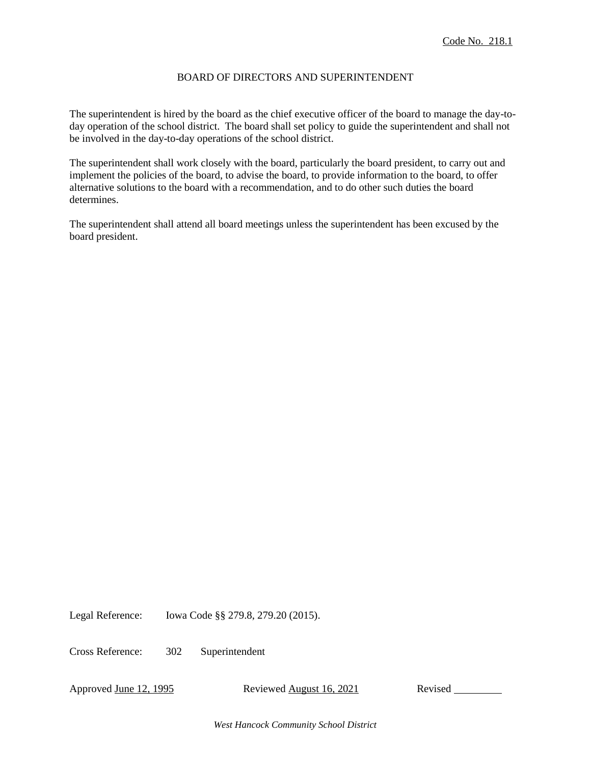Code No. 218.1

# BOARD OF DIRECTORS AND SUPERINTENDENT

The superintendent is hired by the board as the chief executive officer of the board to manage the day-to-day operation of the school district. The board shall set policy to guide the superintendent and shall not be involved in the day-to-day operations of the school district.

The superintendent shall work closely with the board, particularly the board president, to carry out and implement the policies of the board, to advise the board, to provide information to the board, to offer alternative solutions to the board with a recommendation, and to do other such duties the board determines.

The superintendent shall attend all board meetings unless the superintendent has been excused by the board president.

Legal Reference: Iowa Code §§ 279.8, 279.20 (2015).

Cross Reference: 302 Superintendent

Approved June 12, 1995 Reviewed August 16, 2021 Revised ________

*West Hancock Community School District*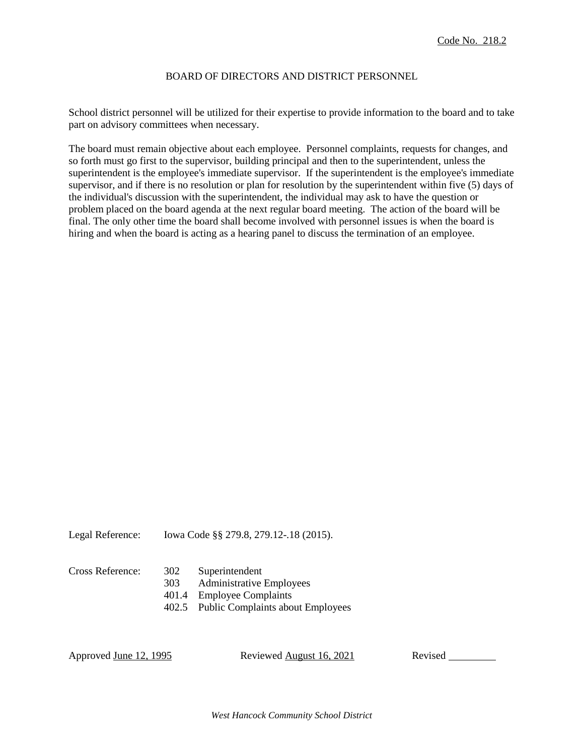Code No. 218.2

## BOARD OF DIRECTORS AND DISTRICT PERSONNEL

School district personnel will be utilized for their expertise to provide information to the board and to take part on advisory committees when necessary.

The board must remain objective about each employee. Personnel complaints, requests for changes, and so forth must go first to the supervisor, building principal and then to the superintendent, unless the superintendent is the employee's immediate supervisor. If the superintendent is the employee's immediate supervisor, and if there is no resolution or plan for resolution by the superintendent within five (5) days of the individual's discussion with the superintendent, the individual may ask to have the question or problem placed on the board agenda at the next regular board meeting. The action of the board will be final. The only other time the board shall become involved with personnel issues is when the board is hiring and when the board is acting as a hearing panel to discuss the termination of an employee.

Legal Reference: Iowa Code §§ 279.8, 279.12-.18 (2015).

Cross Reference:
- 302 Superintendent
- 303 Administrative Employees
- 401.4 Employee Complaints
- 402.5 Public Complaints about Employees

Approved June 12, 1995 Reviewed August 16, 2021 Revised ________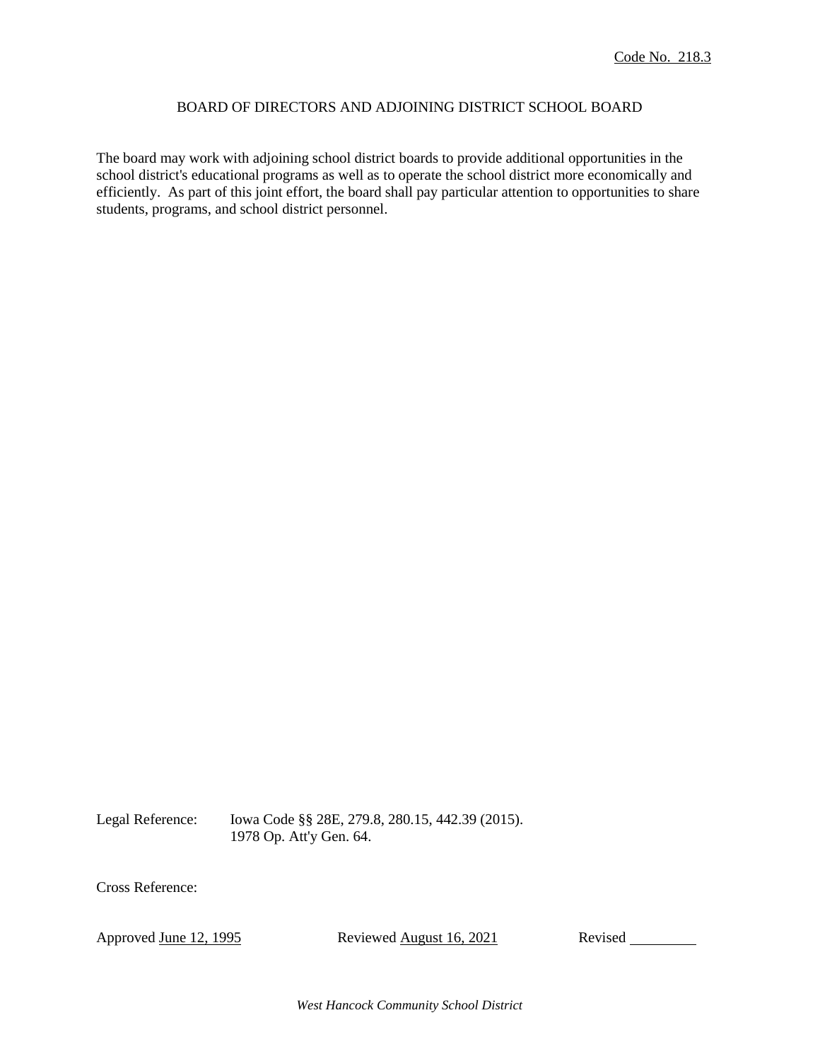Code No. 218.3

# BOARD OF DIRECTORS AND ADJOINING DISTRICT SCHOOL BOARD

The board may work with adjoining school district boards to provide additional opportunities in the school district's educational programs as well as to operate the school district more economically and efficiently. As part of this joint effort, the board shall pay particular attention to opportunities to share students, programs, and school district personnel.

Legal Reference: Iowa Code §§ 28E, 279.8, 280.15, 442.39 (2015).
1978 Op. Att'y Gen. 64.

Cross Reference:

Approved June 12, 1995 Reviewed August 16, 2021 Revised \_\_\_\_\_\_\_\_\_

*West Hancock Community School District*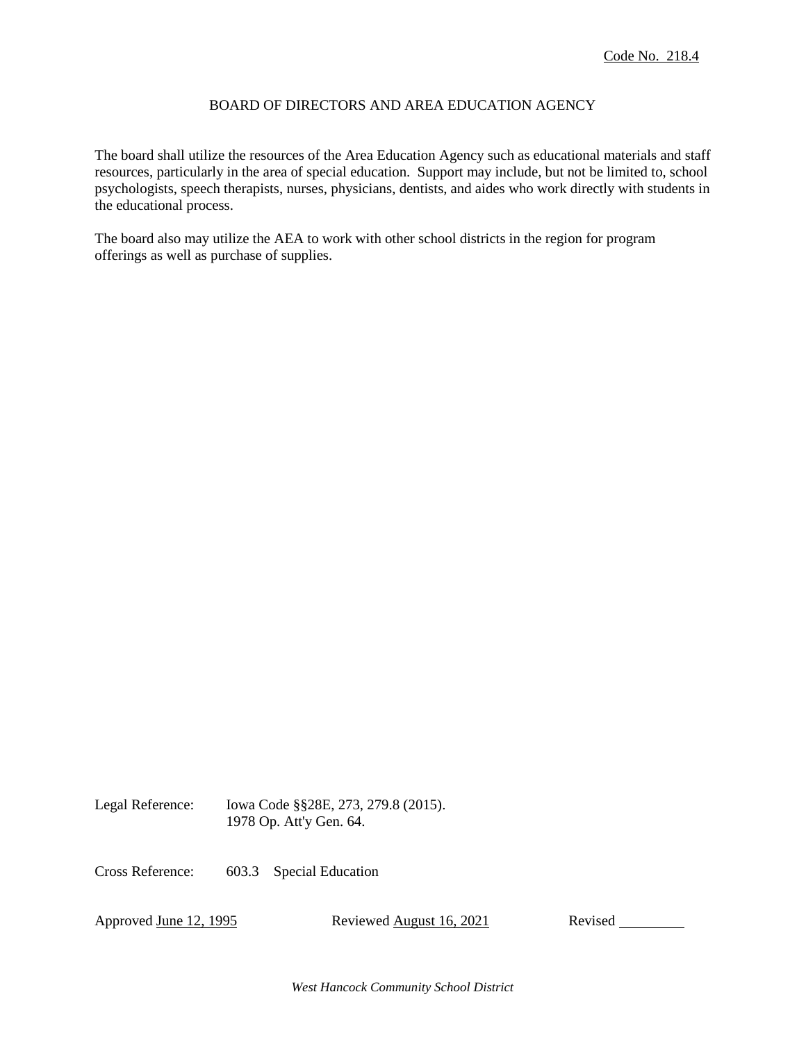Code No. 218.4

# BOARD OF DIRECTORS AND AREA EDUCATION AGENCY

The board shall utilize the resources of the Area Education Agency such as educational materials and staff resources, particularly in the area of special education. Support may include, but not be limited to, school psychologists, speech therapists, nurses, physicians, dentists, and aides who work directly with students in the educational process.

The board also may utilize the AEA to work with other school districts in the region for program offerings as well as purchase of supplies.

Legal Reference: Iowa Code §§28E, 273, 279.8 (2015).
1978 Op. Att'y Gen. 64.

Cross Reference: 603.3 Special Education

Approved June 12, 1995 Reviewed August 16, 2021 Revised ________

*West Hancock Community School District*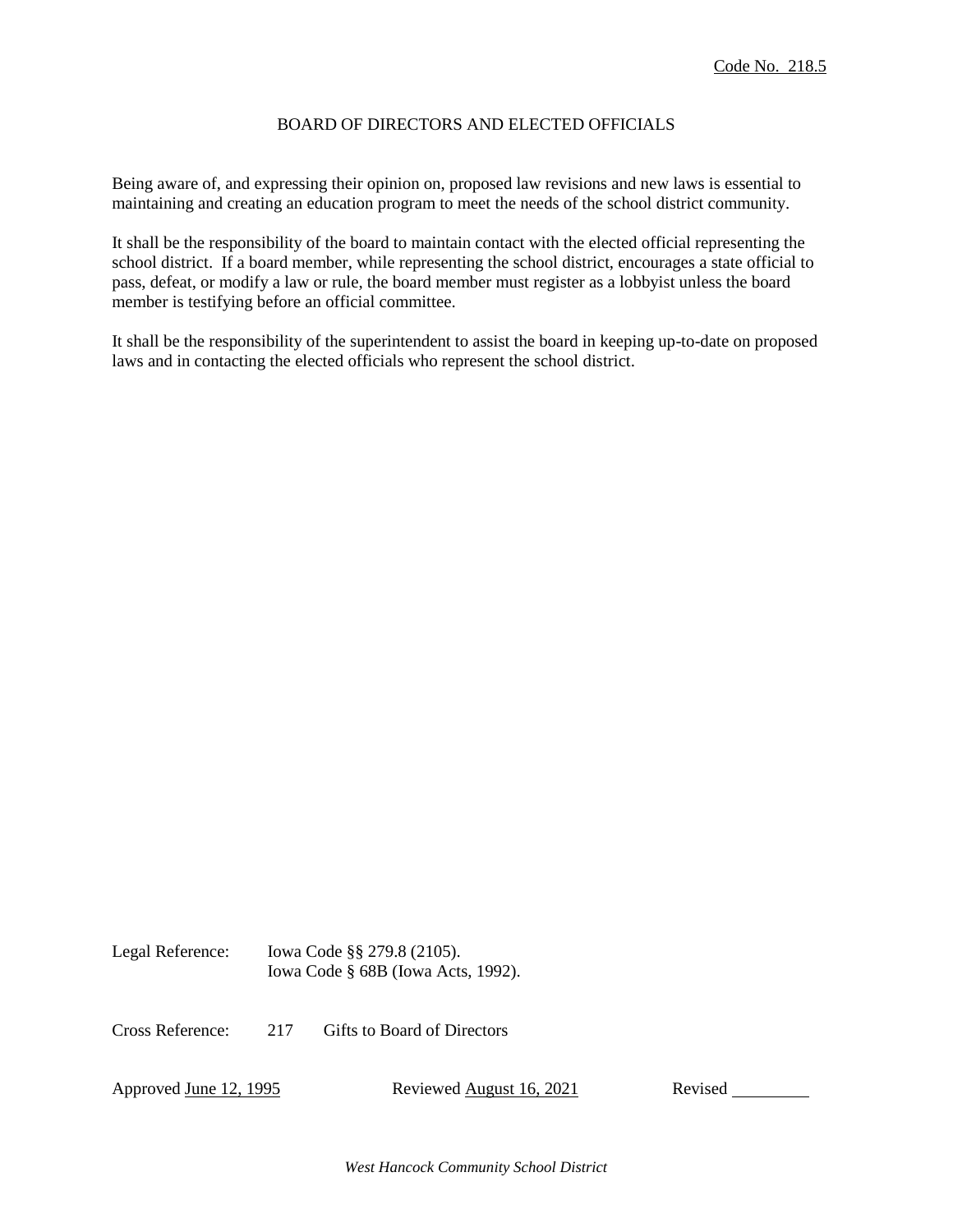Code No. 218.5

# BOARD OF DIRECTORS AND ELECTED OFFICIALS

Being aware of, and expressing their opinion on, proposed law revisions and new laws is essential to maintaining and creating an education program to meet the needs of the school district community.

It shall be the responsibility of the board to maintain contact with the elected official representing the school district. If a board member, while representing the school district, encourages a state official to pass, defeat, or modify a law or rule, the board member must register as a lobbyist unless the board member is testifying before an official committee.

It shall be the responsibility of the superintendent to assist the board in keeping up-to-date on proposed laws and in contacting the elected officials who represent the school district.

Legal Reference: Iowa Code §§ 279.8 (2105).
Iowa Code § 68B (Iowa Acts, 1992).

Cross Reference: 217 Gifts to Board of Directors

Approved June 12, 1995 Reviewed August 16, 2021 Revised

*West Hancock Community School District*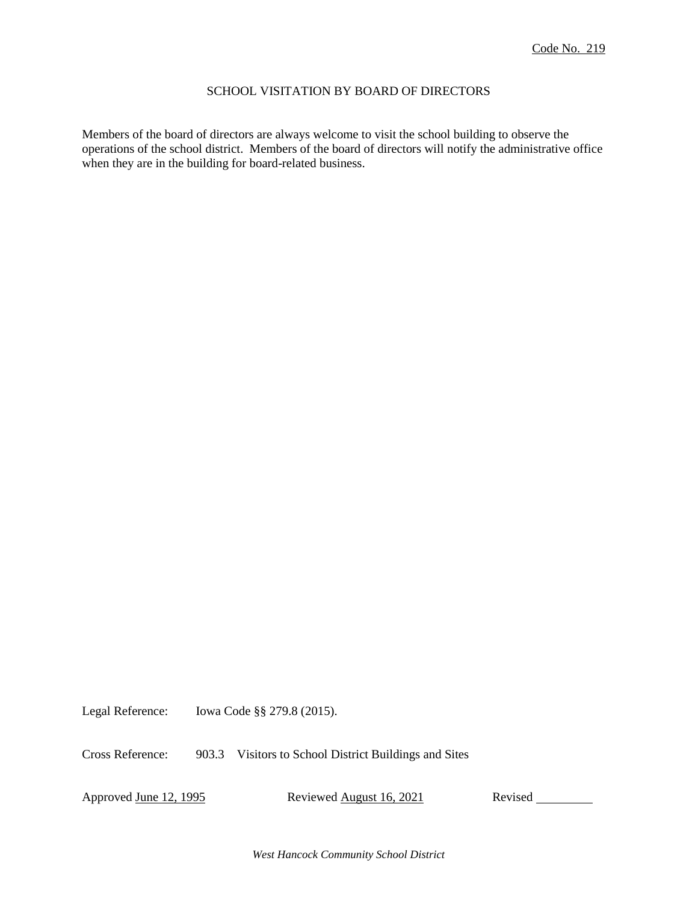Code No. 219

# SCHOOL VISITATION BY BOARD OF DIRECTORS

Members of the board of directors are always welcome to visit the school building to observe the operations of the school district. Members of the board of directors will notify the administrative office when they are in the building for board-related business.

Legal Reference: Iowa Code §§ 279.8 (2015).

Cross Reference: 903.3 Visitors to School District Buildings and Sites

Approved June 12, 1995 Reviewed August 16, 2021 Revised \_\_\_\_\_\_\_\_\_

*West Hancock Community School District*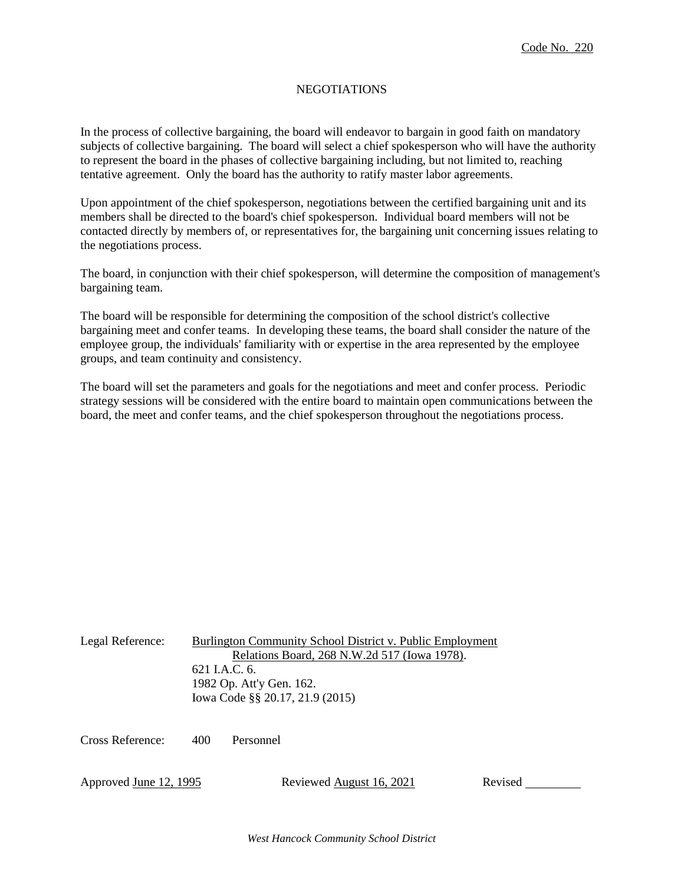Code No. 220

# NEGOTIATIONS

In the process of collective bargaining, the board will endeavor to bargain in good faith on mandatory subjects of collective bargaining. The board will select a chief spokesperson who will have the authority to represent the board in the phases of collective bargaining including, but not limited to, reaching tentative agreement. Only the board has the authority to ratify master labor agreements.

Upon appointment of the chief spokesperson, negotiations between the certified bargaining unit and its members shall be directed to the board's chief spokesperson. Individual board members will not be contacted directly by members of, or representatives for, the bargaining unit concerning issues relating to the negotiations process.

The board, in conjunction with their chief spokesperson, will determine the composition of management's bargaining team.

The board will be responsible for determining the composition of the school district's collective bargaining meet and confer teams. In developing these teams, the board shall consider the nature of the employee group, the individuals' familiarity with or expertise in the area represented by the employee groups, and team continuity and consistency.

The board will set the parameters and goals for the negotiations and meet and confer process. Periodic strategy sessions will be considered with the entire board to maintain open communications between the board, the meet and confer teams, and the chief spokesperson throughout the negotiations process.

Legal Reference: Burlington Community School District v. Public Employment Relations Board, 268 N.W.2d 517 (Iowa 1978).
621 I.A.C. 6.
1982 Op. Att'y Gen. 162.
Iowa Code §§ 20.17, 21.9 (2015)

Cross Reference: 400 Personnel

Approved June 12, 1995 Reviewed August 16, 2021 Revised ________

*West Hancock Community School District*